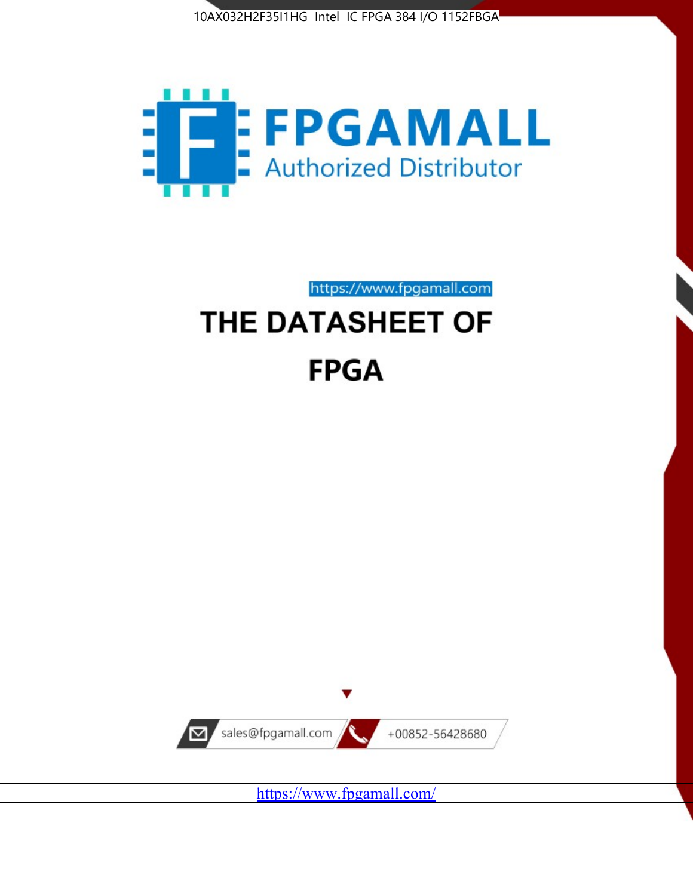10AX032H2F35I1HG Intel IC FPGA 384 I/O 1152FBGA

FPGAMALL

Authorized Distributor

https://www.fpgamall.com

# THE DATASHEET OF

# FPGA

sales@fpgamall.com

+00852-56428680

https://www.fpgamall.com/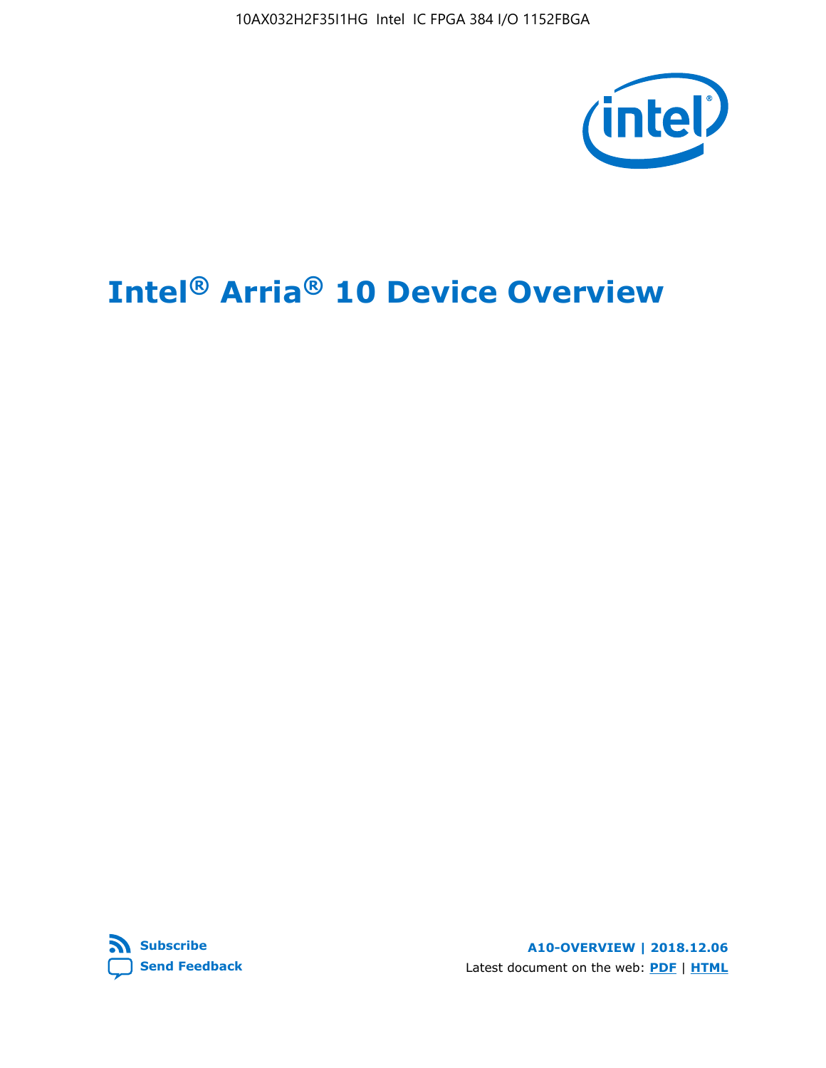# Intel® Arria® 10 Device Overview

**Subscribe**

**Send Feedback**

**A10-OVERVIEW | 2018.12.06**

Latest document on the web: **PDF** | **HTML**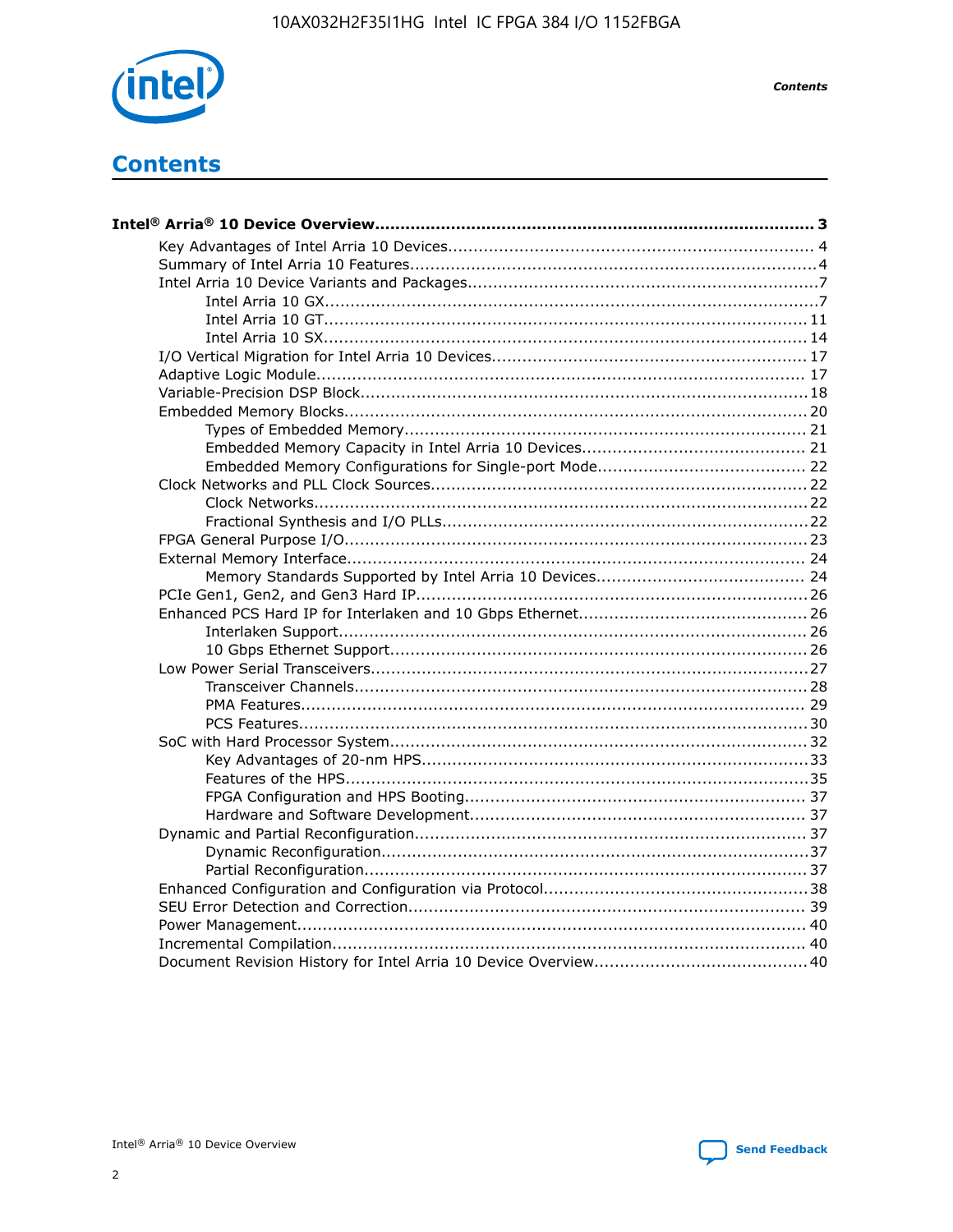# Contents

**Intel® Arria® 10 Device Overview....................................................................................... 3**

- Key Advantages of Intel Arria 10 Devices........................................................................ 4
- Summary of Intel Arria 10 Features................................................................................4
- Intel Arria 10 Device Variants and Packages.....................................................................7
    - Intel Arria 10 GX................................................................................................7
    - Intel Arria 10 GT.............................................................................................. 11
    - Intel Arria 10 SX.............................................................................................. 14
- I/O Vertical Migration for Intel Arria 10 Devices.............................................................. 17
- Adaptive Logic Module................................................................................................ 17
- Variable-Precision DSP Block.......................................................................................18
- Embedded Memory Blocks...........................................................................................20
    - Types of Embedded Memory.............................................................................. 21
    - Embedded Memory Capacity in Intel Arria 10 Devices............................................ 21
    - Embedded Memory Configurations for Single-port Mode......................................... 22
- Clock Networks and PLL Clock Sources.........................................................................22
    - Clock Networks.................................................................................................22
    - Fractional Synthesis and I/O PLLs.......................................................................22
- FPGA General Purpose I/O..........................................................................................23
- External Memory Interface.......................................................................................... 24
    - Memory Standards Supported by Intel Arria 10 Devices......................................... 24
- PCIe Gen1, Gen2, and Gen3 Hard IP.............................................................................26
- Enhanced PCS Hard IP for Interlaken and 10 Gbps Ethernet.............................................26
    - Interlaken Support............................................................................................ 26
    - 10 Gbps Ethernet Support.................................................................................. 26
- Low Power Serial Transceivers.....................................................................................27
    - Transceiver Channels........................................................................................28
    - PMA Features................................................................................................... 29
    - PCS Features....................................................................................................30
- SoC with Hard Processor System.................................................................................32
    - Key Advantages of 20-nm HPS...........................................................................33
    - Features of the HPS..........................................................................................35
    - FPGA Configuration and HPS Booting.................................................................. 37
    - Hardware and Software Development.................................................................. 37
- Dynamic and Partial Reconfiguration............................................................................37
    - Dynamic Reconfiguration...................................................................................37
    - Partial Reconfiguration......................................................................................37
- Enhanced Configuration and Configuration via Protocol....................................................38
- SEU Error Detection and Correction............................................................................. 39
- Power Management................................................................................................... 40
- Incremental Compilation............................................................................................ 40
- Document Revision History for Intel Arria 10 Device Overview.........................................40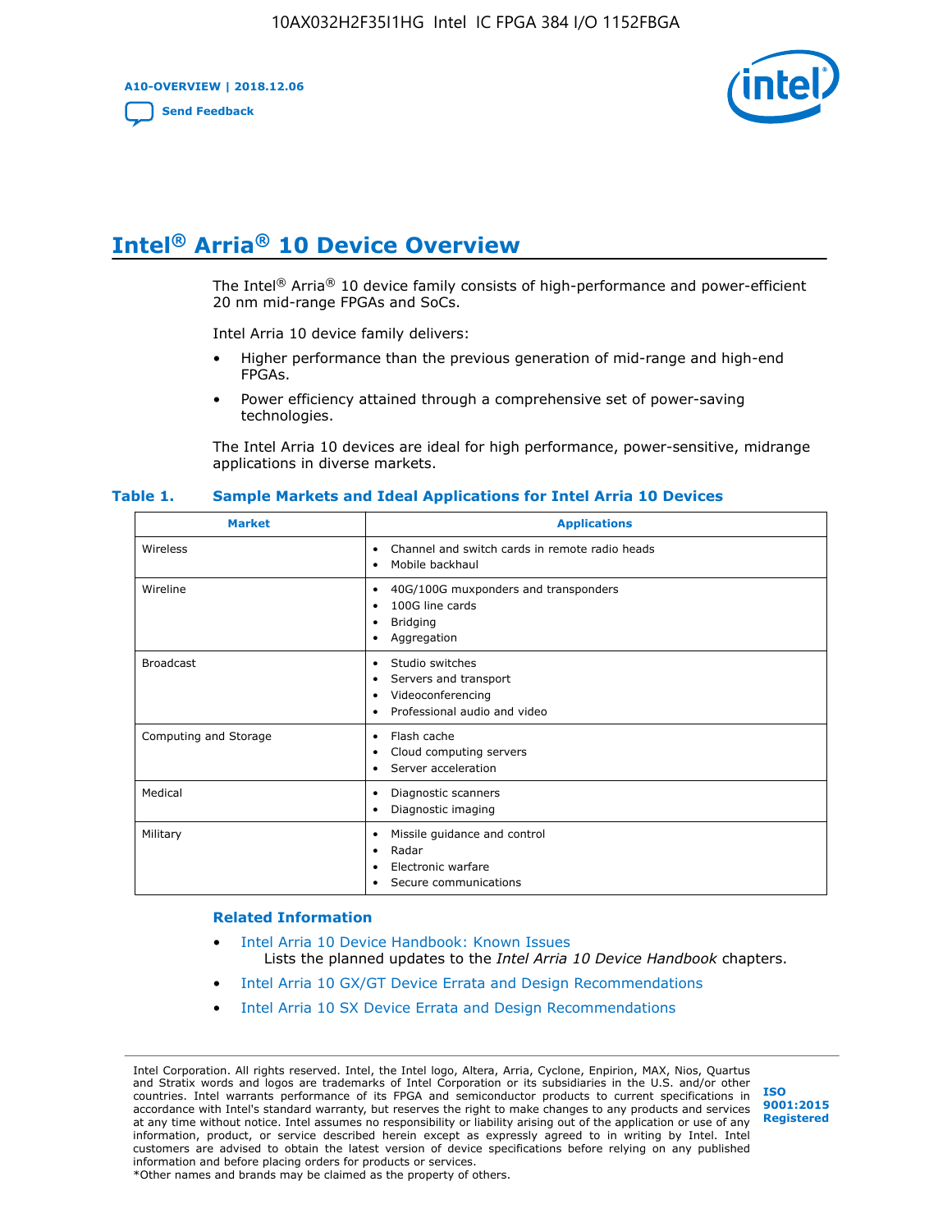# Intel® Arria® 10 Device Overview

The Intel® Arria® 10 device family consists of high-performance and power-efficient 20 nm mid-range FPGAs and SoCs.

Intel Arria 10 device family delivers:

- Higher performance than the previous generation of mid-range and high-end FPGAs.
- Power efficiency attained through a comprehensive set of power-saving technologies.

The Intel Arria 10 devices are ideal for high performance, power-sensitive, midrange applications in diverse markets.

**Table 1. Sample Markets and Ideal Applications for Intel Arria 10 Devices**

| Market | Applications |
|---|---|
| Wireless | • Channel and switch cards in remote radio heads<br>• Mobile backhaul |
| Wireline | • 40G/100G muxponders and transponders<br>• 100G line cards<br>• Bridging<br>• Aggregation |
| Broadcast | • Studio switches<br>• Servers and transport<br>• Videoconferencing<br>• Professional audio and video |
| Computing and Storage | • Flash cache<br>• Cloud computing servers<br>• Server acceleration |
| Medical | • Diagnostic scanners<br>• Diagnostic imaging |
| Military | • Missile guidance and control<br>• Radar<br>• Electronic warfare<br>• Secure communications |

### Related Information

- Intel Arria 10 Device Handbook: Known Issues
  Lists the planned updates to the *Intel Arria 10 Device Handbook* chapters.
- Intel Arria 10 GX/GT Device Errata and Design Recommendations
- Intel Arria 10 SX Device Errata and Design Recommendations

Intel Corporation. All rights reserved. Intel, the Intel logo, Altera, Arria, Cyclone, Enpirion, MAX, Nios, Quartus and Stratix words and logos are trademarks of Intel Corporation or its subsidiaries in the U.S. and/or other countries. Intel warrants performance of its FPGA and semiconductor products to current specifications in accordance with Intel's standard warranty, but reserves the right to make changes to any products and services at any time without notice. Intel assumes no responsibility or liability arising out of the application or use of any information, product, or service described herein except as expressly agreed to in writing by Intel. Intel customers are advised to obtain the latest version of device specifications before relying on any published information and before placing orders for products or services.
*Other names and brands may be claimed as the property of others.

ISO 9001:2015 Registered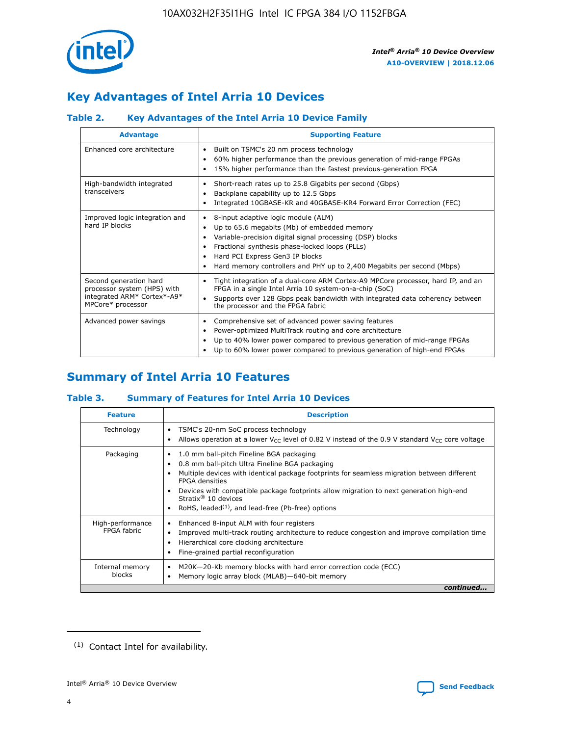# Key Advantages of Intel Arria 10 Devices

### Table 2. Key Advantages of the Intel Arria 10 Device Family

| Advantage | Supporting Feature |
| --- | --- |
| Enhanced core architecture | • Built on TSMC's 20 nm process technology<br>• 60% higher performance than the previous generation of mid-range FPGAs<br>• 15% higher performance than the fastest previous-generation FPGA |
| High-bandwidth integrated transceivers | • Short-reach rates up to 25.8 Gigabits per second (Gbps)<br>• Backplane capability up to 12.5 Gbps<br>• Integrated 10GBASE-KR and 40GBASE-KR4 Forward Error Correction (FEC) |
| Improved logic integration and hard IP blocks | • 8-input adaptive logic module (ALM)<br>• Up to 65.6 megabits (Mb) of embedded memory<br>• Variable-precision digital signal processing (DSP) blocks<br>• Fractional synthesis phase-locked loops (PLLs)<br>• Hard PCI Express Gen3 IP blocks<br>• Hard memory controllers and PHY up to 2,400 Megabits per second (Mbps) |
| Second generation hard processor system (HPS) with integrated ARM* Cortex*-A9* MPCore* processor | • Tight integration of a dual-core ARM Cortex-A9 MPCore processor, hard IP, and an FPGA in a single Intel Arria 10 system-on-a-chip (SoC)<br>• Supports over 128 Gbps peak bandwidth with integrated data coherency between the processor and the FPGA fabric |
| Advanced power savings | • Comprehensive set of advanced power saving features<br>• Power-optimized MultiTrack routing and core architecture<br>• Up to 40% lower power compared to previous generation of mid-range FPGAs<br>• Up to 60% lower power compared to previous generation of high-end FPGAs |

# Summary of Intel Arria 10 Features

### Table 3. Summary of Features for Intel Arria 10 Devices

| Feature | Description |
| --- | --- |
| Technology | • TSMC's 20-nm SoC process technology<br>• Allows operation at a lower $V_{CC}$ level of 0.82 V instead of the 0.9 V standard $V_{CC}$ core voltage |
| Packaging | • 1.0 mm ball-pitch Fineline BGA packaging<br>• 0.8 mm ball-pitch Ultra Fineline BGA packaging<br>• Multiple devices with identical package footprints for seamless migration between different FPGA densities<br>• Devices with compatible package footprints allow migration to next generation high-end Stratix® 10 devices<br>• RoHS, leaded[(1)], and lead-free (Pb-free) options |
| High-performance FPGA fabric | • Enhanced 8-input ALM with four registers<br>• Improved multi-track routing architecture to reduce congestion and improve compilation time<br>• Hierarchical core clocking architecture<br>• Fine-grained partial reconfiguration |
| Internal memory blocks | • M20K—20-Kb memory blocks with hard error correction code (ECC)<br>• Memory logic array block (MLAB)—640-bit memory |

*continued...*

(1) Contact Intel for availability.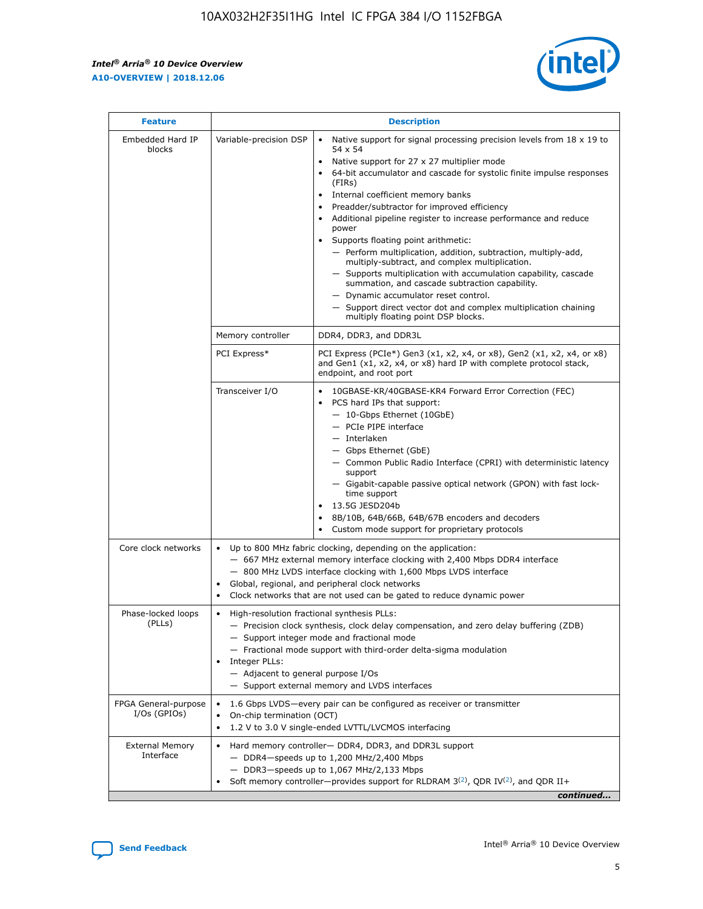| Feature | Description | |
|---|---|---|
| Embedded Hard IP blocks | Variable-precision DSP | • Native support for signal processing precision levels from 18 x 19 to 54 x 54<br>• Native support for 27 x 27 multiplier mode<br>• 64-bit accumulator and cascade for systolic finite impulse responses (FIRs)<br>• Internal coefficient memory banks<br>• Preadder/subtractor for improved efficiency<br>• Additional pipeline register to increase performance and reduce power<br>• Supports floating point arithmetic:<br>— Perform multiplication, addition, subtraction, multiply-add, multiply-subtract, and complex multiplication.<br>— Supports multiplication with accumulation capability, cascade summation, and cascade subtraction capability.<br>— Dynamic accumulator reset control.<br>— Support direct vector dot and complex multiplication chaining multiply floating point DSP blocks. |
| | Memory controller | DDR4, DDR3, and DDR3L |
| | PCI Express* | PCI Express (PCIe*) Gen3 (x1, x2, x4, or x8), Gen2 (x1, x2, x4, or x8) and Gen1 (x1, x2, x4, or x8) hard IP with complete protocol stack, endpoint, and root port |
| | Transceiver I/O | • 10GBASE-KR/40GBASE-KR4 Forward Error Correction (FEC)<br>• PCS hard IPs that support:<br>— 10-Gbps Ethernet (10GbE)<br>— PCIe PIPE interface<br>— Interlaken<br>— Gbps Ethernet (GbE)<br>— Common Public Radio Interface (CPRI) with deterministic latency support<br>— Gigabit-capable passive optical network (GPON) with fast lock-time support<br>• 13.5G JESD204b<br>• 8B/10B, 64B/66B, 64B/67B encoders and decoders<br>• Custom mode support for proprietary protocols |
| Core clock networks | • Up to 800 MHz fabric clocking, depending on the application:<br>— 667 MHz external memory interface clocking with 2,400 Mbps DDR4 interface<br>— 800 MHz LVDS interface clocking with 1,600 Mbps LVDS interface<br>• Global, regional, and peripheral clock networks<br>• Clock networks that are not used can be gated to reduce dynamic power | |
| Phase-locked loops (PLLs) | • High-resolution fractional synthesis PLLs:<br>— Precision clock synthesis, clock delay compensation, and zero delay buffering (ZDB)<br>— Support integer mode and fractional mode<br>— Fractional mode support with third-order delta-sigma modulation<br>• Integer PLLs:<br>— Adjacent to general purpose I/Os<br>— Support external memory and LVDS interfaces | |
| FPGA General-purpose I/Os (GPIOs) | • 1.6 Gbps LVDS—every pair can be configured as receiver or transmitter<br>• On-chip termination (OCT)<br>• 1.2 V to 3.0 V single-ended LVTTL/LVCMOS interfacing | |
| External Memory Interface | • Hard memory controller— DDR4, DDR3, and DDR3L support<br>— DDR4—speeds up to 1,200 MHz/2,400 Mbps<br>— DDR3—speeds up to 1,067 MHz/2,133 Mbps<br>• Soft memory controller—provides support for RLDRAM 3[(2)], QDR IV[(2)], and QDR II+ | |

*continued...*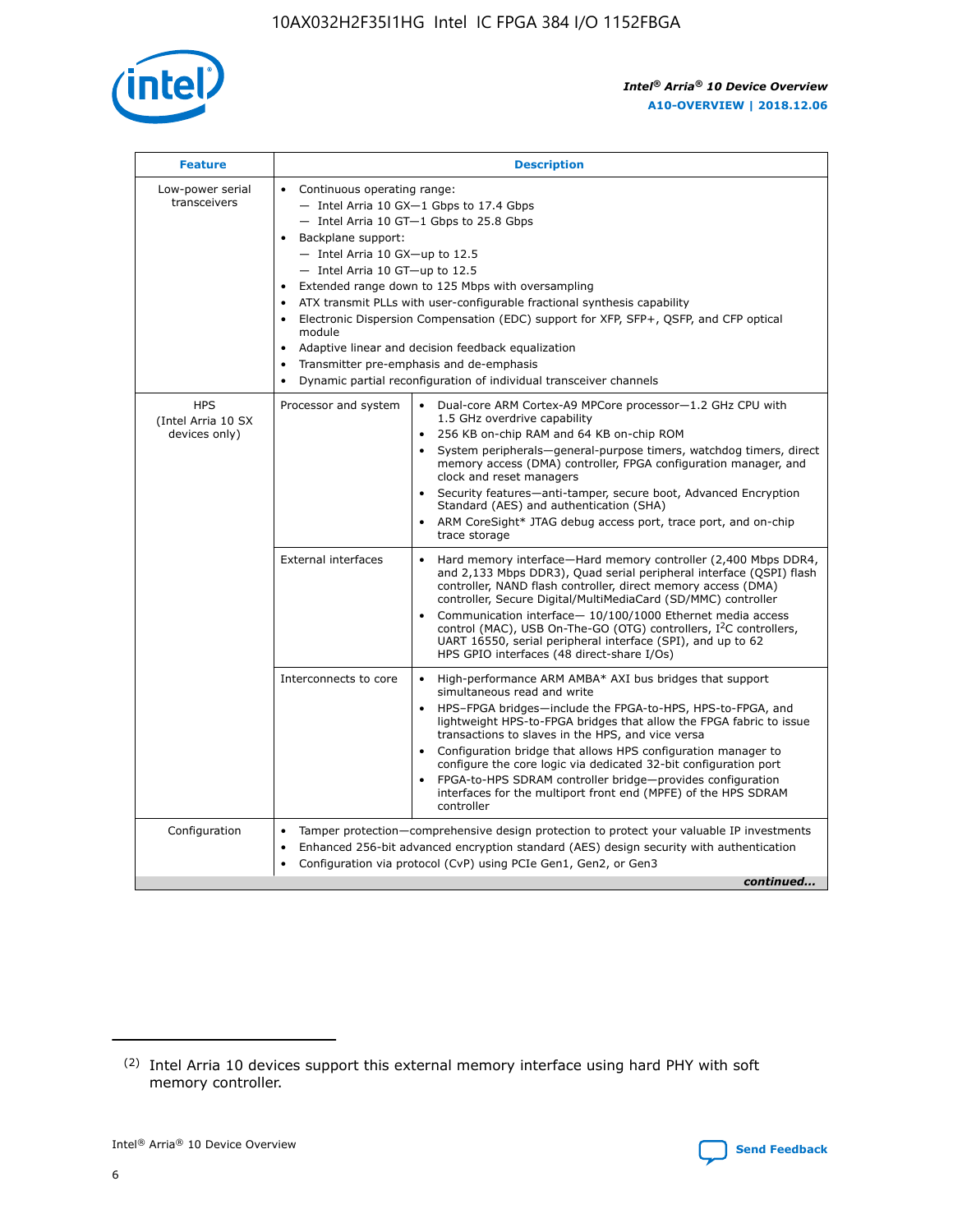| Feature | Description | |
|---|---|---|
| Low-power serial transceivers | • Continuous operating range:<br>— Intel Arria 10 GX—1 Gbps to 17.4 Gbps<br>— Intel Arria 10 GT—1 Gbps to 25.8 Gbps<br>• Backplane support:<br>— Intel Arria 10 GX—up to 12.5<br>— Intel Arria 10 GT—up to 12.5<br>• Extended range down to 125 Mbps with oversampling<br>• ATX transmit PLLs with user-configurable fractional synthesis capability<br>• Electronic Dispersion Compensation (EDC) support for XFP, SFP+, QSFP, and CFP optical module<br>• Adaptive linear and decision feedback equalization<br>• Transmitter pre-emphasis and de-emphasis<br>• Dynamic partial reconfiguration of individual transceiver channels | |
| HPS (Intel Arria 10 SX devices only) | Processor and system | • Dual-core ARM Cortex-A9 MPCore processor—1.2 GHz CPU with 1.5 GHz overdrive capability<br>• 256 KB on-chip RAM and 64 KB on-chip ROM<br>• System peripherals—general-purpose timers, watchdog timers, direct memory access (DMA) controller, FPGA configuration manager, and clock and reset managers<br>• Security features—anti-tamper, secure boot, Advanced Encryption Standard (AES) and authentication (SHA)<br>• ARM CoreSight* JTAG debug access port, trace port, and on-chip trace storage |
| | External interfaces | • Hard memory interface—Hard memory controller (2,400 Mbps DDR4, and 2,133 Mbps DDR3), Quad serial peripheral interface (QSPI) flash controller, NAND flash controller, direct memory access (DMA) controller, Secure Digital/MultiMediaCard (SD/MMC) controller<br>• Communication interface— 10/100/1000 Ethernet media access control (MAC), USB On-The-GO (OTG) controllers, I²C controllers, UART 16550, serial peripheral interface (SPI), and up to 62 HPS GPIO interfaces (48 direct-share I/Os) |
| | Interconnects to core | • High-performance ARM AMBA* AXI bus bridges that support simultaneous read and write<br>• HPS–FPGA bridges—include the FPGA-to-HPS, HPS-to-FPGA, and lightweight HPS-to-FPGA bridges that allow the FPGA fabric to issue transactions to slaves in the HPS, and vice versa<br>• Configuration bridge that allows HPS configuration manager to configure the core logic via dedicated 32-bit configuration port<br>• FPGA-to-HPS SDRAM controller bridge—provides configuration interfaces for the multiport front end (MPFE) of the HPS SDRAM controller |
| Configuration | • Tamper protection—comprehensive design protection to protect your valuable IP investments<br>• Enhanced 256-bit advanced encryption standard (AES) design security with authentication<br>• Configuration via protocol (CvP) using PCIe Gen1, Gen2, or Gen3 | |

*continued...*

(2) Intel Arria 10 devices support this external memory interface using hard PHY with soft memory controller.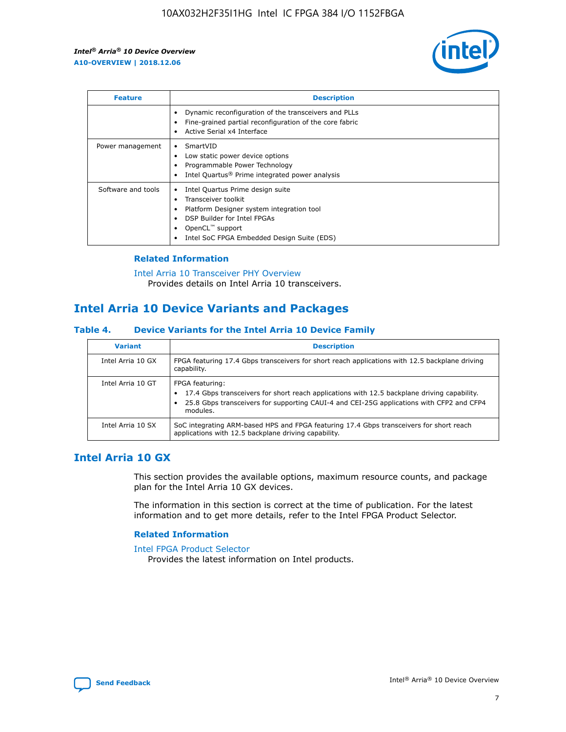| Feature | Description |
| --- | --- |
| | • Dynamic reconfiguration of the transceivers and PLLs<br>• Fine-grained partial reconfiguration of the core fabric<br>• Active Serial x4 Interface |
| Power management | • SmartVID<br>• Low static power device options<br>• Programmable Power Technology<br>• Intel Quartus® Prime integrated power analysis |
| Software and tools | • Intel Quartus Prime design suite<br>• Transceiver toolkit<br>• Platform Designer system integration tool<br>• DSP Builder for Intel FPGAs<br>• OpenCL™ support<br>• Intel SoC FPGA Embedded Design Suite (EDS) |

### Related Information

Intel Arria 10 Transceiver PHY Overview
Provides details on Intel Arria 10 transceivers.

## Intel Arria 10 Device Variants and Packages

### Table 4. Device Variants for the Intel Arria 10 Device Family

| Variant | Description |
| --- | --- |
| Intel Arria 10 GX | FPGA featuring 17.4 Gbps transceivers for short reach applications with 12.5 backplane driving capability. |
| Intel Arria 10 GT | FPGA featuring:<br>• 17.4 Gbps transceivers for short reach applications with 12.5 backplane driving capability.<br>• 25.8 Gbps transceivers for supporting CAUI-4 and CEI-25G applications with CFP2 and CFP4 modules. |
| Intel Arria 10 SX | SoC integrating ARM-based HPS and FPGA featuring 17.4 Gbps transceivers for short reach applications with 12.5 backplane driving capability. |

## Intel Arria 10 GX

This section provides the available options, maximum resource counts, and package plan for the Intel Arria 10 GX devices.

The information in this section is correct at the time of publication. For the latest information and to get more details, refer to the Intel FPGA Product Selector.

### Related Information

Intel FPGA Product Selector
Provides the latest information on Intel products.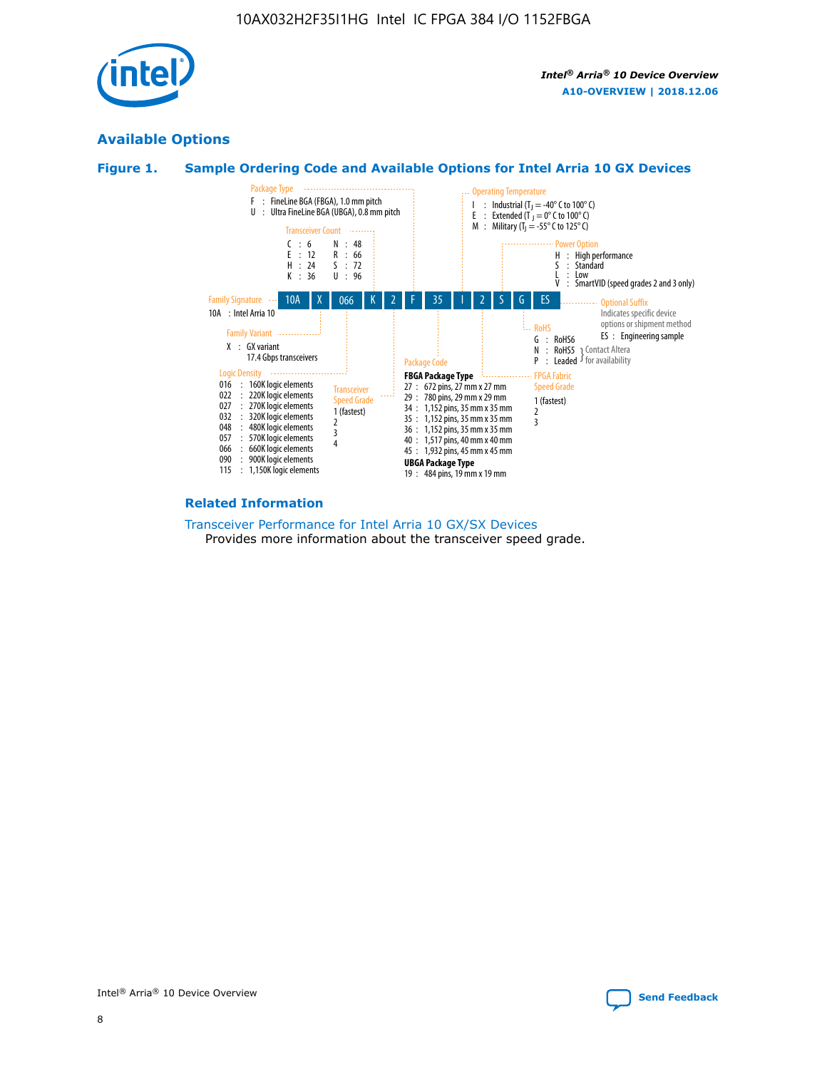## Available Options

### Figure 1. Sample Ordering Code and Available Options for Intel Arria 10 GX Devices

**Sample ordering code:** 10A X 066 K 2 F 35 I 2 S G ES

**Family Signature**
- 10A : Intel Arria 10

**Family Variant**
- X : GX variant
  17.4 Gbps transceivers

**Logic Density**
- 016 : 160K logic elements
- 022 : 220K logic elements
- 027 : 270K logic elements
- 032 : 320K logic elements
- 048 : 480K logic elements
- 057 : 570K logic elements
- 066 : 660K logic elements
- 090 : 900K logic elements
- 115 : 1,150K logic elements

**Transceiver Count**
- C : 6
- E : 12
- H : 24
- K : 36
- N : 48
- R : 66
- S : 72
- U : 96

**Transceiver Speed Grade**
- 1 (fastest)
- 2
- 3
- 4

**Package Type**
- F : FineLine BGA (FBGA), 1.0 mm pitch
- U : Ultra FineLine BGA (UBGA), 0.8 mm pitch

**Package Code**

FBGA Package Type
- 27 : 672 pins, 27 mm x 27 mm
- 29 : 780 pins, 29 mm x 29 mm
- 34 : 1,152 pins, 35 mm x 35 mm
- 35 : 1,152 pins, 35 mm x 35 mm
- 36 : 1,152 pins, 35 mm x 35 mm
- 40 : 1,517 pins, 40 mm x 40 mm
- 45 : 1,932 pins, 45 mm x 45 mm

UBGA Package Type
- 19 : 484 pins, 19 mm x 19 mm

**Operating Temperature**
- I : Industrial ($T_J$ = -40° C to 100° C)
- E : Extended ($T_J$ = 0° C to 100° C)
- M : Military ($T_J$ = -55° C to 125° C)

**FPGA Fabric Speed Grade**
- 1 (fastest)
- 2
- 3

**Power Option**
- H : High performance
- S : Standard
- L : Low
- V : SmartVID (speed grades 2 and 3 only)

**RoHS**
- G : RoHS6
- N : RoHS5 (Contact Altera for availability)
- P : Leaded (Contact Altera for availability)

**Optional Suffix**

Indicates specific device options or shipment method
- ES : Engineering sample

#### Related Information

Transceiver Performance for Intel Arria 10 GX/SX Devices
Provides more information about the transceiver speed grade.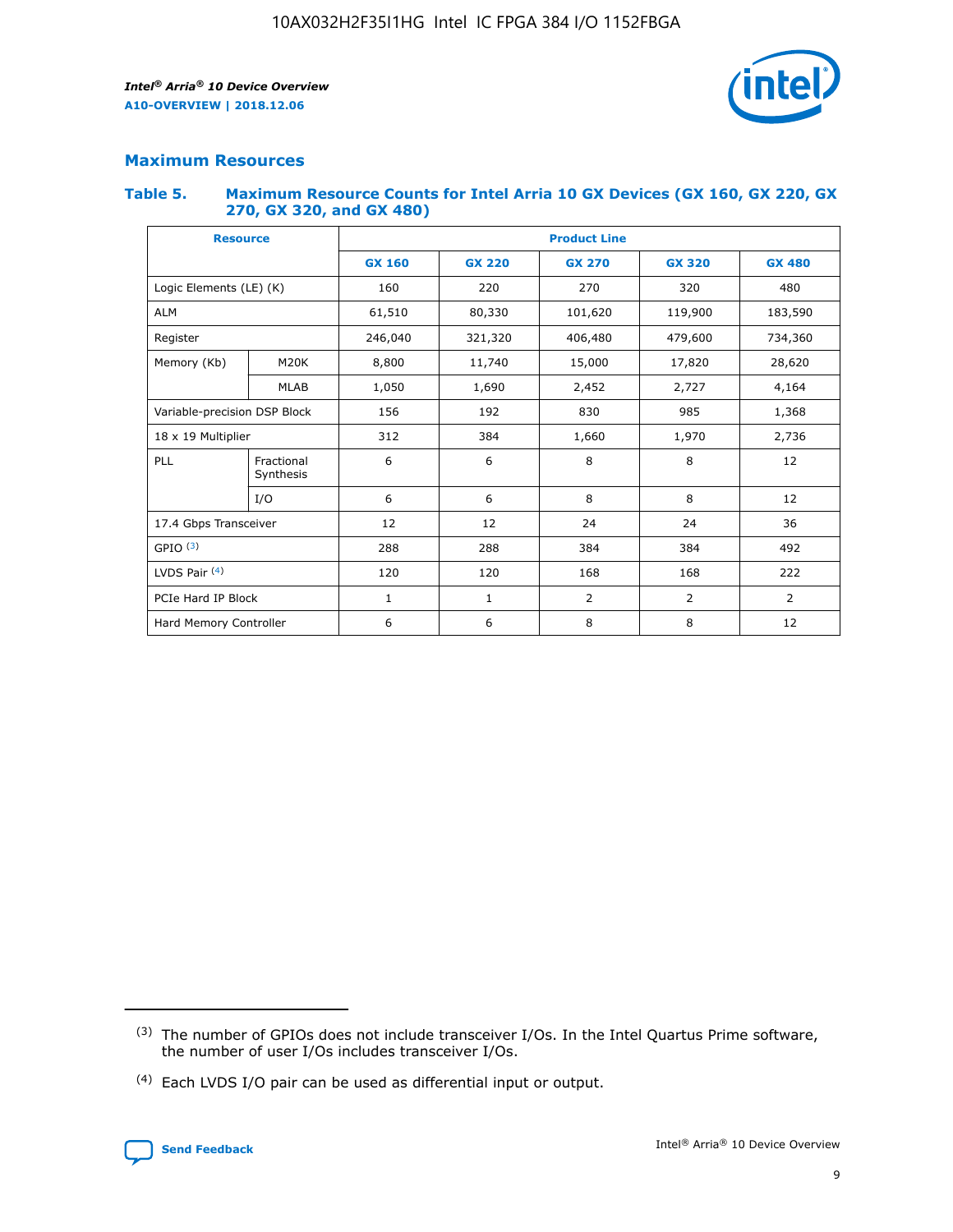## Maximum Resources

### Table 5. Maximum Resource Counts for Intel Arria 10 GX Devices (GX 160, GX 220, GX 270, GX 320, and GX 480)

| Resource | | Product Line | | | | |
|---|---|---|---|---|---|---|
| | | GX 160 | GX 220 | GX 270 | GX 320 | GX 480 |
| Logic Elements (LE) (K) | | 160 | 220 | 270 | 320 | 480 |
| ALM | | 61,510 | 80,330 | 101,620 | 119,900 | 183,590 |
| Register | | 246,040 | 321,320 | 406,480 | 479,600 | 734,360 |
| Memory (Kb) | M20K | 8,800 | 11,740 | 15,000 | 17,820 | 28,620 |
| | MLAB | 1,050 | 1,690 | 2,452 | 2,727 | 4,164 |
| Variable-precision DSP Block | | 156 | 192 | 830 | 985 | 1,368 |
| 18 x 19 Multiplier | | 312 | 384 | 1,660 | 1,970 | 2,736 |
| PLL | Fractional Synthesis | 6 | 6 | 8 | 8 | 12 |
| | I/O | 6 | 6 | 8 | 8 | 12 |
| 17.4 Gbps Transceiver | | 12 | 12 | 24 | 24 | 36 |
| GPIO (3) | | 288 | 288 | 384 | 384 | 492 |
| LVDS Pair (4) | | 120 | 120 | 168 | 168 | 222 |
| PCIe Hard IP Block | | 1 | 1 | 2 | 2 | 2 |
| Hard Memory Controller | | 6 | 6 | 8 | 8 | 12 |

(3) The number of GPIOs does not include transceiver I/Os. In the Intel Quartus Prime software, the number of user I/Os includes transceiver I/Os.

(4) Each LVDS I/O pair can be used as differential input or output.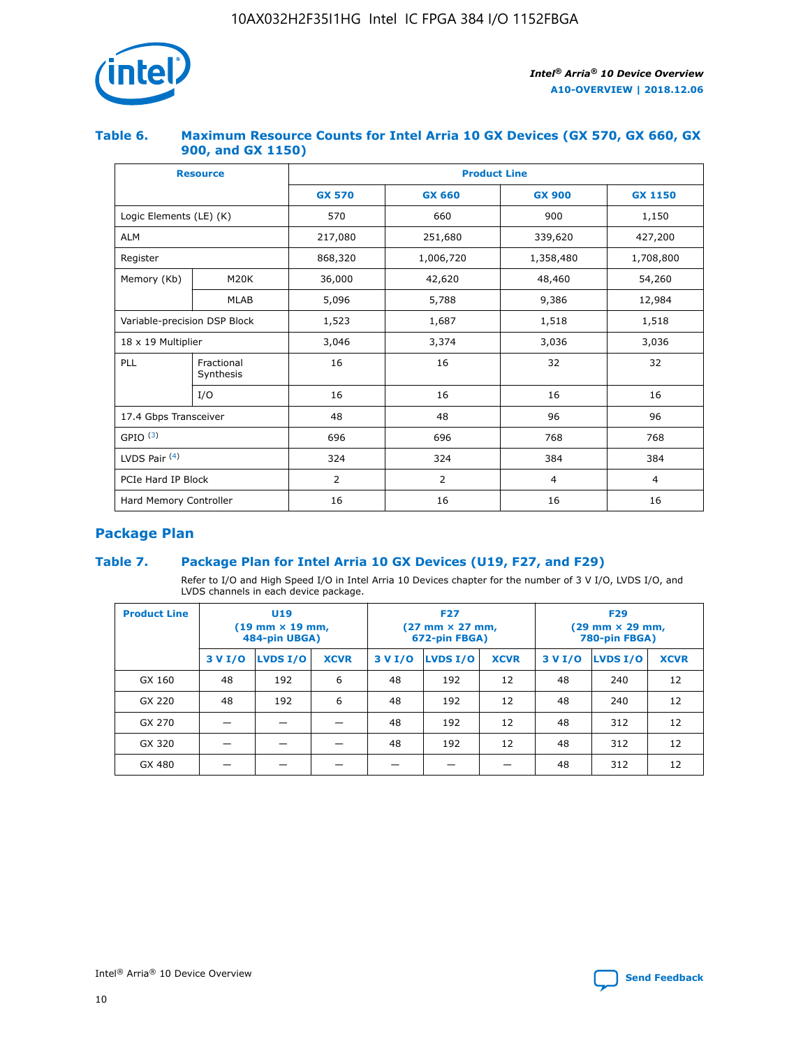## Table 6. Maximum Resource Counts for Intel Arria 10 GX Devices (GX 570, GX 660, GX 900, and GX 1150)

| Resource | | Product Line | | | |
|---|---|---|---|---|---|
| | | GX 570 | GX 660 | GX 900 | GX 1150 |
| Logic Elements (LE) (K) | | 570 | 660 | 900 | 1,150 |
| ALM | | 217,080 | 251,680 | 339,620 | 427,200 |
| Register | | 868,320 | 1,006,720 | 1,358,480 | 1,708,800 |
| Memory (Kb) | M20K | 36,000 | 42,620 | 48,460 | 54,260 |
| | MLAB | 5,096 | 5,788 | 9,386 | 12,984 |
| Variable-precision DSP Block | | 1,523 | 1,687 | 1,518 | 1,518 |
| 18 x 19 Multiplier | | 3,046 | 3,374 | 3,036 | 3,036 |
| PLL | Fractional Synthesis | 16 | 16 | 32 | 32 |
| | I/O | 16 | 16 | 16 | 16 |
| 17.4 Gbps Transceiver | | 48 | 48 | 96 | 96 |
| GPIO [(3)] | | 696 | 696 | 768 | 768 |
| LVDS Pair [(4)] | | 324 | 324 | 384 | 384 |
| PCIe Hard IP Block | | 2 | 2 | 4 | 4 |
| Hard Memory Controller | | 16 | 16 | 16 | 16 |

## Package Plan

## Table 7. Package Plan for Intel Arria 10 GX Devices (U19, F27, and F29)

Refer to I/O and High Speed I/O in Intel Arria 10 Devices chapter for the number of 3 V I/O, LVDS I/O, and LVDS channels in each device package.

| Product Line | U19 (19 mm × 19 mm, 484-pin UBGA) | | | F27 (27 mm × 27 mm, 672-pin FBGA) | | | F29 (29 mm × 29 mm, 780-pin FBGA) | | |
|---|---|---|---|---|---|---|---|---|---|
| | 3 V I/O | LVDS I/O | XCVR | 3 V I/O | LVDS I/O | XCVR | 3 V I/O | LVDS I/O | XCVR |
| GX 160 | 48 | 192 | 6 | 48 | 192 | 12 | 48 | 240 | 12 |
| GX 220 | 48 | 192 | 6 | 48 | 192 | 12 | 48 | 240 | 12 |
| GX 270 | — | — | — | 48 | 192 | 12 | 48 | 312 | 12 |
| GX 320 | — | — | — | 48 | 192 | 12 | 48 | 312 | 12 |
| GX 480 | — | — | — | — | — | — | 48 | 312 | 12 |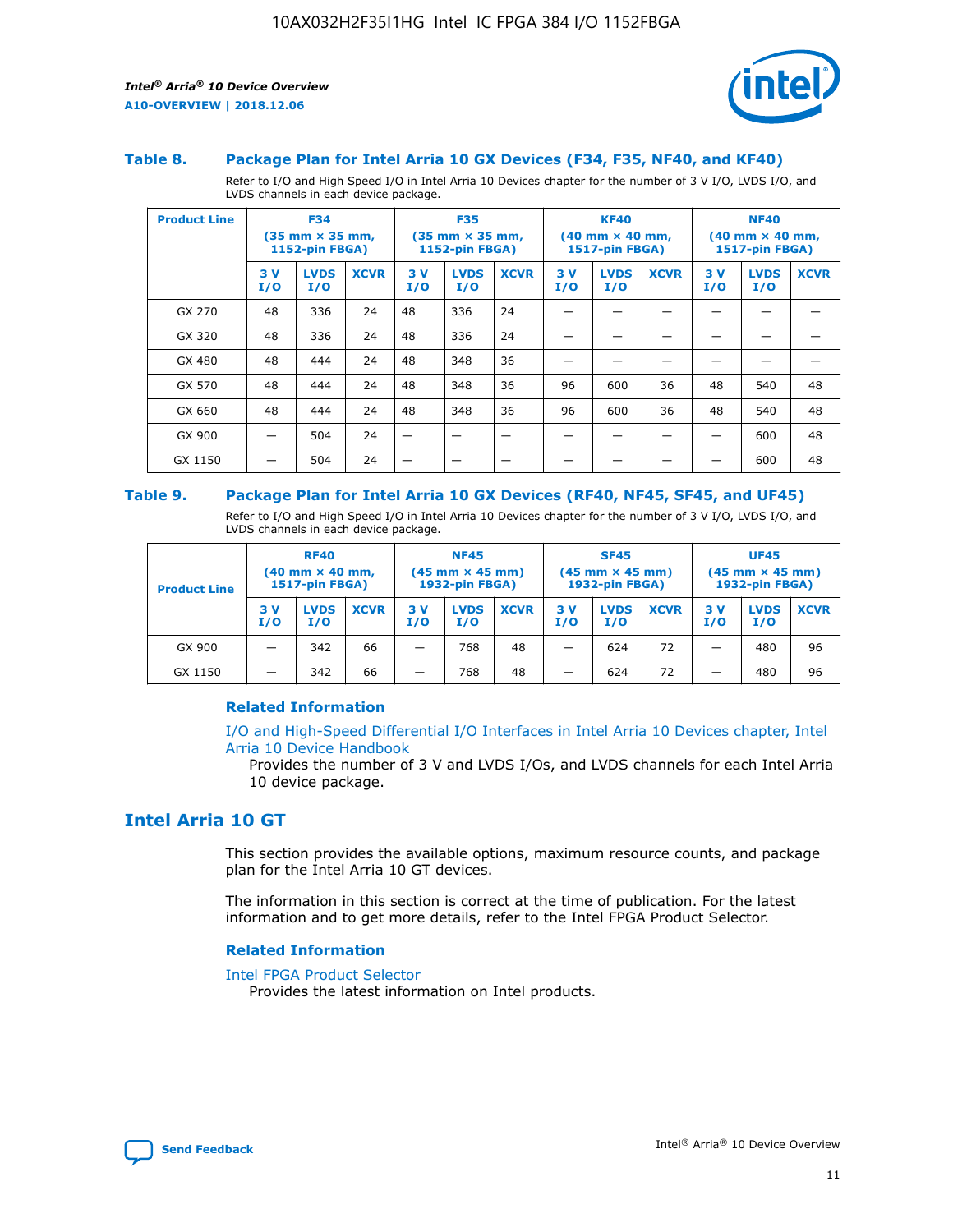### Table 8. Package Plan for Intel Arria 10 GX Devices (F34, F35, NF40, and KF40)

Refer to I/O and High Speed I/O in Intel Arria 10 Devices chapter for the number of 3 V I/O, LVDS I/O, and LVDS channels in each device package.

| Product Line | F34 (35 mm × 35 mm, 1152-pin FBGA) | | | F35 (35 mm × 35 mm, 1152-pin FBGA) | | | KF40 (40 mm × 40 mm, 1517-pin FBGA) | | | NF40 (40 mm × 40 mm, 1517-pin FBGA) | | |
|---|---|---|---|---|---|---|---|---|---|---|---|---|
| | 3 V I/O | LVDS I/O | XCVR | 3 V I/O | LVDS I/O | XCVR | 3 V I/O | LVDS I/O | XCVR | 3 V I/O | LVDS I/O | XCVR |
| GX 270 | 48 | 336 | 24 | 48 | 336 | 24 | — | — | — | — | — | — |
| GX 320 | 48 | 336 | 24 | 48 | 336 | 24 | — | — | — | — | — | — |
| GX 480 | 48 | 444 | 24 | 48 | 348 | 36 | — | — | — | — | — | — |
| GX 570 | 48 | 444 | 24 | 48 | 348 | 36 | 96 | 600 | 36 | 48 | 540 | 48 |
| GX 660 | 48 | 444 | 24 | 48 | 348 | 36 | 96 | 600 | 36 | 48 | 540 | 48 |
| GX 900 | — | 504 | 24 | — | — | — | — | — | — | — | 600 | 48 |
| GX 1150 | — | 504 | 24 | — | — | — | — | — | — | — | 600 | 48 |

### Table 9. Package Plan for Intel Arria 10 GX Devices (RF40, NF45, SF45, and UF45)

Refer to I/O and High Speed I/O in Intel Arria 10 Devices chapter for the number of 3 V I/O, LVDS I/O, and LVDS channels in each device package.

| Product Line | RF40 (40 mm × 40 mm, 1517-pin FBGA) | | | NF45 (45 mm × 45 mm) 1932-pin FBGA) | | | SF45 (45 mm × 45 mm) 1932-pin FBGA) | | | UF45 (45 mm × 45 mm) 1932-pin FBGA) | | |
|---|---|---|---|---|---|---|---|---|---|---|---|---|
| | 3 V I/O | LVDS I/O | XCVR | 3 V I/O | LVDS I/O | XCVR | 3 V I/O | LVDS I/O | XCVR | 3 V I/O | LVDS I/O | XCVR |
| GX 900 | — | 342 | 66 | — | 768 | 48 | — | 624 | 72 | — | 480 | 96 |
| GX 1150 | — | 342 | 66 | — | 768 | 48 | — | 624 | 72 | — | 480 | 96 |

#### Related Information

I/O and High-Speed Differential I/O Interfaces in Intel Arria 10 Devices chapter, Intel Arria 10 Device Handbook

Provides the number of 3 V and LVDS I/Os, and LVDS channels for each Intel Arria 10 device package.

## Intel Arria 10 GT

This section provides the available options, maximum resource counts, and package plan for the Intel Arria 10 GT devices.

The information in this section is correct at the time of publication. For the latest information and to get more details, refer to the Intel FPGA Product Selector.

#### Related Information

Intel FPGA Product Selector

Provides the latest information on Intel products.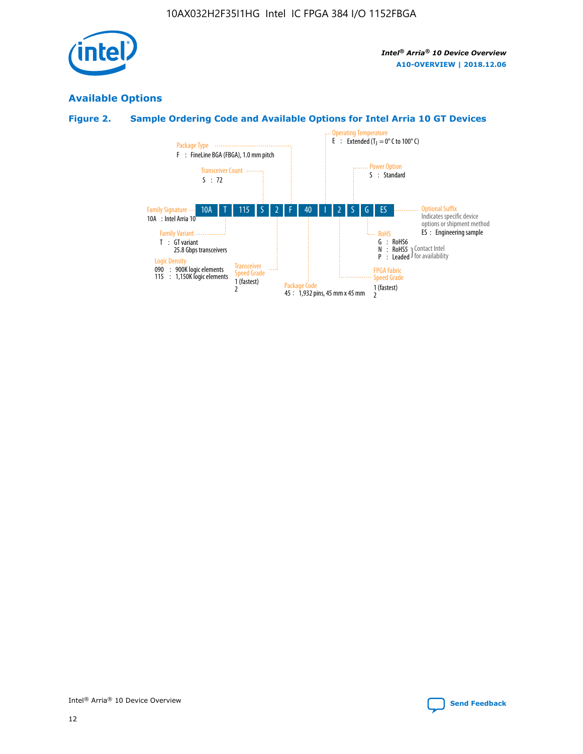## Available Options

### Figure 2. Sample Ordering Code and Available Options for Intel Arria 10 GT Devices

| 10A | T | 115 | S | 2 | F | 40 | I | 2 | S | G | ES |
|---|---|---|---|---|---|---|---|---|---|---|---|

**Family Signature**
10A : Intel Arria 10

**Family Variant**
T : GT variant
25.8 Gbps transceivers

**Logic Density**
090 : 900K logic elements
115 : 1,150K logic elements

**Transceiver Count**
S : 72

**Transceiver Speed Grade**
1 (fastest)
2

**Package Type**
F : FineLine BGA (FBGA), 1.0 mm pitch

**Package Code**
45 : 1,932 pins, 45 mm x 45 mm

**Operating Temperature**
E : Extended ($T_J$ = 0° C to 100° C)

**FPGA Fabric Speed Grade**
1 (fastest)
2

**Power Option**
S : Standard

**RoHS**
G : RoHS6
N : RoHS5 } Contact Intel for availability
P : Leaded } Contact Intel for availability

**Optional Suffix**
Indicates specific device options or shipment method
ES : Engineering sample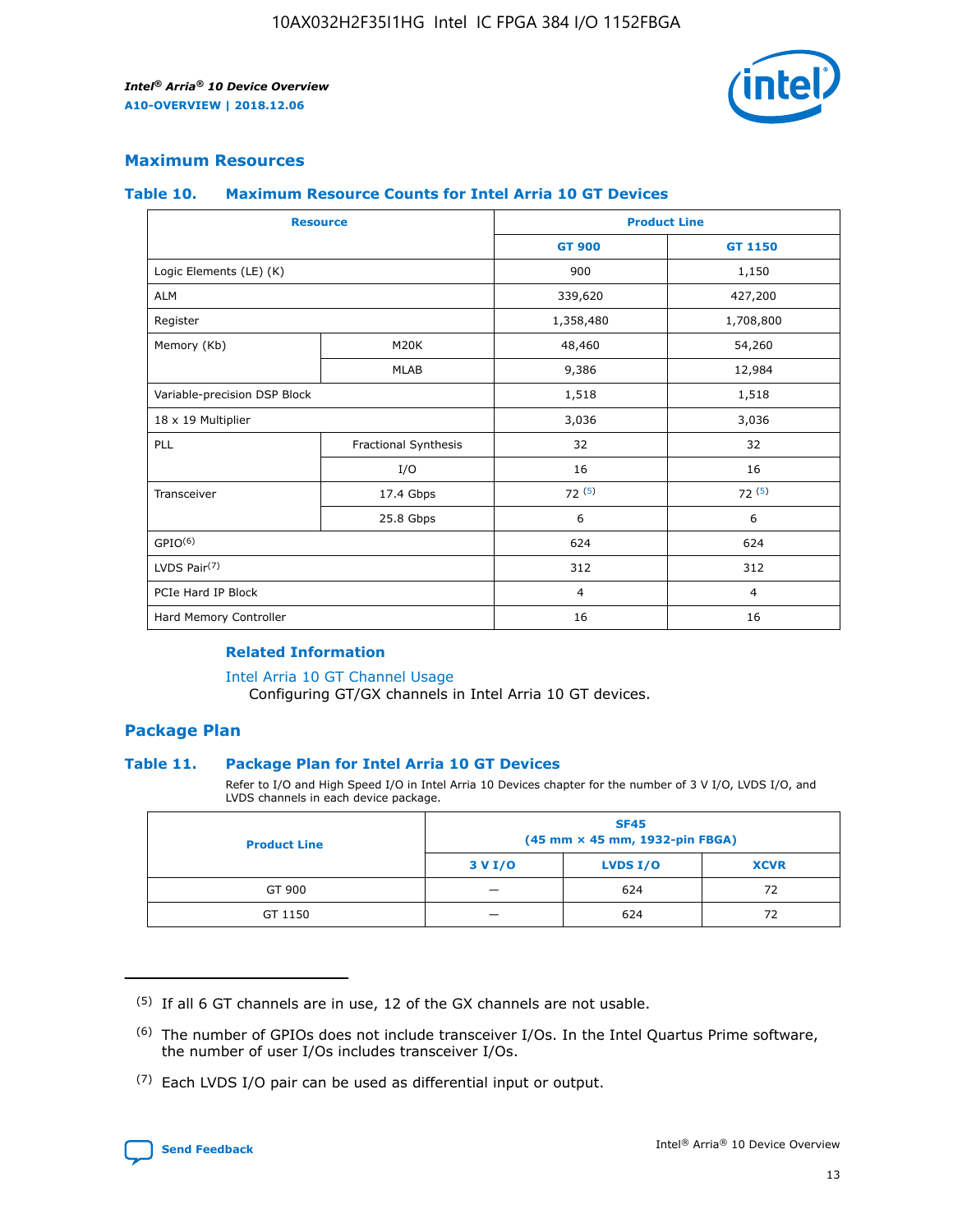## Maximum Resources

### Table 10. Maximum Resource Counts for Intel Arria 10 GT Devices

| Resource | | Product Line | |
|---|---|---|---|
| | | GT 900 | GT 1150 |
| Logic Elements (LE) (K) | | 900 | 1,150 |
| ALM | | 339,620 | 427,200 |
| Register | | 1,358,480 | 1,708,800 |
| Memory (Kb) | M20K | 48,460 | 54,260 |
| | MLAB | 9,386 | 12,984 |
| Variable-precision DSP Block | | 1,518 | 1,518 |
| 18 x 19 Multiplier | | 3,036 | 3,036 |
| PLL | Fractional Synthesis | 32 | 32 |
| | I/O | 16 | 16 |
| Transceiver | 17.4 Gbps | 72 [5] | 72 [5] |
| | 25.8 Gbps | 6 | 6 |
| GPIO[6] | | 624 | 624 |
| LVDS Pair[7] | | 312 | 312 |
| PCIe Hard IP Block | | 4 | 4 |
| Hard Memory Controller | | 16 | 16 |

#### Related Information

Intel Arria 10 GT Channel Usage
Configuring GT/GX channels in Intel Arria 10 GT devices.

## Package Plan

### Table 11. Package Plan for Intel Arria 10 GT Devices

Refer to I/O and High Speed I/O in Intel Arria 10 Devices chapter for the number of 3 V I/O, LVDS I/O, and LVDS channels in each device package.

| Product Line | SF45 (45 mm × 45 mm, 1932-pin FBGA) | | |
|---|---|---|---|
| | 3 V I/O | LVDS I/O | XCVR |
| GT 900 | — | 624 | 72 |
| GT 1150 | — | 624 | 72 |

(5) If all 6 GT channels are in use, 12 of the GX channels are not usable.

(6) The number of GPIOs does not include transceiver I/Os. In the Intel Quartus Prime software, the number of user I/Os includes transceiver I/Os.

(7) Each LVDS I/O pair can be used as differential input or output.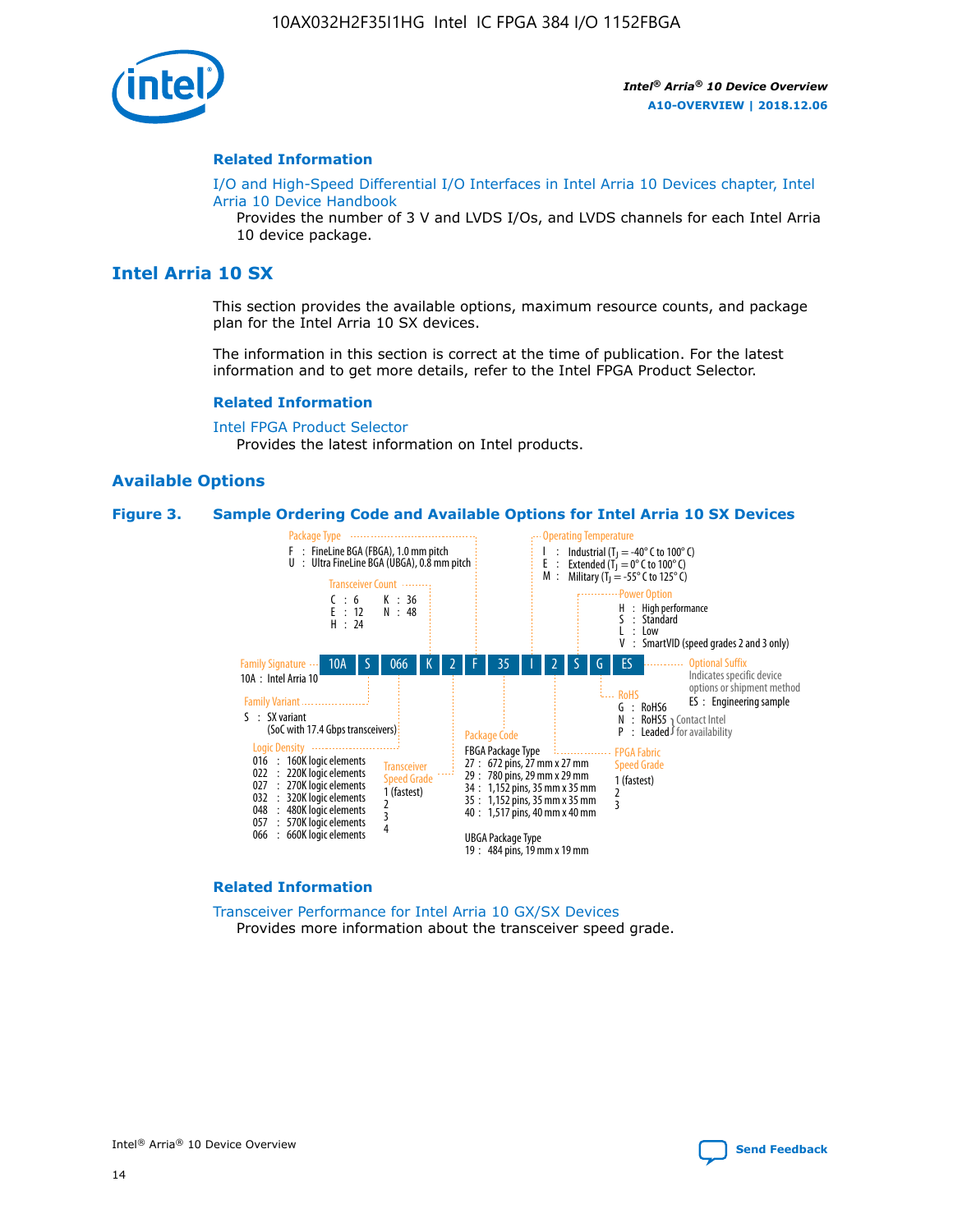## Related Information

I/O and High-Speed Differential I/O Interfaces in Intel Arria 10 Devices chapter, Intel Arria 10 Device Handbook

Provides the number of 3 V and LVDS I/Os, and LVDS channels for each Intel Arria 10 device package.

# Intel Arria 10 SX

This section provides the available options, maximum resource counts, and package plan for the Intel Arria 10 SX devices.

The information in this section is correct at the time of publication. For the latest information and to get more details, refer to the Intel FPGA Product Selector.

## Related Information

Intel FPGA Product Selector

Provides the latest information on Intel products.

## Available Options

**Figure 3. Sample Ordering Code and Available Options for Intel Arria 10 SX Devices**

Sample ordering code: 10A S 066 K 2 F 35 I 2 S G ES

**Family Signature**
- 10A : Intel Arria 10

**Family Variant**
- S : SX variant (SoC with 17.4 Gbps transceivers)

**Logic Density**
- 016 : 160K logic elements
- 022 : 220K logic elements
- 027 : 270K logic elements
- 032 : 320K logic elements
- 048 : 480K logic elements
- 057 : 570K logic elements
- 066 : 660K logic elements

**Transceiver Count**
- C : 6
- E : 12
- H : 24
- K : 36
- N : 48

**Transceiver Speed Grade**
- 1 (fastest)
- 2
- 3
- 4

**Package Type**
- F : FineLine BGA (FBGA), 1.0 mm pitch
- U : Ultra FineLine BGA (UBGA), 0.8 mm pitch

**Package Code**

FBGA Package Type
- 27 : 672 pins, 27 mm x 27 mm
- 29 : 780 pins, 29 mm x 29 mm
- 34 : 1,152 pins, 35 mm x 35 mm
- 35 : 1,152 pins, 35 mm x 35 mm
- 40 : 1,517 pins, 40 mm x 40 mm

UBGA Package Type
- 19 : 484 pins, 19 mm x 19 mm

**Operating Temperature**
- I : Industrial ($T_J$ = -40° C to 100° C)
- E : Extended ($T_J$ = 0° C to 100° C)
- M : Military ($T_J$ = -55° C to 125° C)

**FPGA Fabric Speed Grade**
- 1 (fastest)
- 2
- 3

**Power Option**
- H : High performance
- S : Standard
- L : Low
- V : SmartVID (speed grades 2 and 3 only)

**RoHS**
- G : RoHS6
- N : RoHS5 (Contact Intel for availability)
- P : Leaded (Contact Intel for availability)

**Optional Suffix**

Indicates specific device options or shipment method
- ES : Engineering sample

## Related Information

Transceiver Performance for Intel Arria 10 GX/SX Devices

Provides more information about the transceiver speed grade.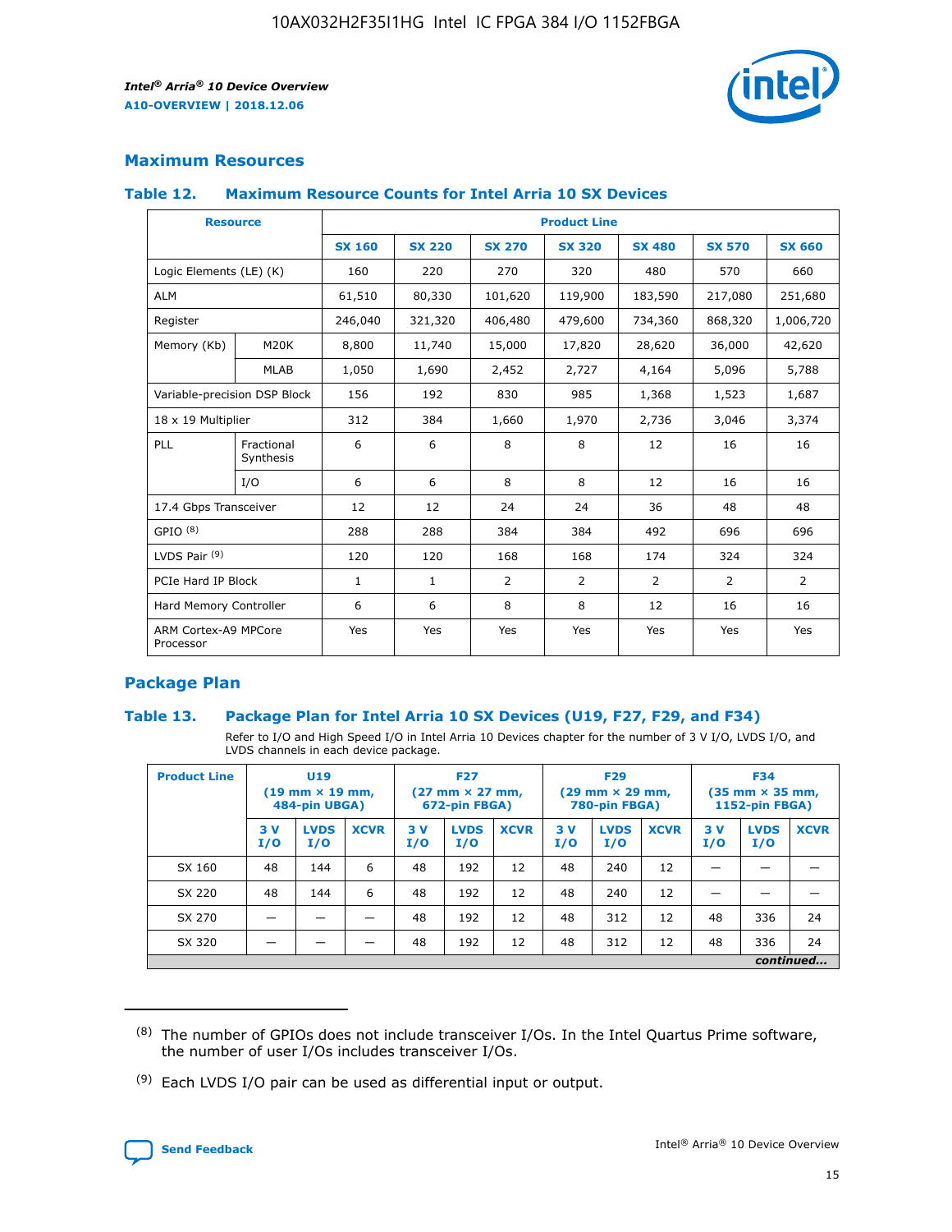## Maximum Resources

### Table 12. Maximum Resource Counts for Intel Arria 10 SX Devices

| Resource | | Product Line | | | | | | |
|---|---|---|---|---|---|---|---|---|
| | | SX 160 | SX 220 | SX 270 | SX 320 | SX 480 | SX 570 | SX 660 |
| Logic Elements (LE) (K) | | 160 | 220 | 270 | 320 | 480 | 570 | 660 |
| ALM | | 61,510 | 80,330 | 101,620 | 119,900 | 183,590 | 217,080 | 251,680 |
| Register | | 246,040 | 321,320 | 406,480 | 479,600 | 734,360 | 868,320 | 1,006,720 |
| Memory (Kb) | M20K | 8,800 | 11,740 | 15,000 | 17,820 | 28,620 | 36,000 | 42,620 |
| | MLAB | 1,050 | 1,690 | 2,452 | 2,727 | 4,164 | 5,096 | 5,788 |
| Variable-precision DSP Block | | 156 | 192 | 830 | 985 | 1,368 | 1,523 | 1,687 |
| 18 x 19 Multiplier | | 312 | 384 | 1,660 | 1,970 | 2,736 | 3,046 | 3,374 |
| PLL | Fractional Synthesis | 6 | 6 | 8 | 8 | 12 | 16 | 16 |
| | I/O | 6 | 6 | 8 | 8 | 12 | 16 | 16 |
| 17.4 Gbps Transceiver | | 12 | 12 | 24 | 24 | 36 | 48 | 48 |
| GPIO [8] | | 288 | 288 | 384 | 384 | 492 | 696 | 696 |
| LVDS Pair [9] | | 120 | 120 | 168 | 168 | 174 | 324 | 324 |
| PCIe Hard IP Block | | 1 | 1 | 2 | 2 | 2 | 2 | 2 |
| Hard Memory Controller | | 6 | 6 | 8 | 8 | 12 | 16 | 16 |
| ARM Cortex-A9 MPCore Processor | | Yes | Yes | Yes | Yes | Yes | Yes | Yes |

## Package Plan

### Table 13. Package Plan for Intel Arria 10 SX Devices (U19, F27, F29, and F34)

Refer to I/O and High Speed I/O in Intel Arria 10 Devices chapter for the number of 3 V I/O, LVDS I/O, and LVDS channels in each device package.

| Product Line | U19 (19 mm × 19 mm, 484-pin UBGA) | | | F27 (27 mm × 27 mm, 672-pin FBGA) | | | F29 (29 mm × 29 mm, 780-pin FBGA) | | | F34 (35 mm × 35 mm, 1152-pin FBGA) | | |
|---|---|---|---|---|---|---|---|---|---|---|---|---|
| | 3 V I/O | LVDS I/O | XCVR | 3 V I/O | LVDS I/O | XCVR | 3 V I/O | LVDS I/O | XCVR | 3 V I/O | LVDS I/O | XCVR |
| SX 160 | 48 | 144 | 6 | 48 | 192 | 12 | 48 | 240 | 12 | — | — | — |
| SX 220 | 48 | 144 | 6 | 48 | 192 | 12 | 48 | 240 | 12 | — | — | — |
| SX 270 | — | — | — | 48 | 192 | 12 | 48 | 312 | 12 | 48 | 336 | 24 |
| SX 320 | — | — | — | 48 | 192 | 12 | 48 | 312 | 12 | 48 | 336 | 24 |

*continued...*

(8) The number of GPIOs does not include transceiver I/Os. In the Intel Quartus Prime software, the number of user I/Os includes transceiver I/Os.

(9) Each LVDS I/O pair can be used as differential input or output.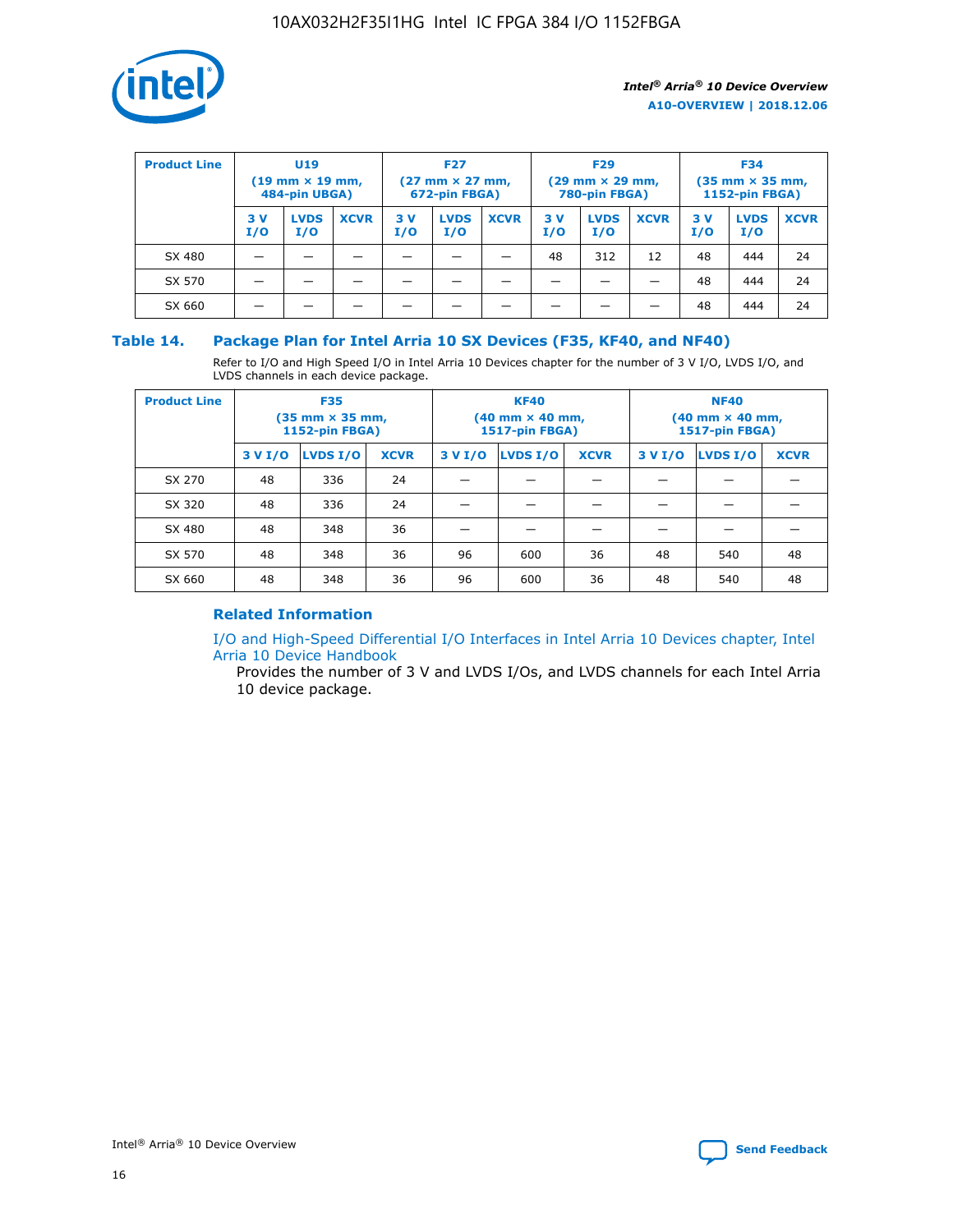| Product Line | U19 (19 mm × 19 mm, 484-pin UBGA) | | | F27 (27 mm × 27 mm, 672-pin FBGA) | | | F29 (29 mm × 29 mm, 780-pin FBGA) | | | F34 (35 mm × 35 mm, 1152-pin FBGA) | | |
|---|---|---|---|---|---|---|---|---|---|---|---|---|
| | 3 V I/O | LVDS I/O | XCVR | 3 V I/O | LVDS I/O | XCVR | 3 V I/O | LVDS I/O | XCVR | 3 V I/O | LVDS I/O | XCVR |
| SX 480 | — | — | — | — | — | — | 48 | 312 | 12 | 48 | 444 | 24 |
| SX 570 | — | — | — | — | — | — | — | — | — | 48 | 444 | 24 |
| SX 660 | — | — | — | — | — | — | — | — | — | 48 | 444 | 24 |

## Table 14. Package Plan for Intel Arria 10 SX Devices (F35, KF40, and NF40)

Refer to I/O and High Speed I/O in Intel Arria 10 Devices chapter for the number of 3 V I/O, LVDS I/O, and LVDS channels in each device package.

| Product Line | F35 (35 mm × 35 mm, 1152-pin FBGA) | | | KF40 (40 mm × 40 mm, 1517-pin FBGA) | | | NF40 (40 mm × 40 mm, 1517-pin FBGA) | | |
|---|---|---|---|---|---|---|---|---|---|
| | 3 V I/O | LVDS I/O | XCVR | 3 V I/O | LVDS I/O | XCVR | 3 V I/O | LVDS I/O | XCVR |
| SX 270 | 48 | 336 | 24 | — | — | — | — | — | — |
| SX 320 | 48 | 336 | 24 | — | — | — | — | — | — |
| SX 480 | 48 | 348 | 36 | — | — | — | — | — | — |
| SX 570 | 48 | 348 | 36 | 96 | 600 | 36 | 48 | 540 | 48 |
| SX 660 | 48 | 348 | 36 | 96 | 600 | 36 | 48 | 540 | 48 |

### Related Information

I/O and High-Speed Differential I/O Interfaces in Intel Arria 10 Devices chapter, Intel Arria 10 Device Handbook

Provides the number of 3 V and LVDS I/Os, and LVDS channels for each Intel Arria 10 device package.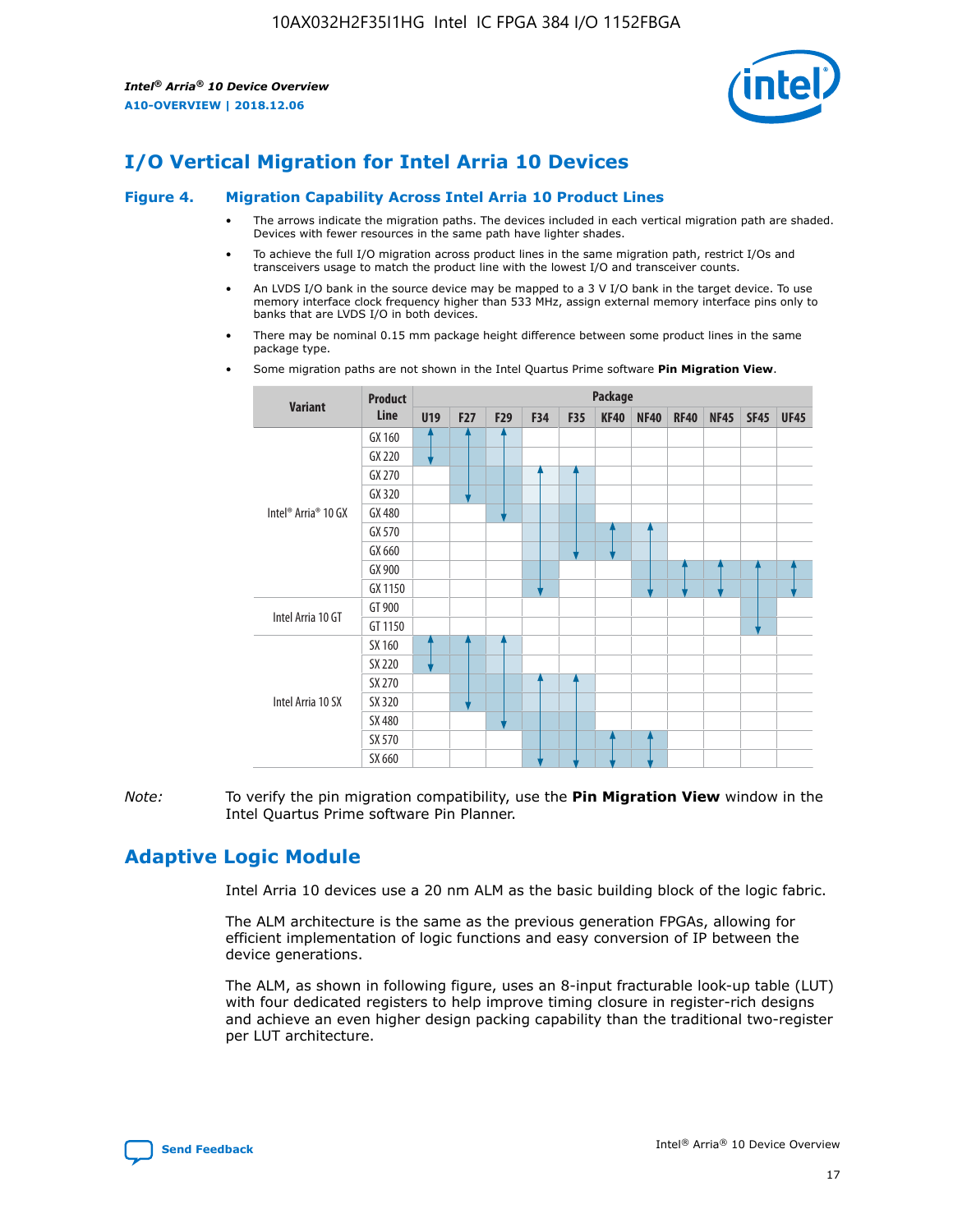# I/O Vertical Migration for Intel Arria 10 Devices

## Figure 4. Migration Capability Across Intel Arria 10 Product Lines

- The arrows indicate the migration paths. The devices included in each vertical migration path are shaded. Devices with fewer resources in the same path have lighter shades.
- To achieve the full I/O migration across product lines in the same migration path, restrict I/Os and transceivers usage to match the product line with the lowest I/O and transceiver counts.
- An LVDS I/O bank in the source device may be mapped to a 3 V I/O bank in the target device. To use memory interface clock frequency higher than 533 MHz, assign external memory interface pins only to banks that are LVDS I/O in both devices.
- There may be nominal 0.15 mm package height difference between some product lines in the same package type.
- Some migration paths are not shown in the Intel Quartus Prime software **Pin Migration View**.

| Variant | Product Line | Package | | | | | | | | | | |
|---|---|---|---|---|---|---|---|---|---|---|---|---|
| | | U19 | F27 | F29 | F34 | F35 | KF40 | NF40 | RF40 | NF45 | SF45 | UF45 |
| Intel® Arria® 10 GX | GX 160 | | | | | | | | | | | |
| | GX 220 | | | | | | | | | | | |
| | GX 270 | | | | | | | | | | | |
| | GX 320 | | | | | | | | | | | |
| | GX 480 | | | | | | | | | | | |
| | GX 570 | | | | | | | | | | | |
| | GX 660 | | | | | | | | | | | |
| | GX 900 | | | | | | | | | | | |
| | GX 1150 | | | | | | | | | | | |
| Intel Arria 10 GT | GT 900 | | | | | | | | | | | |
| | GT 1150 | | | | | | | | | | | |
| Intel Arria 10 SX | SX 160 | | | | | | | | | | | |
| | SX 220 | | | | | | | | | | | |
| | SX 270 | | | | | | | | | | | |
| | SX 320 | | | | | | | | | | | |
| | SX 480 | | | | | | | | | | | |
| | SX 570 | | | | | | | | | | | |
| | SX 660 | | | | | | | | | | | |

*Note:* To verify the pin migration compatibility, use the **Pin Migration View** window in the Intel Quartus Prime software Pin Planner.

# Adaptive Logic Module

Intel Arria 10 devices use a 20 nm ALM as the basic building block of the logic fabric.

The ALM architecture is the same as the previous generation FPGAs, allowing for efficient implementation of logic functions and easy conversion of IP between the device generations.

The ALM, as shown in following figure, uses an 8-input fracturable look-up table (LUT) with four dedicated registers to help improve timing closure in register-rich designs and achieve an even higher design packing capability than the traditional two-register per LUT architecture.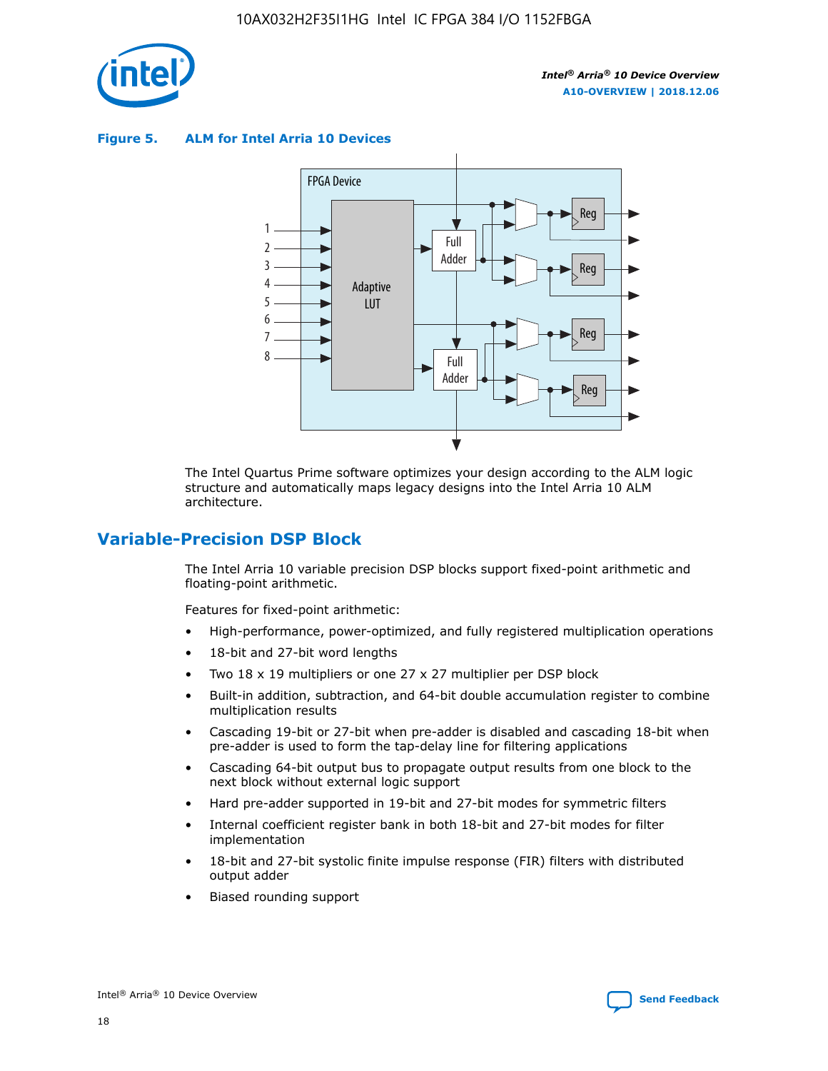**Figure 5. ALM for Intel Arria 10 Devices**

The Intel Quartus Prime software optimizes your design according to the ALM logic structure and automatically maps legacy designs into the Intel Arria 10 ALM architecture.

## Variable-Precision DSP Block

The Intel Arria 10 variable precision DSP blocks support fixed-point arithmetic and floating-point arithmetic.

Features for fixed-point arithmetic:

- High-performance, power-optimized, and fully registered multiplication operations
- 18-bit and 27-bit word lengths
- Two 18 x 19 multipliers or one 27 x 27 multiplier per DSP block
- Built-in addition, subtraction, and 64-bit double accumulation register to combine multiplication results
- Cascading 19-bit or 27-bit when pre-adder is disabled and cascading 18-bit when pre-adder is used to form the tap-delay line for filtering applications
- Cascading 64-bit output bus to propagate output results from one block to the next block without external logic support
- Hard pre-adder supported in 19-bit and 27-bit modes for symmetric filters
- Internal coefficient register bank in both 18-bit and 27-bit modes for filter implementation
- 18-bit and 27-bit systolic finite impulse response (FIR) filters with distributed output adder
- Biased rounding support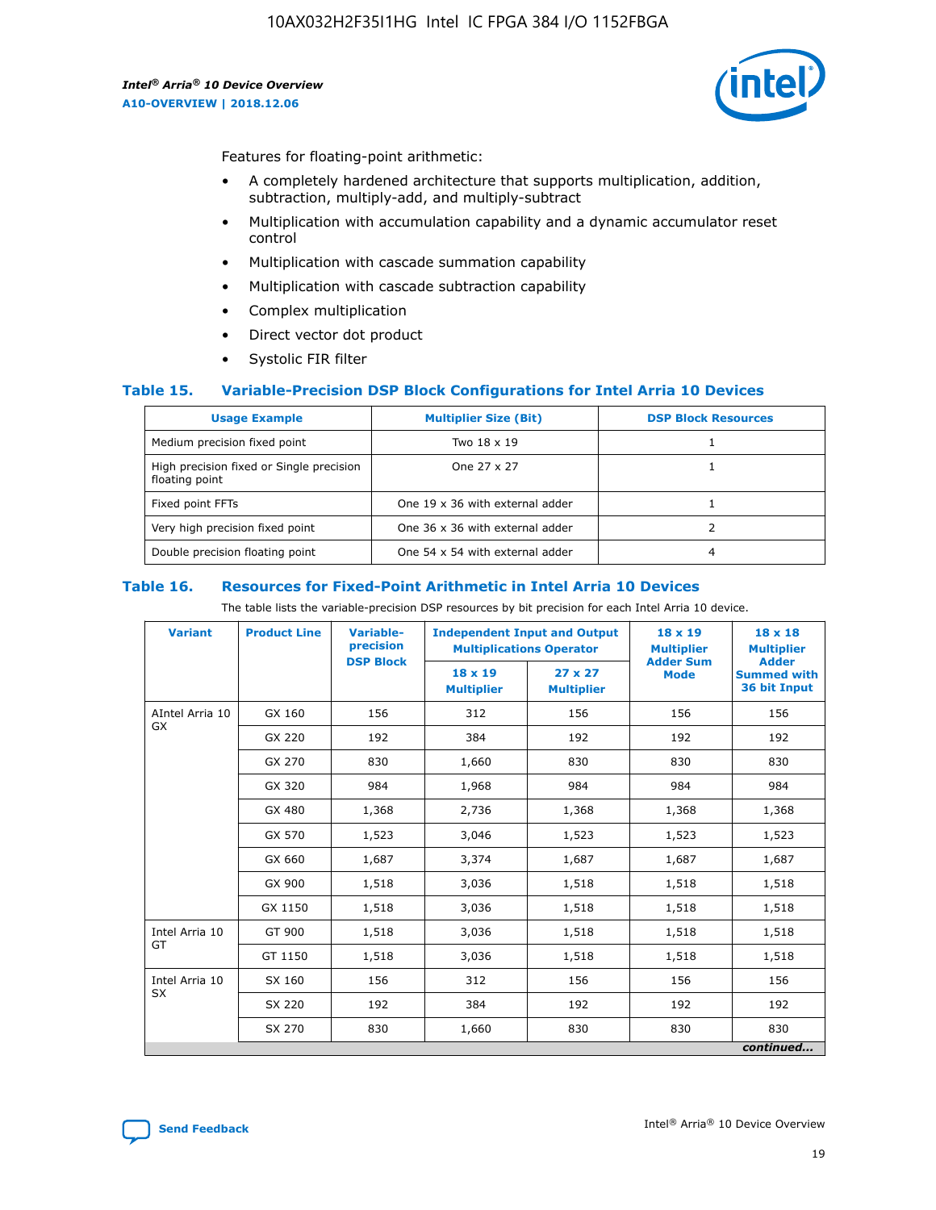Features for floating-point arithmetic:

- A completely hardened architecture that supports multiplication, addition, subtraction, multiply-add, and multiply-subtract
- Multiplication with accumulation capability and a dynamic accumulator reset control
- Multiplication with cascade summation capability
- Multiplication with cascade subtraction capability
- Complex multiplication
- Direct vector dot product
- Systolic FIR filter

### Table 15. Variable-Precision DSP Block Configurations for Intel Arria 10 Devices

| Usage Example | Multiplier Size (Bit) | DSP Block Resources |
|---|---|---|
| Medium precision fixed point | Two 18 x 19 | 1 |
| High precision fixed or Single precision floating point | One 27 x 27 | 1 |
| Fixed point FFTs | One 19 x 36 with external adder | 1 |
| Very high precision fixed point | One 36 x 36 with external adder | 2 |
| Double precision floating point | One 54 x 54 with external adder | 4 |

### Table 16. Resources for Fixed-Point Arithmetic in Intel Arria 10 Devices

The table lists the variable-precision DSP resources by bit precision for each Intel Arria 10 device.

| Variant | Product Line | Variable-precision DSP Block | Independent Input and Output Multiplications Operator | | 18 x 19 Multiplier Adder Sum Mode | 18 x 18 Multiplier Adder Summed with 36 bit Input |
|---|---|---|---|---|---|---|
| | | | 18 x 19 Multiplier | 27 x 27 Multiplier | | |
| AIntel Arria 10 GX | GX 160 | 156 | 312 | 156 | 156 | 156 |
| | GX 220 | 192 | 384 | 192 | 192 | 192 |
| | GX 270 | 830 | 1,660 | 830 | 830 | 830 |
| | GX 320 | 984 | 1,968 | 984 | 984 | 984 |
| | GX 480 | 1,368 | 2,736 | 1,368 | 1,368 | 1,368 |
| | GX 570 | 1,523 | 3,046 | 1,523 | 1,523 | 1,523 |
| | GX 660 | 1,687 | 3,374 | 1,687 | 1,687 | 1,687 |
| | GX 900 | 1,518 | 3,036 | 1,518 | 1,518 | 1,518 |
| | GX 1150 | 1,518 | 3,036 | 1,518 | 1,518 | 1,518 |
| Intel Arria 10 GT | GT 900 | 1,518 | 3,036 | 1,518 | 1,518 | 1,518 |
| | GT 1150 | 1,518 | 3,036 | 1,518 | 1,518 | 1,518 |
| Intel Arria 10 SX | SX 160 | 156 | 312 | 156 | 156 | 156 |
| | SX 220 | 192 | 384 | 192 | 192 | 192 |
| | SX 270 | 830 | 1,660 | 830 | 830 | 830 |

*continued...*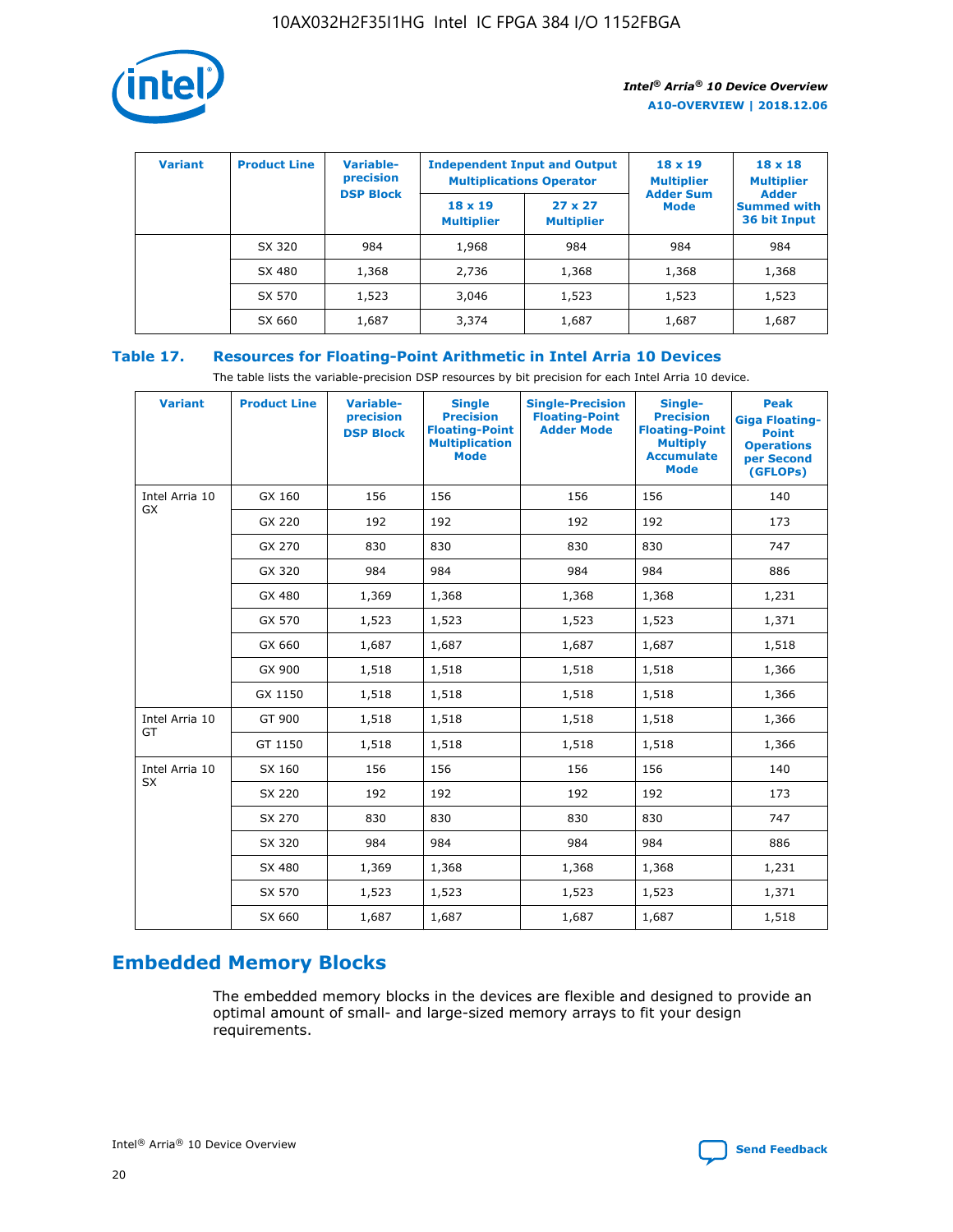| Variant | Product Line | Variable-precision DSP Block | Independent Input and Output Multiplications Operator | | 18 x 19 Multiplier Adder Sum Mode | 18 x 18 Multiplier Adder Summed with 36 bit Input |
|---|---|---|---|---|---|---|
| | | | 18 x 19 Multiplier | 27 x 27 Multiplier | | |
| | SX 320 | 984 | 1,968 | 984 | 984 | 984 |
| | SX 480 | 1,368 | 2,736 | 1,368 | 1,368 | 1,368 |
| | SX 570 | 1,523 | 3,046 | 1,523 | 1,523 | 1,523 |
| | SX 660 | 1,687 | 3,374 | 1,687 | 1,687 | 1,687 |

### Table 17. Resources for Floating-Point Arithmetic in Intel Arria 10 Devices

The table lists the variable-precision DSP resources by bit precision for each Intel Arria 10 device.

| Variant | Product Line | Variable-precision DSP Block | Single Precision Floating-Point Multiplication Mode | Single-Precision Floating-Point Adder Mode | Single-Precision Floating-Point Multiply Accumulate Mode | Peak Giga Floating-Point Operations per Second (GFLOPs) |
|---|---|---|---|---|---|---|
| Intel Arria 10 GX | GX 160 | 156 | 156 | 156 | 156 | 140 |
| | GX 220 | 192 | 192 | 192 | 192 | 173 |
| | GX 270 | 830 | 830 | 830 | 830 | 747 |
| | GX 320 | 984 | 984 | 984 | 984 | 886 |
| | GX 480 | 1,369 | 1,368 | 1,368 | 1,368 | 1,231 |
| | GX 570 | 1,523 | 1,523 | 1,523 | 1,523 | 1,371 |
| | GX 660 | 1,687 | 1,687 | 1,687 | 1,687 | 1,518 |
| | GX 900 | 1,518 | 1,518 | 1,518 | 1,518 | 1,366 |
| | GX 1150 | 1,518 | 1,518 | 1,518 | 1,518 | 1,366 |
| Intel Arria 10 GT | GT 900 | 1,518 | 1,518 | 1,518 | 1,518 | 1,366 |
| | GT 1150 | 1,518 | 1,518 | 1,518 | 1,518 | 1,366 |
| Intel Arria 10 SX | SX 160 | 156 | 156 | 156 | 156 | 140 |
| | SX 220 | 192 | 192 | 192 | 192 | 173 |
| | SX 270 | 830 | 830 | 830 | 830 | 747 |
| | SX 320 | 984 | 984 | 984 | 984 | 886 |
| | SX 480 | 1,369 | 1,368 | 1,368 | 1,368 | 1,231 |
| | SX 570 | 1,523 | 1,523 | 1,523 | 1,523 | 1,371 |
| | SX 660 | 1,687 | 1,687 | 1,687 | 1,687 | 1,518 |

## Embedded Memory Blocks

The embedded memory blocks in the devices are flexible and designed to provide an optimal amount of small- and large-sized memory arrays to fit your design requirements.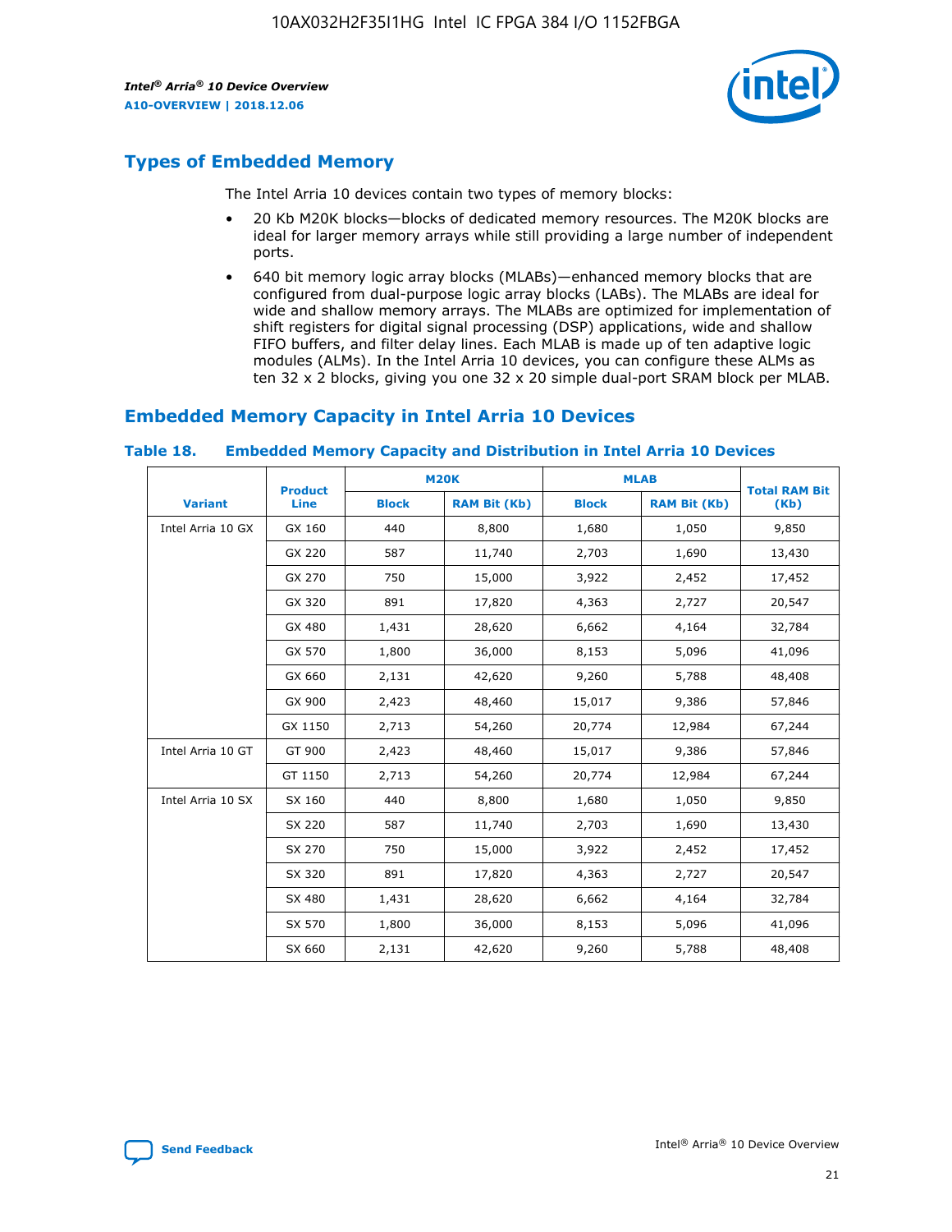## Types of Embedded Memory

The Intel Arria 10 devices contain two types of memory blocks:

- 20 Kb M20K blocks—blocks of dedicated memory resources. The M20K blocks are ideal for larger memory arrays while still providing a large number of independent ports.
- 640 bit memory logic array blocks (MLABs)—enhanced memory blocks that are configured from dual-purpose logic array blocks (LABs). The MLABs are ideal for wide and shallow memory arrays. The MLABs are optimized for implementation of shift registers for digital signal processing (DSP) applications, wide and shallow FIFO buffers, and filter delay lines. Each MLAB is made up of ten adaptive logic modules (ALMs). In the Intel Arria 10 devices, you can configure these ALMs as ten 32 x 2 blocks, giving you one 32 x 20 simple dual-port SRAM block per MLAB.

## Embedded Memory Capacity in Intel Arria 10 Devices

### Table 18. Embedded Memory Capacity and Distribution in Intel Arria 10 Devices

| Variant | Product Line | M20K | | MLAB | | Total RAM Bit (Kb) |
|---|---|---|---|---|---|---|
| | | Block | RAM Bit (Kb) | Block | RAM Bit (Kb) | |
| Intel Arria 10 GX | GX 160 | 440 | 8,800 | 1,680 | 1,050 | 9,850 |
| | GX 220 | 587 | 11,740 | 2,703 | 1,690 | 13,430 |
| | GX 270 | 750 | 15,000 | 3,922 | 2,452 | 17,452 |
| | GX 320 | 891 | 17,820 | 4,363 | 2,727 | 20,547 |
| | GX 480 | 1,431 | 28,620 | 6,662 | 4,164 | 32,784 |
| | GX 570 | 1,800 | 36,000 | 8,153 | 5,096 | 41,096 |
| | GX 660 | 2,131 | 42,620 | 9,260 | 5,788 | 48,408 |
| | GX 900 | 2,423 | 48,460 | 15,017 | 9,386 | 57,846 |
| | GX 1150 | 2,713 | 54,260 | 20,774 | 12,984 | 67,244 |
| Intel Arria 10 GT | GT 900 | 2,423 | 48,460 | 15,017 | 9,386 | 57,846 |
| | GT 1150 | 2,713 | 54,260 | 20,774 | 12,984 | 67,244 |
| Intel Arria 10 SX | SX 160 | 440 | 8,800 | 1,680 | 1,050 | 9,850 |
| | SX 220 | 587 | 11,740 | 2,703 | 1,690 | 13,430 |
| | SX 270 | 750 | 15,000 | 3,922 | 2,452 | 17,452 |
| | SX 320 | 891 | 17,820 | 4,363 | 2,727 | 20,547 |
| | SX 480 | 1,431 | 28,620 | 6,662 | 4,164 | 32,784 |
| | SX 570 | 1,800 | 36,000 | 8,153 | 5,096 | 41,096 |
| | SX 660 | 2,131 | 42,620 | 9,260 | 5,788 | 48,408 |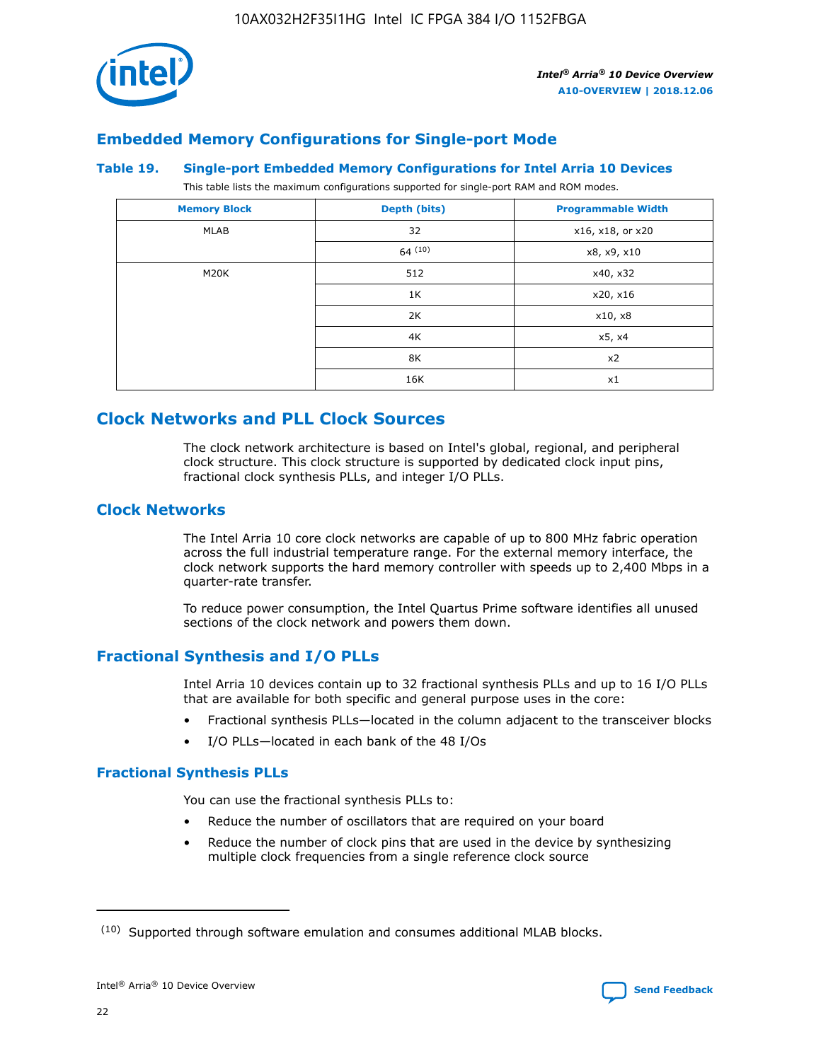## Embedded Memory Configurations for Single-port Mode

### Table 19. Single-port Embedded Memory Configurations for Intel Arria 10 Devices

This table lists the maximum configurations supported for single-port RAM and ROM modes.

| Memory Block | Depth (bits) | Programmable Width |
| --- | --- | --- |
| MLAB | 32 | x16, x18, or x20 |
| | 64 [10] | x8, x9, x10 |
| M20K | 512 | x40, x32 |
| | 1K | x20, x16 |
| | 2K | x10, x8 |
| | 4K | x5, x4 |
| | 8K | x2 |
| | 16K | x1 |

## Clock Networks and PLL Clock Sources

The clock network architecture is based on Intel's global, regional, and peripheral clock structure. This clock structure is supported by dedicated clock input pins, fractional clock synthesis PLLs, and integer I/O PLLs.

## Clock Networks

The Intel Arria 10 core clock networks are capable of up to 800 MHz fabric operation across the full industrial temperature range. For the external memory interface, the clock network supports the hard memory controller with speeds up to 2,400 Mbps in a quarter-rate transfer.

To reduce power consumption, the Intel Quartus Prime software identifies all unused sections of the clock network and powers them down.

## Fractional Synthesis and I/O PLLs

Intel Arria 10 devices contain up to 32 fractional synthesis PLLs and up to 16 I/O PLLs that are available for both specific and general purpose uses in the core:

- Fractional synthesis PLLs—located in the column adjacent to the transceiver blocks
- I/O PLLs—located in each bank of the 48 I/Os

### Fractional Synthesis PLLs

You can use the fractional synthesis PLLs to:

- Reduce the number of oscillators that are required on your board
- Reduce the number of clock pins that are used in the device by synthesizing multiple clock frequencies from a single reference clock source

(10) Supported through software emulation and consumes additional MLAB blocks.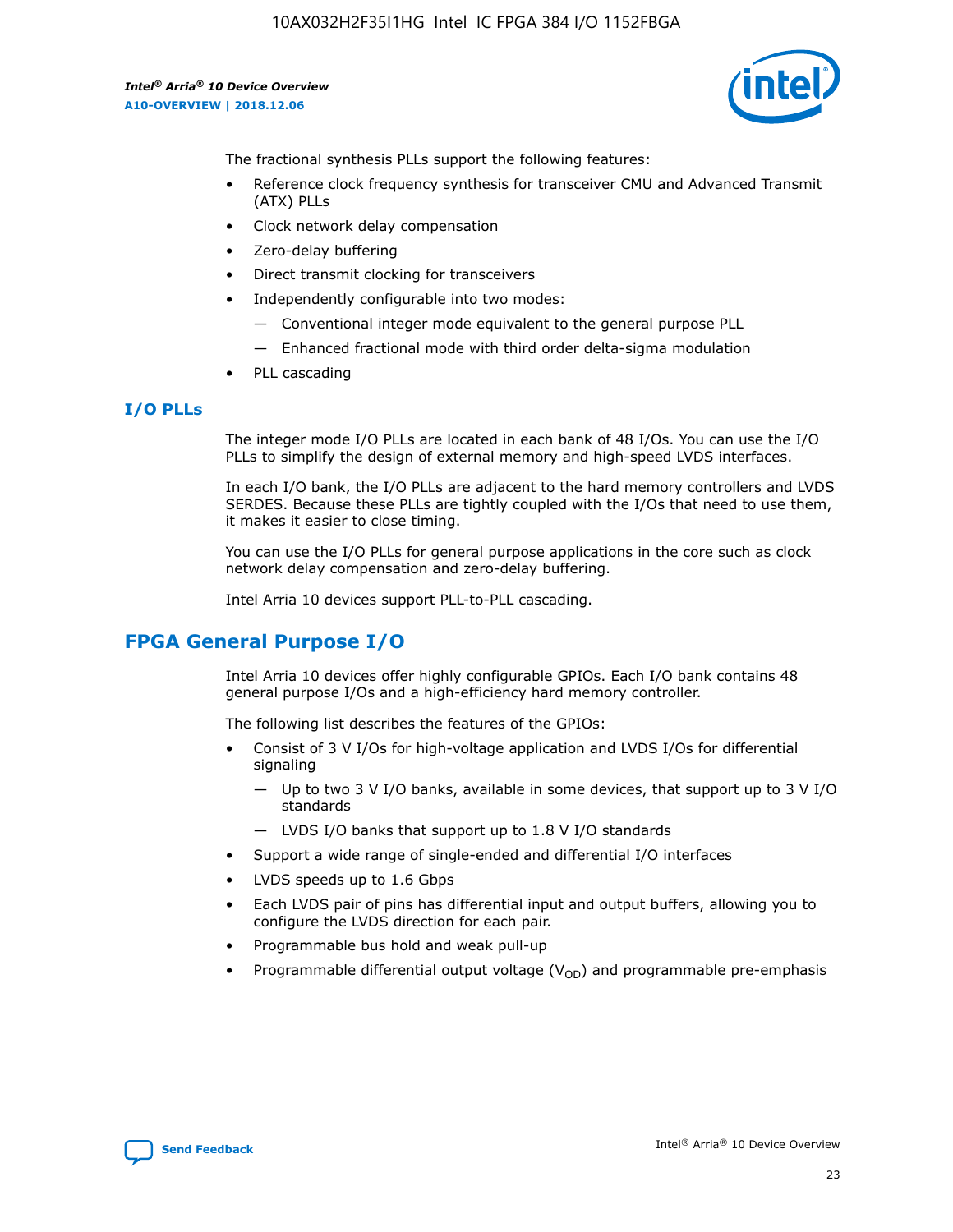The fractional synthesis PLLs support the following features:

- Reference clock frequency synthesis for transceiver CMU and Advanced Transmit (ATX) PLLs
- Clock network delay compensation
- Zero-delay buffering
- Direct transmit clocking for transceivers
- Independently configurable into two modes:
  - — Conventional integer mode equivalent to the general purpose PLL
  - — Enhanced fractional mode with third order delta-sigma modulation
- PLL cascading

## I/O PLLs

The integer mode I/O PLLs are located in each bank of 48 I/Os. You can use the I/O PLLs to simplify the design of external memory and high-speed LVDS interfaces.

In each I/O bank, the I/O PLLs are adjacent to the hard memory controllers and LVDS SERDES. Because these PLLs are tightly coupled with the I/Os that need to use them, it makes it easier to close timing.

You can use the I/O PLLs for general purpose applications in the core such as clock network delay compensation and zero-delay buffering.

Intel Arria 10 devices support PLL-to-PLL cascading.

# FPGA General Purpose I/O

Intel Arria 10 devices offer highly configurable GPIOs. Each I/O bank contains 48 general purpose I/Os and a high-efficiency hard memory controller.

The following list describes the features of the GPIOs:

- Consist of 3 V I/Os for high-voltage application and LVDS I/Os for differential signaling
  - — Up to two 3 V I/O banks, available in some devices, that support up to 3 V I/O standards
  - — LVDS I/O banks that support up to 1.8 V I/O standards
- Support a wide range of single-ended and differential I/O interfaces
- LVDS speeds up to 1.6 Gbps
- Each LVDS pair of pins has differential input and output buffers, allowing you to configure the LVDS direction for each pair.
- Programmable bus hold and weak pull-up
- Programmable differential output voltage ($V_{OD}$) and programmable pre-emphasis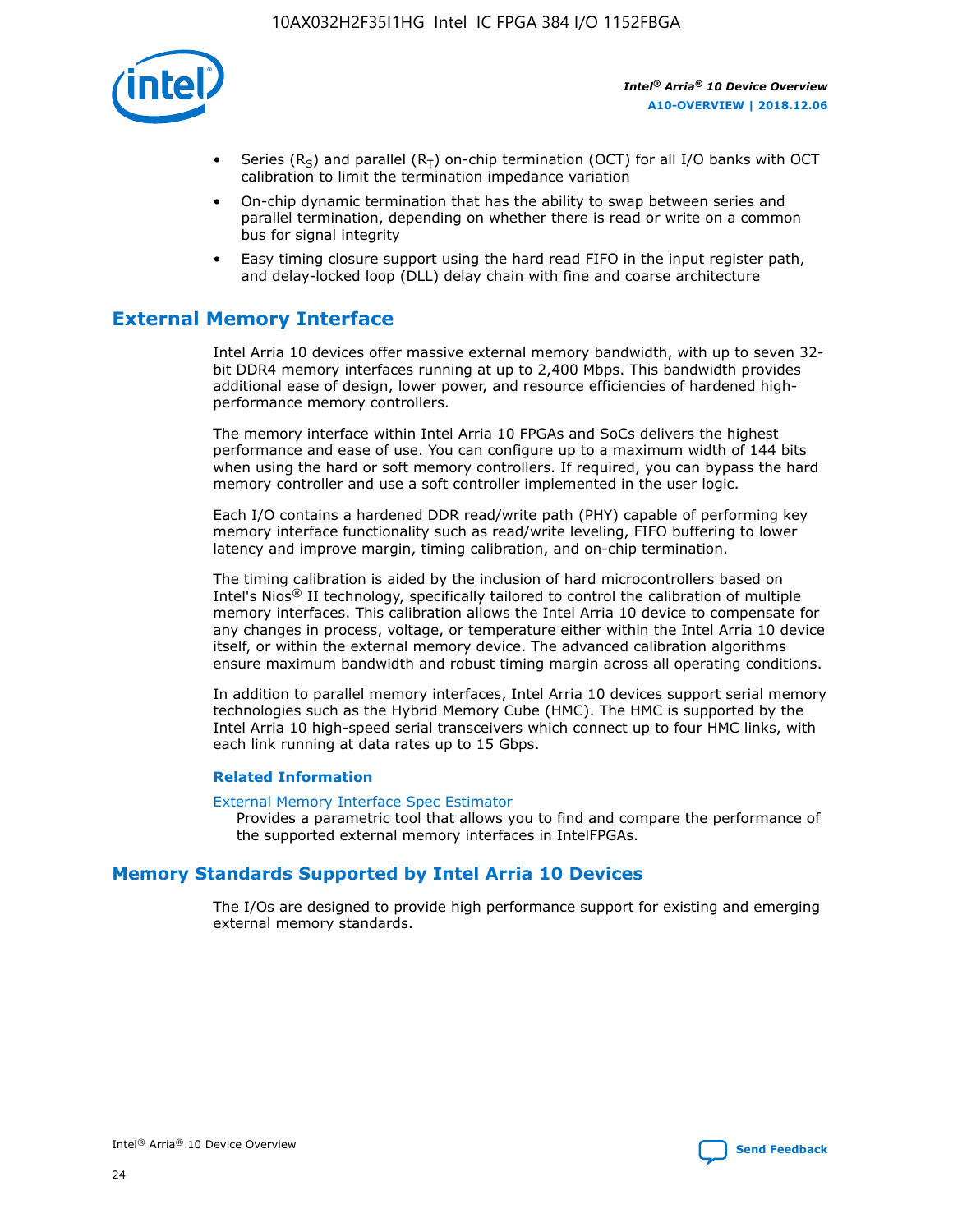- Series ($R_S$) and parallel ($R_T$) on-chip termination (OCT) for all I/O banks with OCT calibration to limit the termination impedance variation
- On-chip dynamic termination that has the ability to swap between series and parallel termination, depending on whether there is read or write on a common bus for signal integrity
- Easy timing closure support using the hard read FIFO in the input register path, and delay-locked loop (DLL) delay chain with fine and coarse architecture

## External Memory Interface

Intel Arria 10 devices offer massive external memory bandwidth, with up to seven 32-bit DDR4 memory interfaces running at up to 2,400 Mbps. This bandwidth provides additional ease of design, lower power, and resource efficiencies of hardened high-performance memory controllers.

The memory interface within Intel Arria 10 FPGAs and SoCs delivers the highest performance and ease of use. You can configure up to a maximum width of 144 bits when using the hard or soft memory controllers. If required, you can bypass the hard memory controller and use a soft controller implemented in the user logic.

Each I/O contains a hardened DDR read/write path (PHY) capable of performing key memory interface functionality such as read/write leveling, FIFO buffering to lower latency and improve margin, timing calibration, and on-chip termination.

The timing calibration is aided by the inclusion of hard microcontrollers based on Intel's Nios® II technology, specifically tailored to control the calibration of multiple memory interfaces. This calibration allows the Intel Arria 10 device to compensate for any changes in process, voltage, or temperature either within the Intel Arria 10 device itself, or within the external memory device. The advanced calibration algorithms ensure maximum bandwidth and robust timing margin across all operating conditions.

In addition to parallel memory interfaces, Intel Arria 10 devices support serial memory technologies such as the Hybrid Memory Cube (HMC). The HMC is supported by the Intel Arria 10 high-speed serial transceivers which connect up to four HMC links, with each link running at data rates up to 15 Gbps.

### Related Information

External Memory Interface Spec Estimator
Provides a parametric tool that allows you to find and compare the performance of the supported external memory interfaces in IntelFPGAs.

## Memory Standards Supported by Intel Arria 10 Devices

The I/Os are designed to provide high performance support for existing and emerging external memory standards.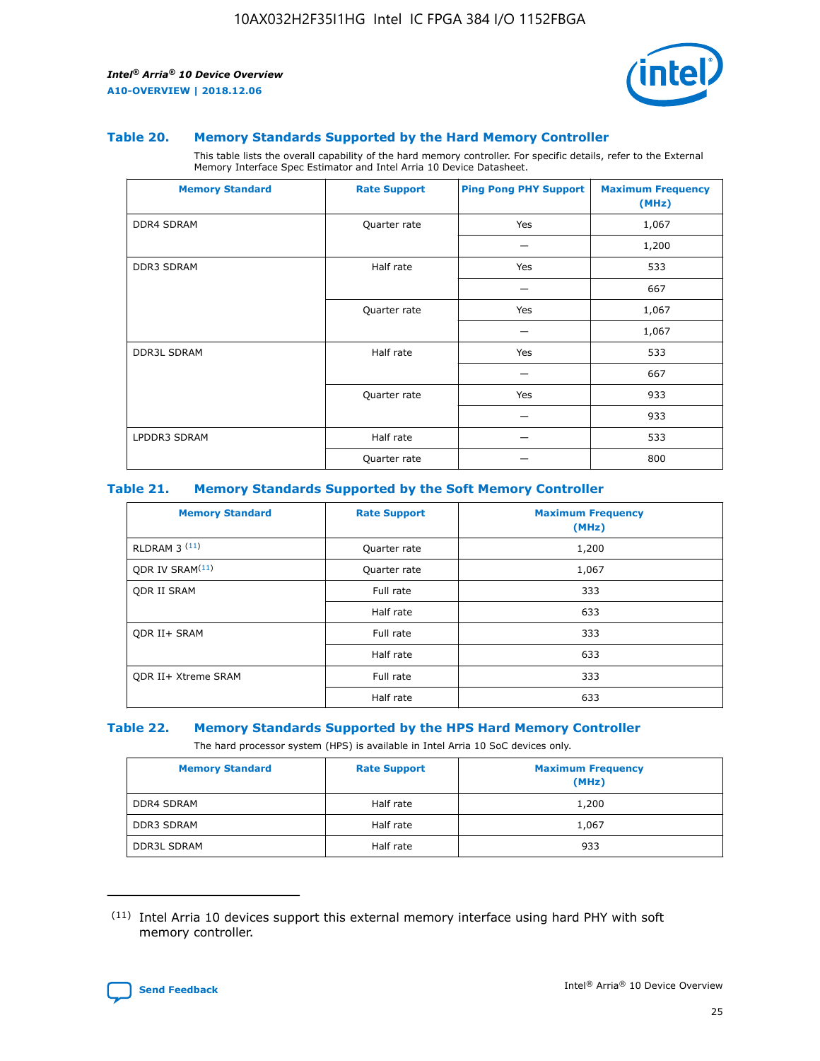### Table 20. Memory Standards Supported by the Hard Memory Controller

This table lists the overall capability of the hard memory controller. For specific details, refer to the External Memory Interface Spec Estimator and Intel Arria 10 Device Datasheet.

| Memory Standard | Rate Support | Ping Pong PHY Support | Maximum Frequency (MHz) |
|---|---|---|---|
| DDR4 SDRAM | Quarter rate | Yes | 1,067 |
| | | — | 1,200 |
| DDR3 SDRAM | Half rate | Yes | 533 |
| | | — | 667 |
| | Quarter rate | Yes | 1,067 |
| | | — | 1,067 |
| DDR3L SDRAM | Half rate | Yes | 533 |
| | | — | 667 |
| | Quarter rate | Yes | 933 |
| | | — | 933 |
| LPDDR3 SDRAM | Half rate | — | 533 |
| | Quarter rate | — | 800 |

### Table 21. Memory Standards Supported by the Soft Memory Controller

| Memory Standard | Rate Support | Maximum Frequency (MHz) |
|---|---|---|
| RLDRAM 3 (11) | Quarter rate | 1,200 |
| QDR IV SRAM(11) | Quarter rate | 1,067 |
| QDR II SRAM | Full rate | 333 |
| | Half rate | 633 |
| QDR II+ SRAM | Full rate | 333 |
| | Half rate | 633 |
| QDR II+ Xtreme SRAM | Full rate | 333 |
| | Half rate | 633 |

### Table 22. Memory Standards Supported by the HPS Hard Memory Controller

The hard processor system (HPS) is available in Intel Arria 10 SoC devices only.

| Memory Standard | Rate Support | Maximum Frequency (MHz) |
|---|---|---|
| DDR4 SDRAM | Half rate | 1,200 |
| DDR3 SDRAM | Half rate | 1,067 |
| DDR3L SDRAM | Half rate | 933 |

(11) Intel Arria 10 devices support this external memory interface using hard PHY with soft memory controller.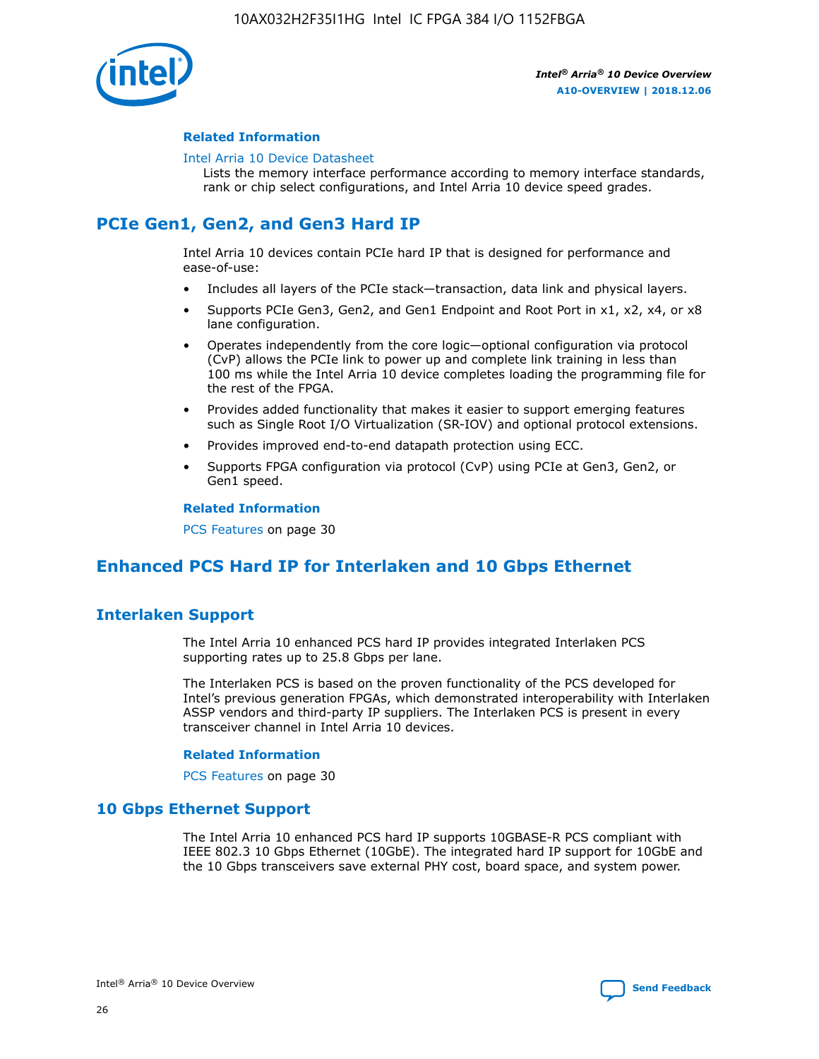### Related Information

Intel Arria 10 Device Datasheet
Lists the memory interface performance according to memory interface standards, rank or chip select configurations, and Intel Arria 10 device speed grades.

## PCIe Gen1, Gen2, and Gen3 Hard IP

Intel Arria 10 devices contain PCIe hard IP that is designed for performance and ease-of-use:

- Includes all layers of the PCIe stack—transaction, data link and physical layers.
- Supports PCIe Gen3, Gen2, and Gen1 Endpoint and Root Port in x1, x2, x4, or x8 lane configuration.
- Operates independently from the core logic—optional configuration via protocol (CvP) allows the PCIe link to power up and complete link training in less than 100 ms while the Intel Arria 10 device completes loading the programming file for the rest of the FPGA.
- Provides added functionality that makes it easier to support emerging features such as Single Root I/O Virtualization (SR-IOV) and optional protocol extensions.
- Provides improved end-to-end datapath protection using ECC.
- Supports FPGA configuration via protocol (CvP) using PCIe at Gen3, Gen2, or Gen1 speed.

### Related Information

PCS Features on page 30

## Enhanced PCS Hard IP for Interlaken and 10 Gbps Ethernet

## Interlaken Support

The Intel Arria 10 enhanced PCS hard IP provides integrated Interlaken PCS supporting rates up to 25.8 Gbps per lane.

The Interlaken PCS is based on the proven functionality of the PCS developed for Intel's previous generation FPGAs, which demonstrated interoperability with Interlaken ASSP vendors and third-party IP suppliers. The Interlaken PCS is present in every transceiver channel in Intel Arria 10 devices.

### Related Information

PCS Features on page 30

## 10 Gbps Ethernet Support

The Intel Arria 10 enhanced PCS hard IP supports 10GBASE-R PCS compliant with IEEE 802.3 10 Gbps Ethernet (10GbE). The integrated hard IP support for 10GbE and the 10 Gbps transceivers save external PHY cost, board space, and system power.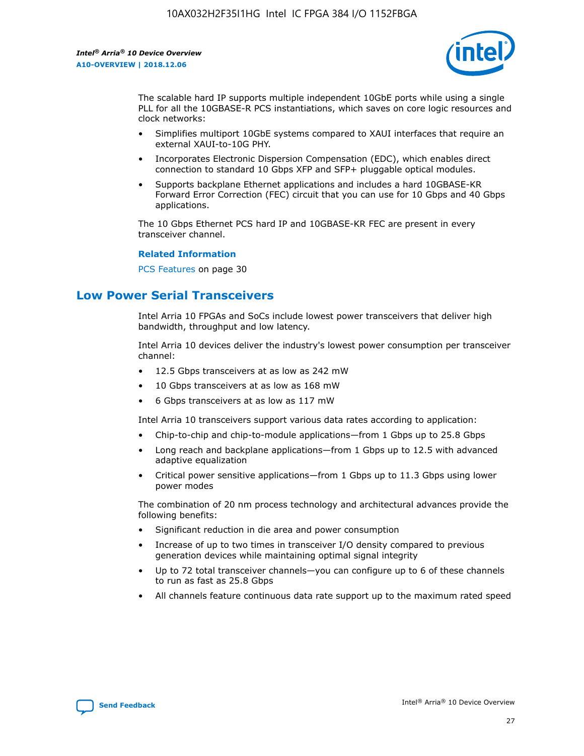The scalable hard IP supports multiple independent 10GbE ports while using a single PLL for all the 10GBASE-R PCS instantiations, which saves on core logic resources and clock networks:

- Simplifies multiport 10GbE systems compared to XAUI interfaces that require an external XAUI-to-10G PHY.
- Incorporates Electronic Dispersion Compensation (EDC), which enables direct connection to standard 10 Gbps XFP and SFP+ pluggable optical modules.
- Supports backplane Ethernet applications and includes a hard 10GBASE-KR Forward Error Correction (FEC) circuit that you can use for 10 Gbps and 40 Gbps applications.

The 10 Gbps Ethernet PCS hard IP and 10GBASE-KR FEC are present in every transceiver channel.

**Related Information**

PCS Features on page 30

## Low Power Serial Transceivers

Intel Arria 10 FPGAs and SoCs include lowest power transceivers that deliver high bandwidth, throughput and low latency.

Intel Arria 10 devices deliver the industry's lowest power consumption per transceiver channel:

- 12.5 Gbps transceivers at as low as 242 mW
- 10 Gbps transceivers at as low as 168 mW
- 6 Gbps transceivers at as low as 117 mW

Intel Arria 10 transceivers support various data rates according to application:

- Chip-to-chip and chip-to-module applications—from 1 Gbps up to 25.8 Gbps
- Long reach and backplane applications—from 1 Gbps up to 12.5 with advanced adaptive equalization
- Critical power sensitive applications—from 1 Gbps up to 11.3 Gbps using lower power modes

The combination of 20 nm process technology and architectural advances provide the following benefits:

- Significant reduction in die area and power consumption
- Increase of up to two times in transceiver I/O density compared to previous generation devices while maintaining optimal signal integrity
- Up to 72 total transceiver channels—you can configure up to 6 of these channels to run as fast as 25.8 Gbps
- All channels feature continuous data rate support up to the maximum rated speed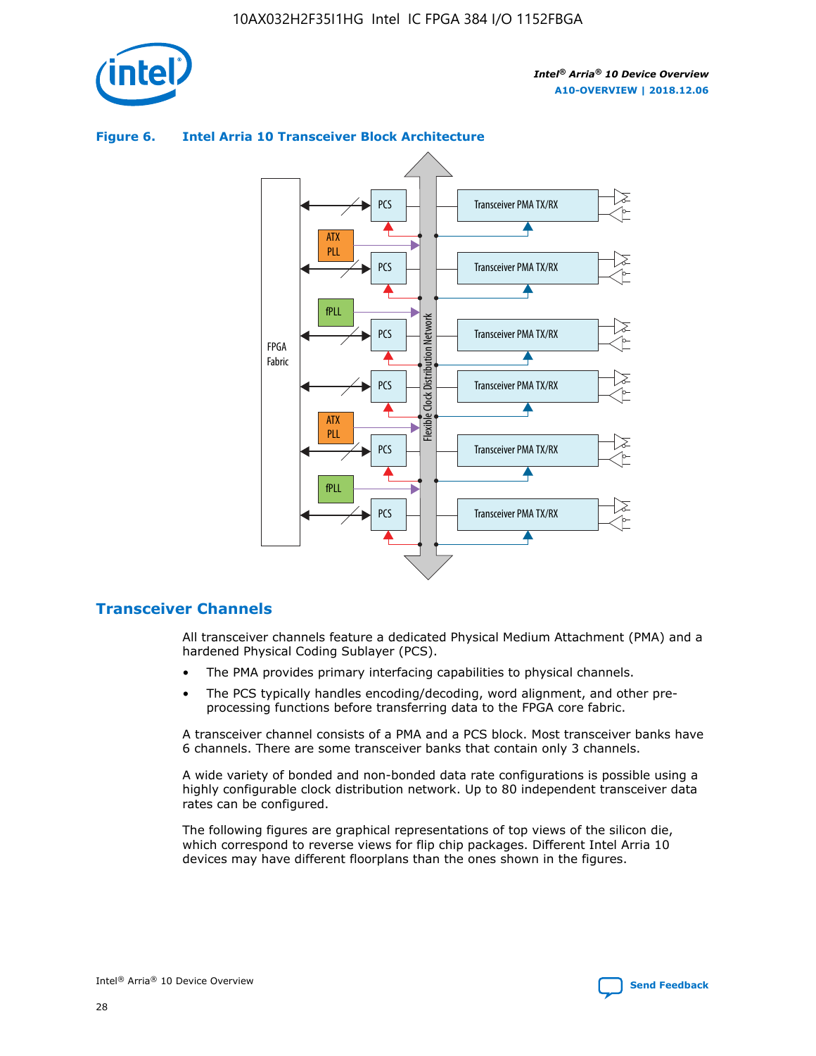**Figure 6. Intel Arria 10 Transceiver Block Architecture**

## Transceiver Channels

All transceiver channels feature a dedicated Physical Medium Attachment (PMA) and a hardened Physical Coding Sublayer (PCS).

- The PMA provides primary interfacing capabilities to physical channels.
- The PCS typically handles encoding/decoding, word alignment, and other pre-processing functions before transferring data to the FPGA core fabric.

A transceiver channel consists of a PMA and a PCS block. Most transceiver banks have 6 channels. There are some transceiver banks that contain only 3 channels.

A wide variety of bonded and non-bonded data rate configurations is possible using a highly configurable clock distribution network. Up to 80 independent transceiver data rates can be configured.

The following figures are graphical representations of top views of the silicon die, which correspond to reverse views for flip chip packages. Different Intel Arria 10 devices may have different floorplans than the ones shown in the figures.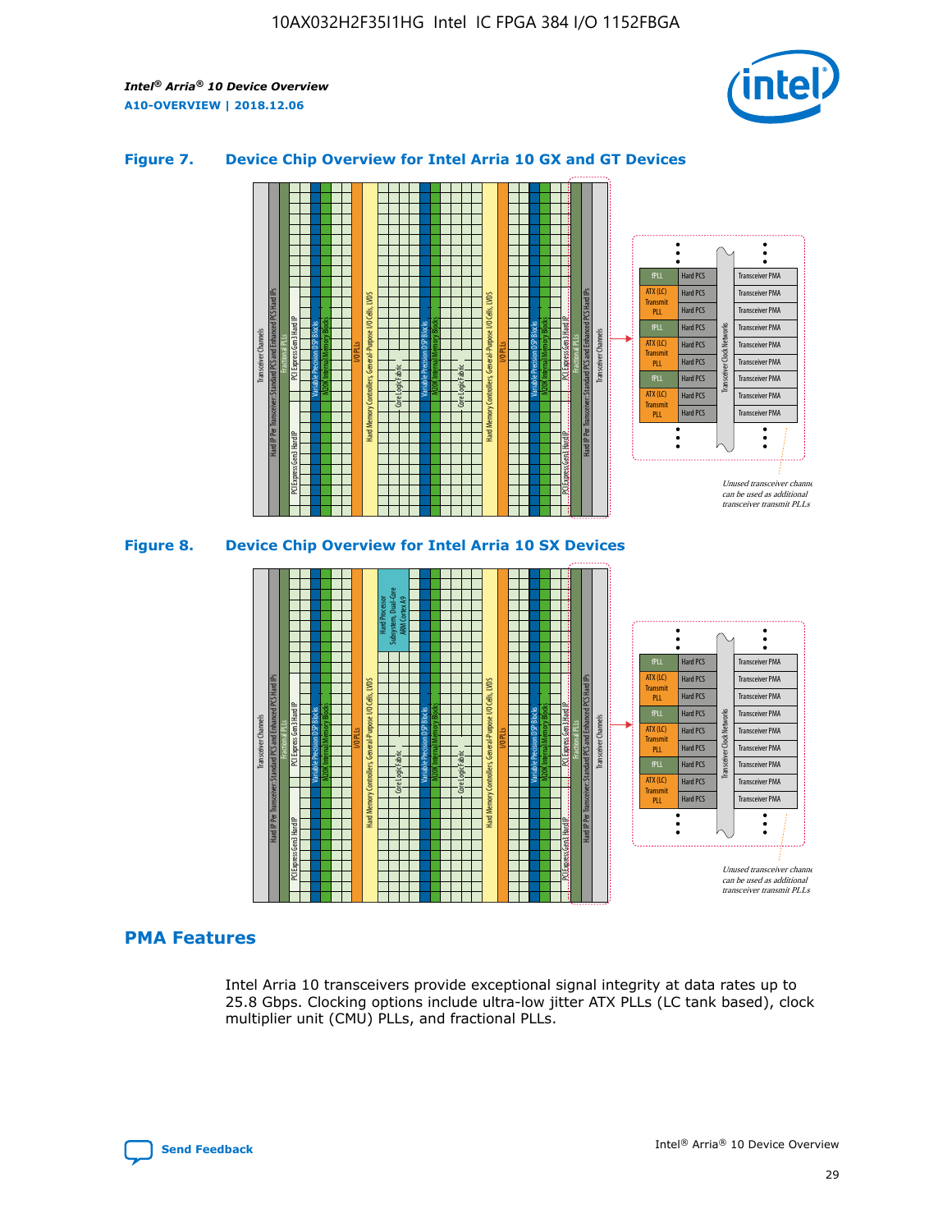## Figure 7. Device Chip Overview for Intel Arria 10 GX and GT Devices

## Figure 8. Device Chip Overview for Intel Arria 10 SX Devices

## PMA Features

Intel Arria 10 transceivers provide exceptional signal integrity at data rates up to 25.8 Gbps. Clocking options include ultra-low jitter ATX PLLs (LC tank based), clock multiplier unit (CMU) PLLs, and fractional PLLs.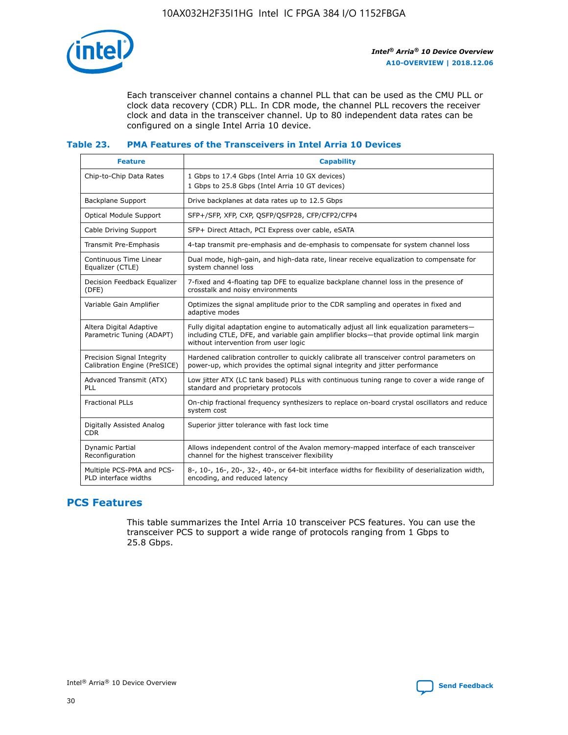Each transceiver channel contains a channel PLL that can be used as the CMU PLL or clock data recovery (CDR) PLL. In CDR mode, the channel PLL recovers the receiver clock and data in the transceiver channel. Up to 80 independent data rates can be configured on a single Intel Arria 10 device.

### Table 23. PMA Features of the Transceivers in Intel Arria 10 Devices

| Feature | Capability |
| --- | --- |
| Chip-to-Chip Data Rates | 1 Gbps to 17.4 Gbps (Intel Arria 10 GX devices)<br>1 Gbps to 25.8 Gbps (Intel Arria 10 GT devices) |
| Backplane Support | Drive backplanes at data rates up to 12.5 Gbps |
| Optical Module Support | SFP+/SFP, XFP, CXP, QSFP/QSFP28, CFP/CFP2/CFP4 |
| Cable Driving Support | SFP+ Direct Attach, PCI Express over cable, eSATA |
| Transmit Pre-Emphasis | 4-tap transmit pre-emphasis and de-emphasis to compensate for system channel loss |
| Continuous Time Linear Equalizer (CTLE) | Dual mode, high-gain, and high-data rate, linear receive equalization to compensate for system channel loss |
| Decision Feedback Equalizer (DFE) | 7-fixed and 4-floating tap DFE to equalize backplane channel loss in the presence of crosstalk and noisy environments |
| Variable Gain Amplifier | Optimizes the signal amplitude prior to the CDR sampling and operates in fixed and adaptive modes |
| Altera Digital Adaptive Parametric Tuning (ADAPT) | Fully digital adaptation engine to automatically adjust all link equalization parameters—including CTLE, DFE, and variable gain amplifier blocks—that provide optimal link margin without intervention from user logic |
| Precision Signal Integrity Calibration Engine (PreSICE) | Hardened calibration controller to quickly calibrate all transceiver control parameters on power-up, which provides the optimal signal integrity and jitter performance |
| Advanced Transmit (ATX) PLL | Low jitter ATX (LC tank based) PLLs with continuous tuning range to cover a wide range of standard and proprietary protocols |
| Fractional PLLs | On-chip fractional frequency synthesizers to replace on-board crystal oscillators and reduce system cost |
| Digitally Assisted Analog CDR | Superior jitter tolerance with fast lock time |
| Dynamic Partial Reconfiguration | Allows independent control of the Avalon memory-mapped interface of each transceiver channel for the highest transceiver flexibility |
| Multiple PCS-PMA and PCS-PLD interface widths | 8-, 10-, 16-, 20-, 32-, 40-, or 64-bit interface widths for flexibility of deserialization width, encoding, and reduced latency |

## PCS Features

This table summarizes the Intel Arria 10 transceiver PCS features. You can use the transceiver PCS to support a wide range of protocols ranging from 1 Gbps to 25.8 Gbps.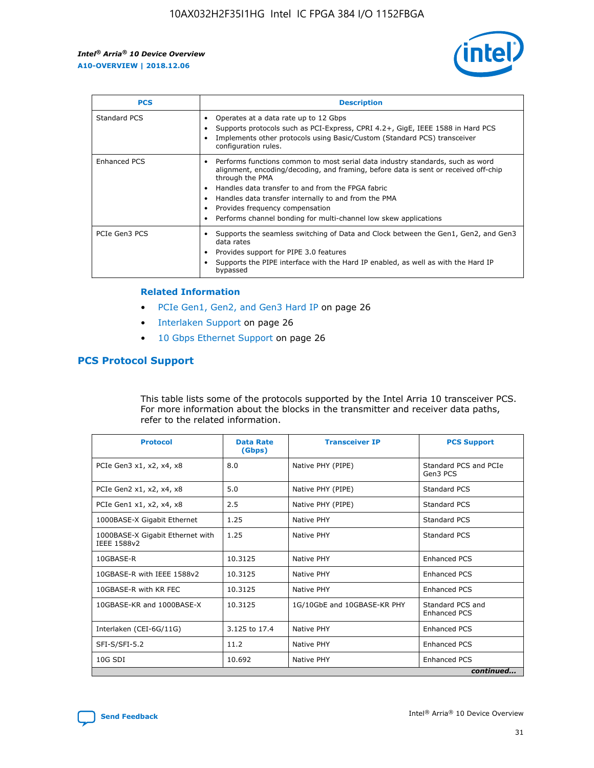| PCS | Description |
| --- | --- |
| Standard PCS | • Operates at a data rate up to 12 Gbps<br>• Supports protocols such as PCI-Express, CPRI 4.2+, GigE, IEEE 1588 in Hard PCS<br>• Implements other protocols using Basic/Custom (Standard PCS) transceiver configuration rules. |
| Enhanced PCS | • Performs functions common to most serial data industry standards, such as word alignment, encoding/decoding, and framing, before data is sent or received off-chip through the PMA<br>• Handles data transfer to and from the FPGA fabric<br>• Handles data transfer internally to and from the PMA<br>• Provides frequency compensation<br>• Performs channel bonding for multi-channel low skew applications |
| PCIe Gen3 PCS | • Supports the seamless switching of Data and Clock between the Gen1, Gen2, and Gen3 data rates<br>• Provides support for PIPE 3.0 features<br>• Supports the PIPE interface with the Hard IP enabled, as well as with the Hard IP bypassed |

### Related Information

- PCIe Gen1, Gen2, and Gen3 Hard IP on page 26
- Interlaken Support on page 26
- 10 Gbps Ethernet Support on page 26

## PCS Protocol Support

This table lists some of the protocols supported by the Intel Arria 10 transceiver PCS. For more information about the blocks in the transmitter and receiver data paths, refer to the related information.

| Protocol | Data Rate (Gbps) | Transceiver IP | PCS Support |
| --- | --- | --- | --- |
| PCIe Gen3 x1, x2, x4, x8 | 8.0 | Native PHY (PIPE) | Standard PCS and PCIe Gen3 PCS |
| PCIe Gen2 x1, x2, x4, x8 | 5.0 | Native PHY (PIPE) | Standard PCS |
| PCIe Gen1 x1, x2, x4, x8 | 2.5 | Native PHY (PIPE) | Standard PCS |
| 1000BASE-X Gigabit Ethernet | 1.25 | Native PHY | Standard PCS |
| 1000BASE-X Gigabit Ethernet with IEEE 1588v2 | 1.25 | Native PHY | Standard PCS |
| 10GBASE-R | 10.3125 | Native PHY | Enhanced PCS |
| 10GBASE-R with IEEE 1588v2 | 10.3125 | Native PHY | Enhanced PCS |
| 10GBASE-R with KR FEC | 10.3125 | Native PHY | Enhanced PCS |
| 10GBASE-KR and 1000BASE-X | 10.3125 | 1G/10GbE and 10GBASE-KR PHY | Standard PCS and Enhanced PCS |
| Interlaken (CEI-6G/11G) | 3.125 to 17.4 | Native PHY | Enhanced PCS |
| SFI-S/SFI-5.2 | 11.2 | Native PHY | Enhanced PCS |
| 10G SDI | 10.692 | Native PHY | Enhanced PCS |

*continued...*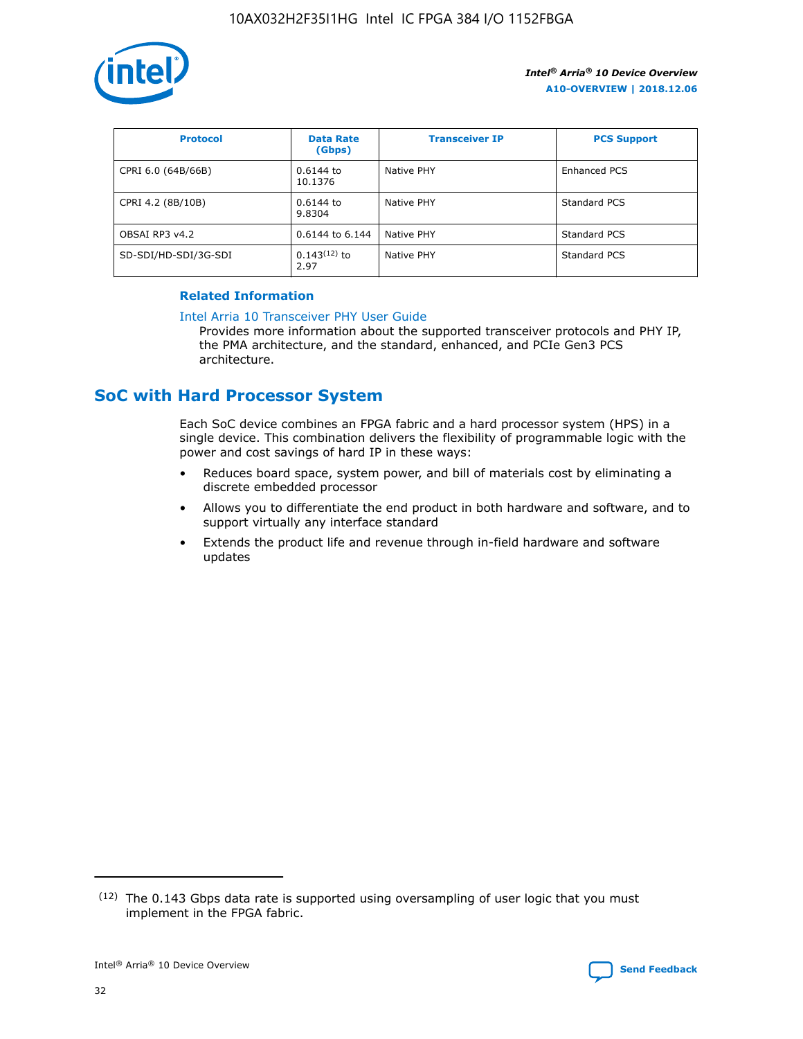| Protocol | Data Rate (Gbps) | Transceiver IP | PCS Support |
| --- | --- | --- | --- |
| CPRI 6.0 (64B/66B) | 0.6144 to 10.1376 | Native PHY | Enhanced PCS |
| CPRI 4.2 (8B/10B) | 0.6144 to 9.8304 | Native PHY | Standard PCS |
| OBSAI RP3 v4.2 | 0.6144 to 6.144 | Native PHY | Standard PCS |
| SD-SDI/HD-SDI/3G-SDI | 0.143[12] to 2.97 | Native PHY | Standard PCS |

**Related Information**

Intel Arria 10 Transceiver PHY User Guide

Provides more information about the supported transceiver protocols and PHY IP, the PMA architecture, and the standard, enhanced, and PCIe Gen3 PCS architecture.

## SoC with Hard Processor System

Each SoC device combines an FPGA fabric and a hard processor system (HPS) in a single device. This combination delivers the flexibility of programmable logic with the power and cost savings of hard IP in these ways:

- Reduces board space, system power, and bill of materials cost by eliminating a discrete embedded processor
- Allows you to differentiate the end product in both hardware and software, and to support virtually any interface standard
- Extends the product life and revenue through in-field hardware and software updates

[12] The 0.143 Gbps data rate is supported using oversampling of user logic that you must implement in the FPGA fabric.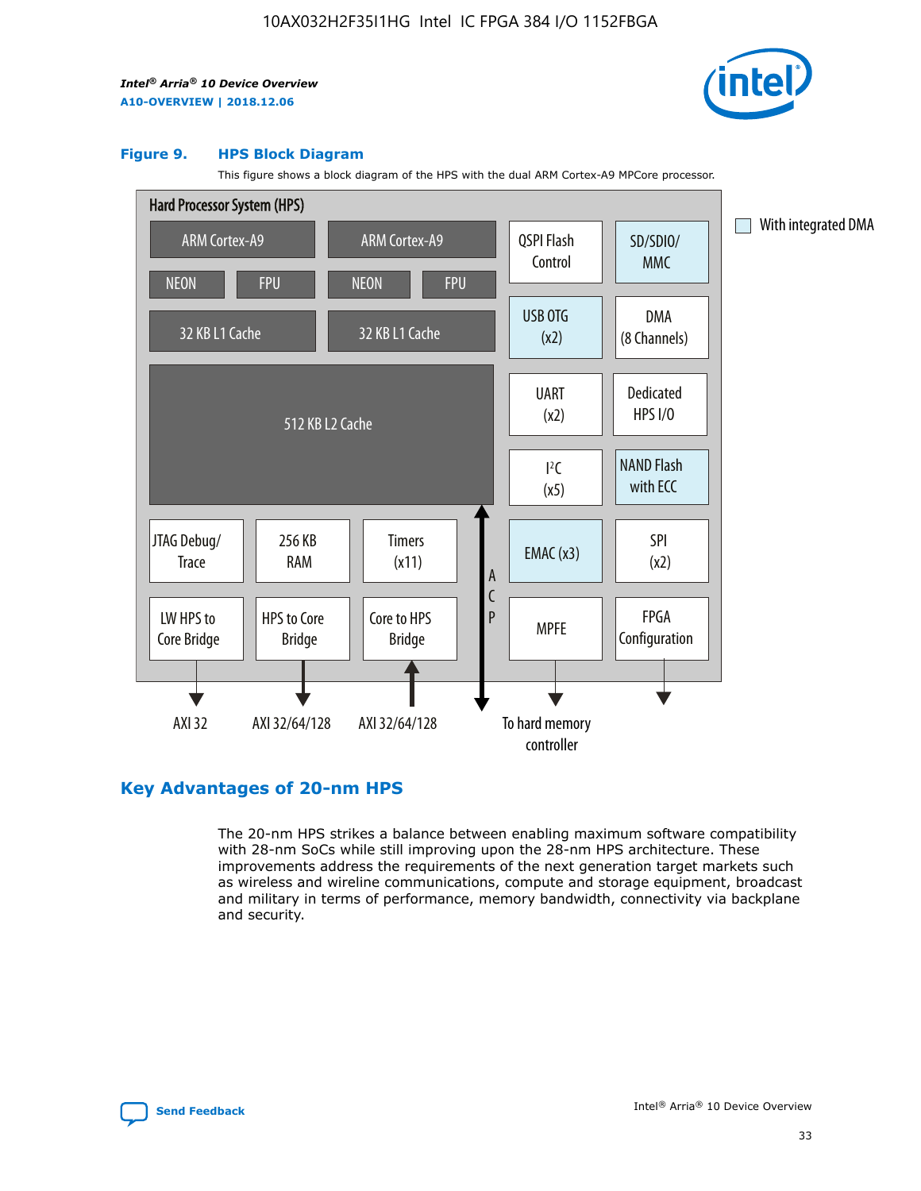**Figure 9. HPS Block Diagram**

This figure shows a block diagram of the HPS with the dual ARM Cortex-A9 MPCore processor.

Hard Processor System (HPS)

- ARM Cortex-A9 (NEON, FPU, 32 KB L1 Cache)
- ARM Cortex-A9 (NEON, FPU, 32 KB L1 Cache)
- 512 KB L2 Cache
- JTAG Debug/Trace
- 256 KB RAM
- Timers (x11)
- LW HPS to Core Bridge — AXI 32
- HPS to Core Bridge — AXI 32/64/128
- Core to HPS Bridge — AXI 32/64/128
- ACP
- QSPI Flash Control
- SD/SDIO/MMC
- USB OTG (x2)
- DMA (8 Channels)
- UART (x2)
- Dedicated HPS I/O
- I²C (x5)
- NAND Flash with ECC
- EMAC (x3)
- SPI (x2)
- MPFE — To hard memory controller
- FPGA Configuration

With integrated DMA

## Key Advantages of 20-nm HPS

The 20-nm HPS strikes a balance between enabling maximum software compatibility with 28-nm SoCs while still improving upon the 28-nm HPS architecture. These improvements address the requirements of the next generation target markets such as wireless and wireline communications, compute and storage equipment, broadcast and military in terms of performance, memory bandwidth, connectivity via backplane and security.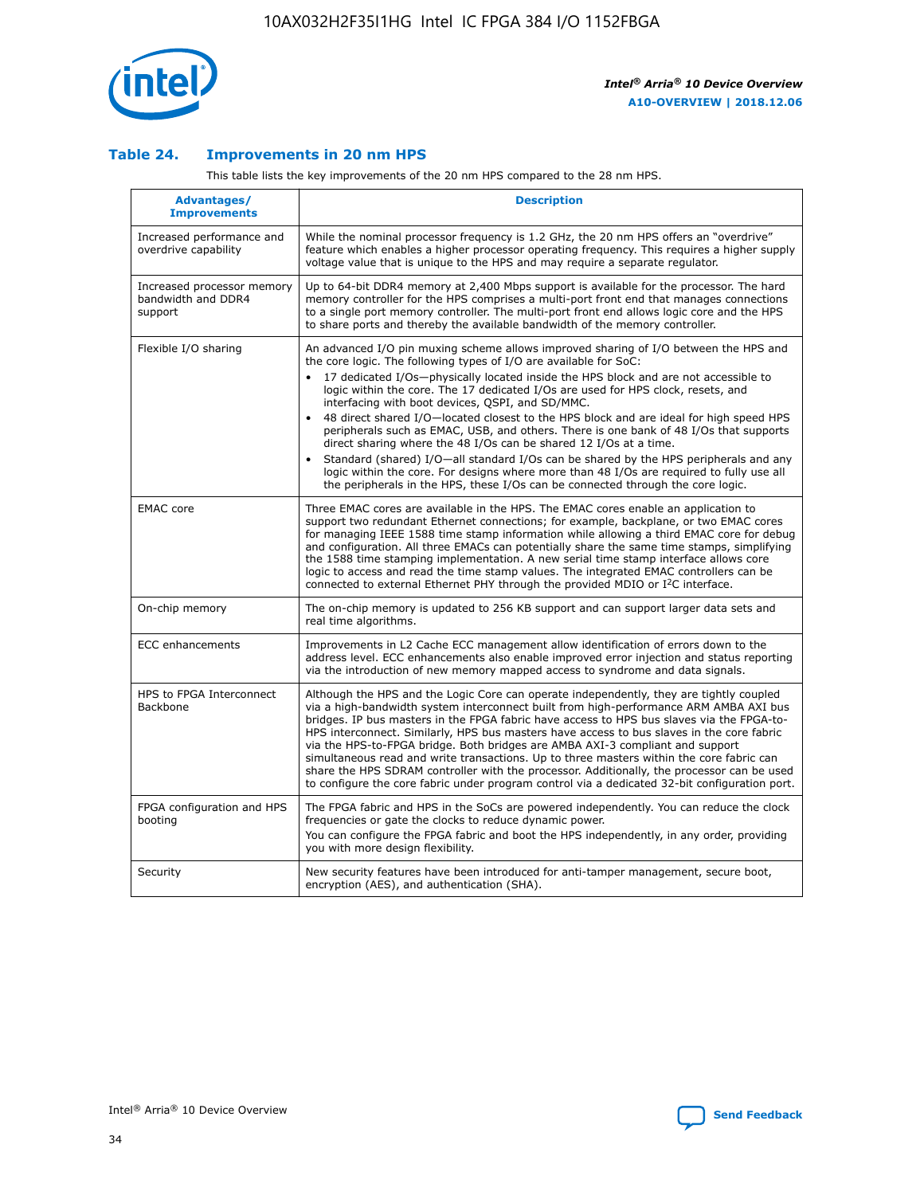## Table 24. Improvements in 20 nm HPS

This table lists the key improvements of the 20 nm HPS compared to the 28 nm HPS.

| Advantages/ Improvements | Description |
|---|---|
| Increased performance and overdrive capability | While the nominal processor frequency is 1.2 GHz, the 20 nm HPS offers an "overdrive" feature which enables a higher processor operating frequency. This requires a higher supply voltage value that is unique to the HPS and may require a separate regulator. |
| Increased processor memory bandwidth and DDR4 support | Up to 64-bit DDR4 memory at 2,400 Mbps support is available for the processor. The hard memory controller for the HPS comprises a multi-port front end that manages connections to a single port memory controller. The multi-port front end allows logic core and the HPS to share ports and thereby the available bandwidth of the memory controller. |
| Flexible I/O sharing | An advanced I/O pin muxing scheme allows improved sharing of I/O between the HPS and the core logic. The following types of I/O are available for SoC:<br>• 17 dedicated I/Os—physically located inside the HPS block and are not accessible to logic within the core. The 17 dedicated I/Os are used for HPS clock, resets, and interfacing with boot devices, QSPI, and SD/MMC.<br>• 48 direct shared I/O—located closest to the HPS block and are ideal for high speed HPS peripherals such as EMAC, USB, and others. There is one bank of 48 I/Os that supports direct sharing where the 48 I/Os can be shared 12 I/Os at a time.<br>• Standard (shared) I/O—all standard I/Os can be shared by the HPS peripherals and any logic within the core. For designs where more than 48 I/Os are required to fully use all the peripherals in the HPS, these I/Os can be connected through the core logic. |
| EMAC core | Three EMAC cores are available in the HPS. The EMAC cores enable an application to support two redundant Ethernet connections; for example, backplane, or two EMAC cores for managing IEEE 1588 time stamp information while allowing a third EMAC core for debug and configuration. All three EMACs can potentially share the same time stamps, simplifying the 1588 time stamping implementation. A new serial time stamp interface allows core logic to access and read the time stamp values. The integrated EMAC controllers can be connected to external Ethernet PHY through the provided MDIO or I²C interface. |
| On-chip memory | The on-chip memory is updated to 256 KB support and can support larger data sets and real time algorithms. |
| ECC enhancements | Improvements in L2 Cache ECC management allow identification of errors down to the address level. ECC enhancements also enable improved error injection and status reporting via the introduction of new memory mapped access to syndrome and data signals. |
| HPS to FPGA Interconnect Backbone | Although the HPS and the Logic Core can operate independently, they are tightly coupled via a high-bandwidth system interconnect built from high-performance ARM AMBA AXI bus bridges. IP bus masters in the FPGA fabric have access to HPS bus slaves via the FPGA-to-HPS interconnect. Similarly, HPS bus masters have access to bus slaves in the core fabric via the HPS-to-FPGA bridge. Both bridges are AMBA AXI-3 compliant and support simultaneous read and write transactions. Up to three masters within the core fabric can share the HPS SDRAM controller with the processor. Additionally, the processor can be used to configure the core fabric under program control via a dedicated 32-bit configuration port. |
| FPGA configuration and HPS booting | The FPGA fabric and HPS in the SoCs are powered independently. You can reduce the clock frequencies or gate the clocks to reduce dynamic power.<br>You can configure the FPGA fabric and boot the HPS independently, in any order, providing you with more design flexibility. |
| Security | New security features have been introduced for anti-tamper management, secure boot, encryption (AES), and authentication (SHA). |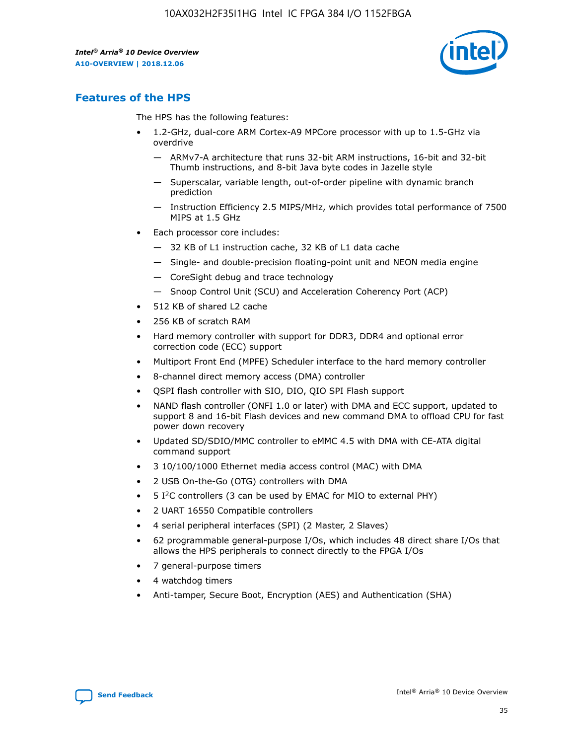## Features of the HPS

The HPS has the following features:

- 1.2-GHz, dual-core ARM Cortex-A9 MPCore processor with up to 1.5-GHz via overdrive
  - — ARMv7-A architecture that runs 32-bit ARM instructions, 16-bit and 32-bit Thumb instructions, and 8-bit Java byte codes in Jazelle style
  - — Superscalar, variable length, out-of-order pipeline with dynamic branch prediction
  - — Instruction Efficiency 2.5 MIPS/MHz, which provides total performance of 7500 MIPS at 1.5 GHz
- Each processor core includes:
  - — 32 KB of L1 instruction cache, 32 KB of L1 data cache
  - — Single- and double-precision floating-point unit and NEON media engine
  - — CoreSight debug and trace technology
  - — Snoop Control Unit (SCU) and Acceleration Coherency Port (ACP)
- 512 KB of shared L2 cache
- 256 KB of scratch RAM
- Hard memory controller with support for DDR3, DDR4 and optional error correction code (ECC) support
- Multiport Front End (MPFE) Scheduler interface to the hard memory controller
- 8-channel direct memory access (DMA) controller
- QSPI flash controller with SIO, DIO, QIO SPI Flash support
- NAND flash controller (ONFI 1.0 or later) with DMA and ECC support, updated to support 8 and 16-bit Flash devices and new command DMA to offload CPU for fast power down recovery
- Updated SD/SDIO/MMC controller to eMMC 4.5 with DMA with CE-ATA digital command support
- 3 10/100/1000 Ethernet media access control (MAC) with DMA
- 2 USB On-the-Go (OTG) controllers with DMA
- 5 I²C controllers (3 can be used by EMAC for MIO to external PHY)
- 2 UART 16550 Compatible controllers
- 4 serial peripheral interfaces (SPI) (2 Master, 2 Slaves)
- 62 programmable general-purpose I/Os, which includes 48 direct share I/Os that allows the HPS peripherals to connect directly to the FPGA I/Os
- 7 general-purpose timers
- 4 watchdog timers
- Anti-tamper, Secure Boot, Encryption (AES) and Authentication (SHA)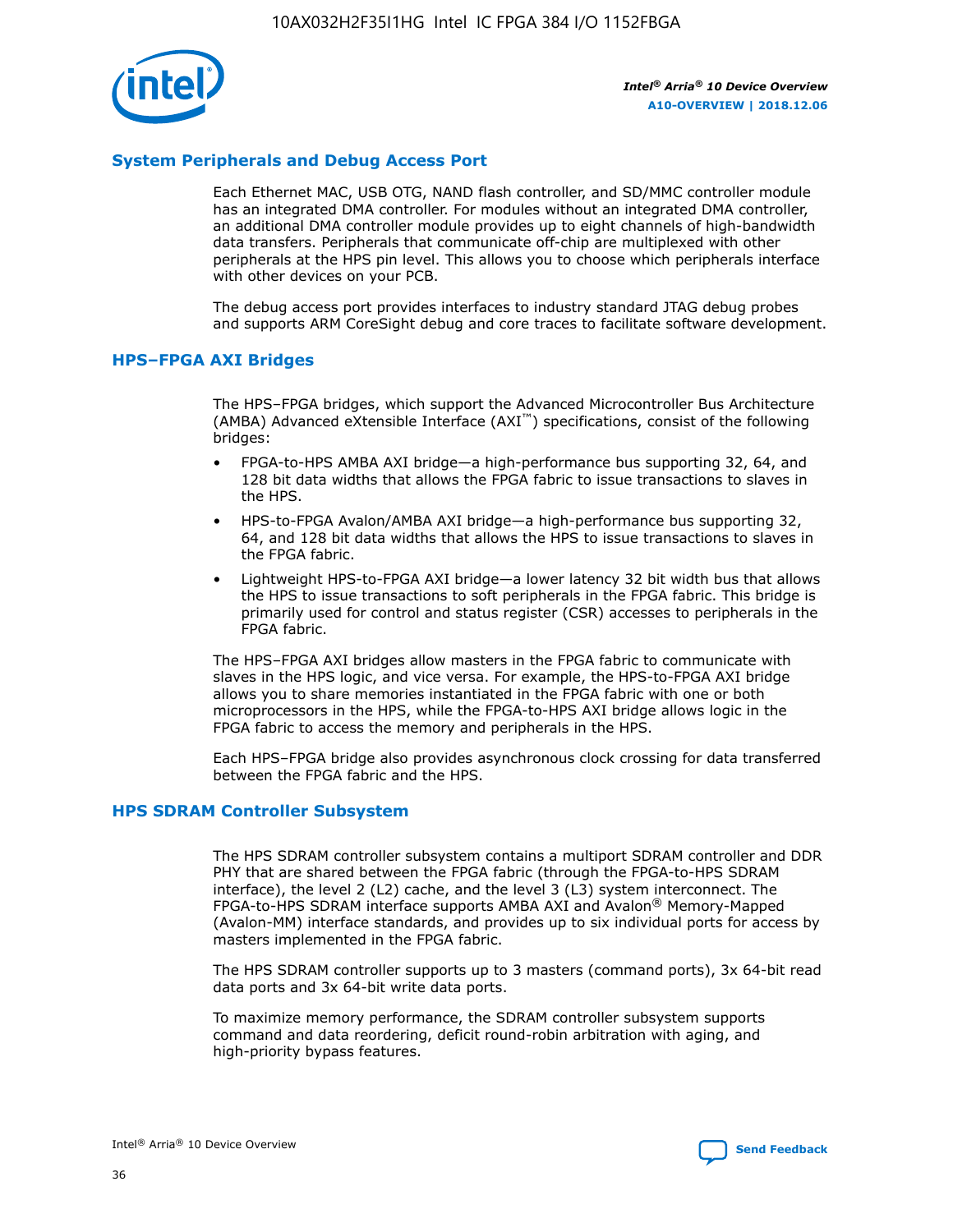## System Peripherals and Debug Access Port

Each Ethernet MAC, USB OTG, NAND flash controller, and SD/MMC controller module has an integrated DMA controller. For modules without an integrated DMA controller, an additional DMA controller module provides up to eight channels of high-bandwidth data transfers. Peripherals that communicate off-chip are multiplexed with other peripherals at the HPS pin level. This allows you to choose which peripherals interface with other devices on your PCB.

The debug access port provides interfaces to industry standard JTAG debug probes and supports ARM CoreSight debug and core traces to facilitate software development.

## HPS–FPGA AXI Bridges

The HPS–FPGA bridges, which support the Advanced Microcontroller Bus Architecture (AMBA) Advanced eXtensible Interface (AXI™) specifications, consist of the following bridges:

- FPGA-to-HPS AMBA AXI bridge—a high-performance bus supporting 32, 64, and 128 bit data widths that allows the FPGA fabric to issue transactions to slaves in the HPS.
- HPS-to-FPGA Avalon/AMBA AXI bridge—a high-performance bus supporting 32, 64, and 128 bit data widths that allows the HPS to issue transactions to slaves in the FPGA fabric.
- Lightweight HPS-to-FPGA AXI bridge—a lower latency 32 bit width bus that allows the HPS to issue transactions to soft peripherals in the FPGA fabric. This bridge is primarily used for control and status register (CSR) accesses to peripherals in the FPGA fabric.

The HPS–FPGA AXI bridges allow masters in the FPGA fabric to communicate with slaves in the HPS logic, and vice versa. For example, the HPS-to-FPGA AXI bridge allows you to share memories instantiated in the FPGA fabric with one or both microprocessors in the HPS, while the FPGA-to-HPS AXI bridge allows logic in the FPGA fabric to access the memory and peripherals in the HPS.

Each HPS–FPGA bridge also provides asynchronous clock crossing for data transferred between the FPGA fabric and the HPS.

## HPS SDRAM Controller Subsystem

The HPS SDRAM controller subsystem contains a multiport SDRAM controller and DDR PHY that are shared between the FPGA fabric (through the FPGA-to-HPS SDRAM interface), the level 2 (L2) cache, and the level 3 (L3) system interconnect. The FPGA-to-HPS SDRAM interface supports AMBA AXI and Avalon® Memory-Mapped (Avalon-MM) interface standards, and provides up to six individual ports for access by masters implemented in the FPGA fabric.

The HPS SDRAM controller supports up to 3 masters (command ports), 3x 64-bit read data ports and 3x 64-bit write data ports.

To maximize memory performance, the SDRAM controller subsystem supports command and data reordering, deficit round-robin arbitration with aging, and high-priority bypass features.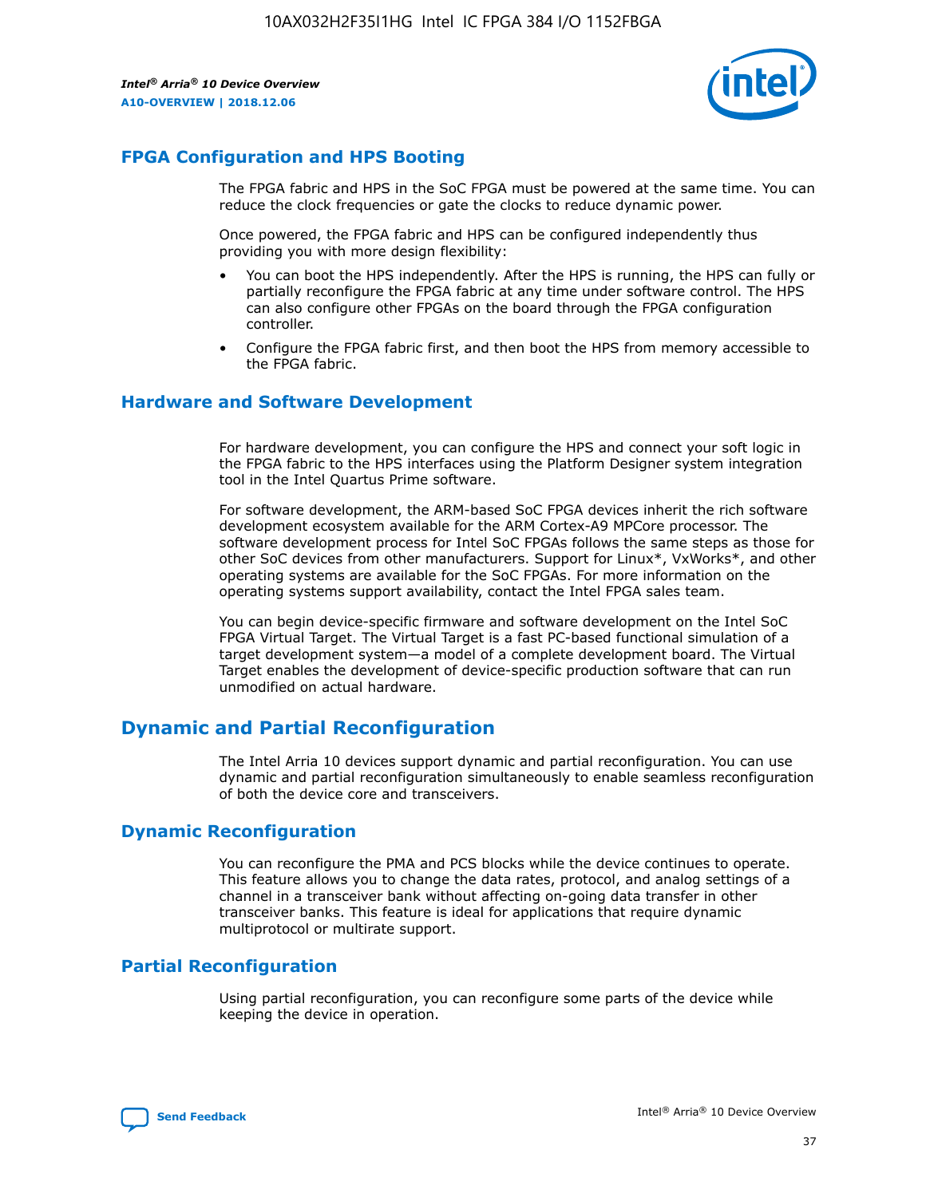## FPGA Configuration and HPS Booting

The FPGA fabric and HPS in the SoC FPGA must be powered at the same time. You can reduce the clock frequencies or gate the clocks to reduce dynamic power.

Once powered, the FPGA fabric and HPS can be configured independently thus providing you with more design flexibility:

- You can boot the HPS independently. After the HPS is running, the HPS can fully or partially reconfigure the FPGA fabric at any time under software control. The HPS can also configure other FPGAs on the board through the FPGA configuration controller.
- Configure the FPGA fabric first, and then boot the HPS from memory accessible to the FPGA fabric.

## Hardware and Software Development

For hardware development, you can configure the HPS and connect your soft logic in the FPGA fabric to the HPS interfaces using the Platform Designer system integration tool in the Intel Quartus Prime software.

For software development, the ARM-based SoC FPGA devices inherit the rich software development ecosystem available for the ARM Cortex-A9 MPCore processor. The software development process for Intel SoC FPGAs follows the same steps as those for other SoC devices from other manufacturers. Support for Linux*, VxWorks*, and other operating systems are available for the SoC FPGAs. For more information on the operating systems support availability, contact the Intel FPGA sales team.

You can begin device-specific firmware and software development on the Intel SoC FPGA Virtual Target. The Virtual Target is a fast PC-based functional simulation of a target development system—a model of a complete development board. The Virtual Target enables the development of device-specific production software that can run unmodified on actual hardware.

# Dynamic and Partial Reconfiguration

The Intel Arria 10 devices support dynamic and partial reconfiguration. You can use dynamic and partial reconfiguration simultaneously to enable seamless reconfiguration of both the device core and transceivers.

## Dynamic Reconfiguration

You can reconfigure the PMA and PCS blocks while the device continues to operate. This feature allows you to change the data rates, protocol, and analog settings of a channel in a transceiver bank without affecting on-going data transfer in other transceiver banks. This feature is ideal for applications that require dynamic multiprotocol or multirate support.

## Partial Reconfiguration

Using partial reconfiguration, you can reconfigure some parts of the device while keeping the device in operation.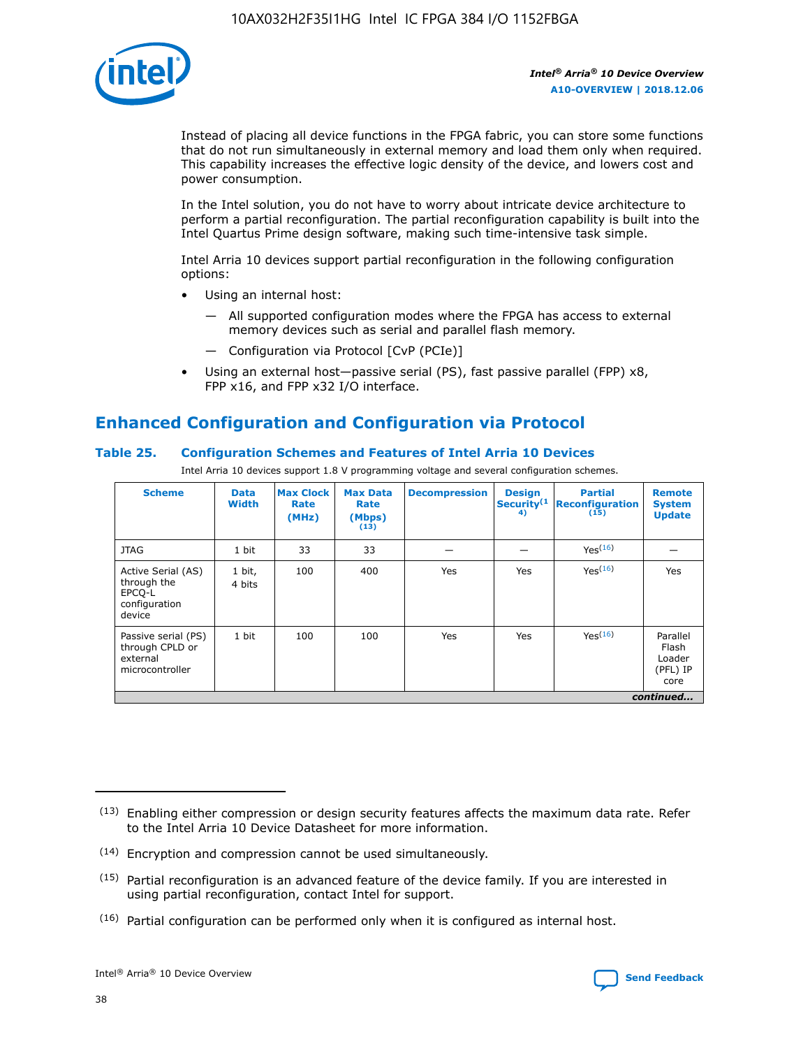Instead of placing all device functions in the FPGA fabric, you can store some functions that do not run simultaneously in external memory and load them only when required. This capability increases the effective logic density of the device, and lowers cost and power consumption.

In the Intel solution, you do not have to worry about intricate device architecture to perform a partial reconfiguration. The partial reconfiguration capability is built into the Intel Quartus Prime design software, making such time-intensive task simple.

Intel Arria 10 devices support partial reconfiguration in the following configuration options:

- Using an internal host:
  - All supported configuration modes where the FPGA has access to external memory devices such as serial and parallel flash memory.
  - Configuration via Protocol [CvP (PCIe)]
- Using an external host—passive serial (PS), fast passive parallel (FPP) x8, FPP x16, and FPP x32 I/O interface.

## Enhanced Configuration and Configuration via Protocol

**Table 25. Configuration Schemes and Features of Intel Arria 10 Devices**

Intel Arria 10 devices support 1.8 V programming voltage and several configuration schemes.

| Scheme | Data Width | Max Clock Rate (MHz) | Max Data Rate (Mbps) (13) | Decompression | Design Security(14) | Partial Reconfiguration (15) | Remote System Update |
|---|---|---|---|---|---|---|---|
| JTAG | 1 bit | 33 | 33 | — | — | Yes(16) | — |
| Active Serial (AS) through the EPCQ-L configuration device | 1 bit, 4 bits | 100 | 400 | Yes | Yes | Yes(16) | Yes |
| Passive serial (PS) through CPLD or external microcontroller | 1 bit | 100 | 100 | Yes | Yes | Yes(16) | Parallel Flash Loader (PFL) IP core |
| *continued...* | | | | | | | |

(13) Enabling either compression or design security features affects the maximum data rate. Refer to the Intel Arria 10 Device Datasheet for more information.

(14) Encryption and compression cannot be used simultaneously.

(15) Partial reconfiguration is an advanced feature of the device family. If you are interested in using partial reconfiguration, contact Intel for support.

(16) Partial configuration can be performed only when it is configured as internal host.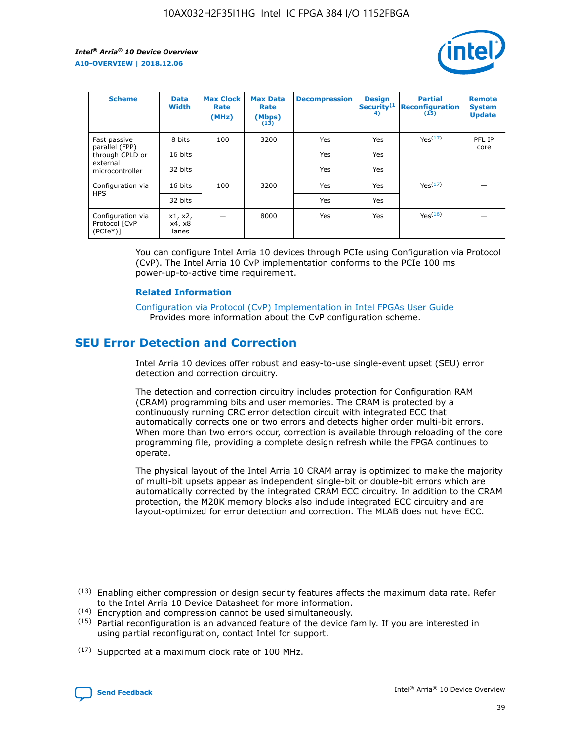| Scheme | Data Width | Max Clock Rate (MHz) | Max Data Rate (Mbps) (13) | Decompression | Design Security(14) | Partial Reconfiguration (15) | Remote System Update |
| --- | --- | --- | --- | --- | --- | --- | --- |
| Fast passive parallel (FPP) through CPLD or external microcontroller | 8 bits | 100 | 3200 | Yes | Yes | Yes(17) | PFL IP core |
| | 16 bits | | | Yes | Yes | | |
| | 32 bits | | | Yes | Yes | | |
| Configuration via HPS | 16 bits | 100 | 3200 | Yes | Yes | Yes(17) | — |
| | 32 bits | | | Yes | Yes | | |
| Configuration via Protocol [CvP (PCIe*)] | x1, x2, x4, x8 lanes | — | 8000 | Yes | Yes | Yes(16) | — |

You can configure Intel Arria 10 devices through PCIe using Configuration via Protocol (CvP). The Intel Arria 10 CvP implementation conforms to the PCIe 100 ms power-up-to-active time requirement.

### Related Information

Configuration via Protocol (CvP) Implementation in Intel FPGAs User Guide
Provides more information about the CvP configuration scheme.

## SEU Error Detection and Correction

Intel Arria 10 devices offer robust and easy-to-use single-event upset (SEU) error detection and correction circuitry.

The detection and correction circuitry includes protection for Configuration RAM (CRAM) programming bits and user memories. The CRAM is protected by a continuously running CRC error detection circuit with integrated ECC that automatically corrects one or two errors and detects higher order multi-bit errors. When more than two errors occur, correction is available through reloading of the core programming file, providing a complete design refresh while the FPGA continues to operate.

The physical layout of the Intel Arria 10 CRAM array is optimized to make the majority of multi-bit upsets appear as independent single-bit or double-bit errors which are automatically corrected by the integrated CRAM ECC circuitry. In addition to the CRAM protection, the M20K memory blocks also include integrated ECC circuitry and are layout-optimized for error detection and correction. The MLAB does not have ECC.

(13) Enabling either compression or design security features affects the maximum data rate. Refer to the Intel Arria 10 Device Datasheet for more information.

(14) Encryption and compression cannot be used simultaneously.

(15) Partial reconfiguration is an advanced feature of the device family. If you are interested in using partial reconfiguration, contact Intel for support.

(17) Supported at a maximum clock rate of 100 MHz.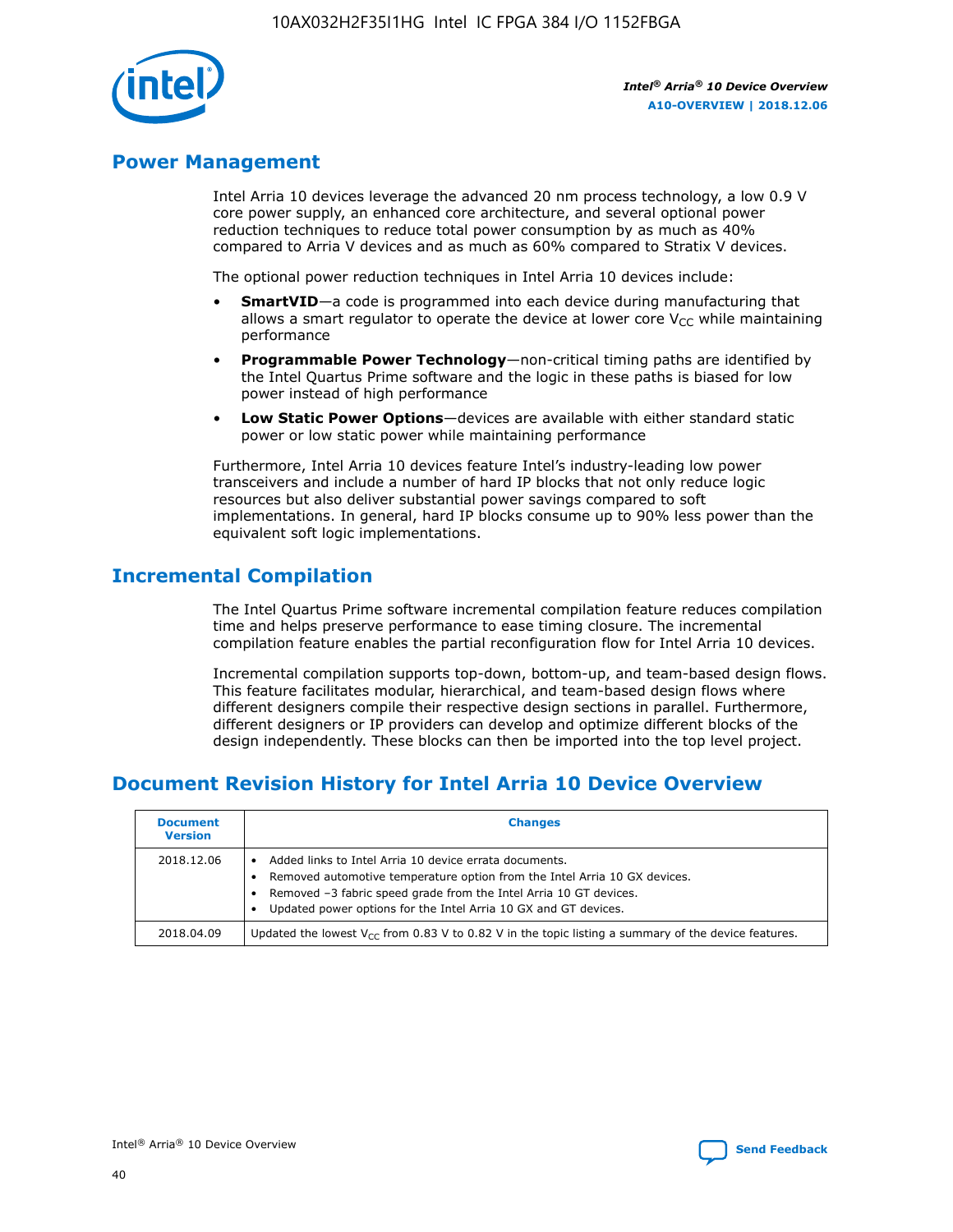## Power Management

Intel Arria 10 devices leverage the advanced 20 nm process technology, a low 0.9 V core power supply, an enhanced core architecture, and several optional power reduction techniques to reduce total power consumption by as much as 40% compared to Arria V devices and as much as 60% compared to Stratix V devices.

The optional power reduction techniques in Intel Arria 10 devices include:

- **SmartVID**—a code is programmed into each device during manufacturing that allows a smart regulator to operate the device at lower core $V_{CC}$ while maintaining performance
- **Programmable Power Technology**—non-critical timing paths are identified by the Intel Quartus Prime software and the logic in these paths is biased for low power instead of high performance
- **Low Static Power Options**—devices are available with either standard static power or low static power while maintaining performance

Furthermore, Intel Arria 10 devices feature Intel's industry-leading low power transceivers and include a number of hard IP blocks that not only reduce logic resources but also deliver substantial power savings compared to soft implementations. In general, hard IP blocks consume up to 90% less power than the equivalent soft logic implementations.

## Incremental Compilation

The Intel Quartus Prime software incremental compilation feature reduces compilation time and helps preserve performance to ease timing closure. The incremental compilation feature enables the partial reconfiguration flow for Intel Arria 10 devices.

Incremental compilation supports top-down, bottom-up, and team-based design flows. This feature facilitates modular, hierarchical, and team-based design flows where different designers compile their respective design sections in parallel. Furthermore, different designers or IP providers can develop and optimize different blocks of the design independently. These blocks can then be imported into the top level project.

## Document Revision History for Intel Arria 10 Device Overview

| Document Version | Changes |
| --- | --- |
| 2018.12.06 | • Added links to Intel Arria 10 device errata documents.<br>• Removed automotive temperature option from the Intel Arria 10 GX devices.<br>• Removed –3 fabric speed grade from the Intel Arria 10 GT devices.<br>• Updated power options for the Intel Arria 10 GX and GT devices. |
| 2018.04.09 | Updated the lowest $V_{CC}$ from 0.83 V to 0.82 V in the topic listing a summary of the device features. |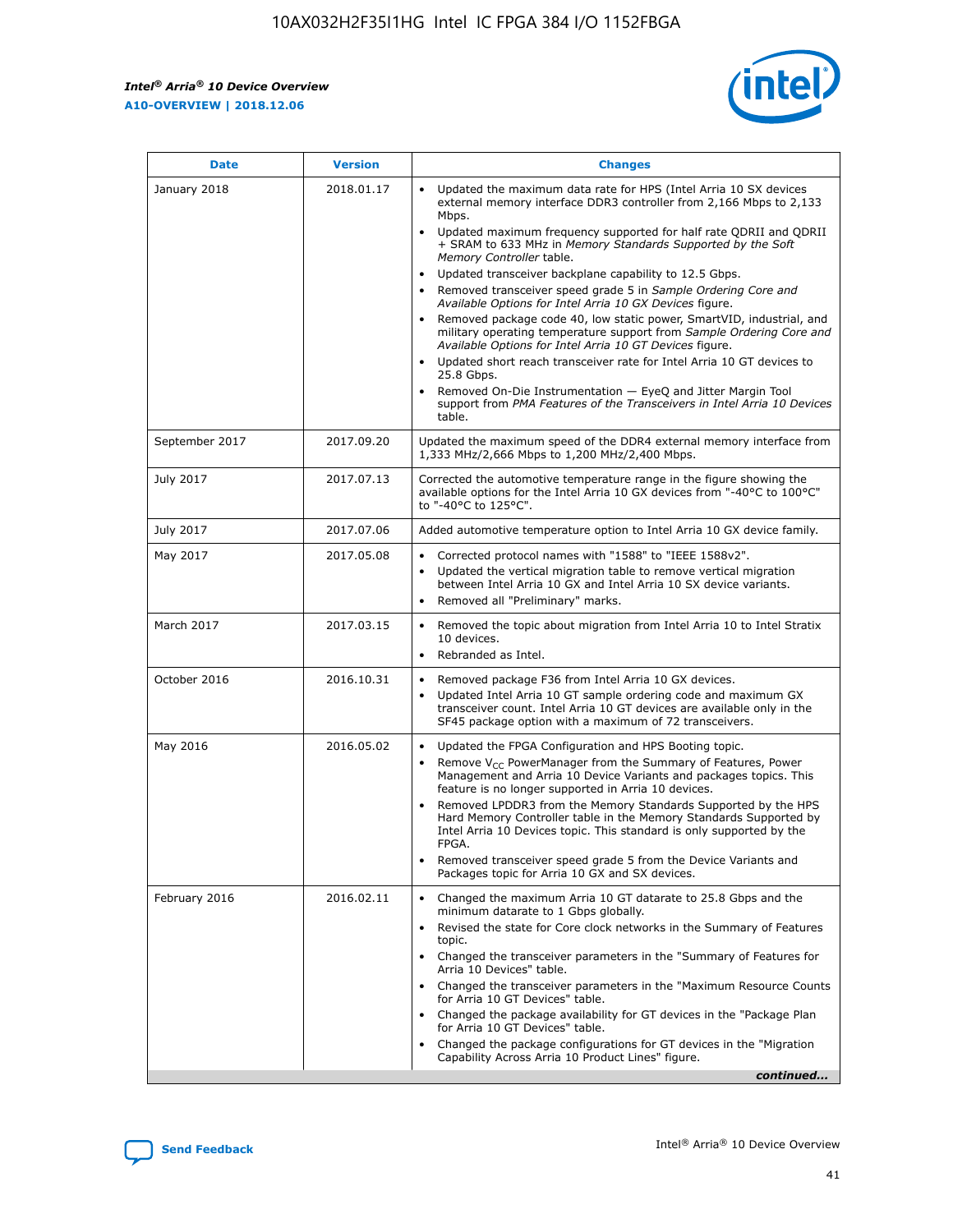| Date | Version | Changes |
| --- | --- | --- |
| January 2018 | 2018.01.17 | • Updated the maximum data rate for HPS (Intel Arria 10 SX devices external memory interface DDR3 controller from 2,166 Mbps to 2,133 Mbps.<br>• Updated maximum frequency supported for half rate QDRII and QDRII + SRAM to 633 MHz in *Memory Standards Supported by the Soft Memory Controller* table.<br>• Updated transceiver backplane capability to 12.5 Gbps.<br>• Removed transceiver speed grade 5 in *Sample Ordering Core and Available Options for Intel Arria 10 GX Devices* figure.<br>• Removed package code 40, low static power, SmartVID, industrial, and military operating temperature support from *Sample Ordering Core and Available Options for Intel Arria 10 GT Devices* figure.<br>• Updated short reach transceiver rate for Intel Arria 10 GT devices to 25.8 Gbps.<br>• Removed On-Die Instrumentation — EyeQ and Jitter Margin Tool support from *PMA Features of the Transceivers in Intel Arria 10 Devices* table. |
| September 2017 | 2017.09.20 | Updated the maximum speed of the DDR4 external memory interface from 1,333 MHz/2,666 Mbps to 1,200 MHz/2,400 Mbps. |
| July 2017 | 2017.07.13 | Corrected the automotive temperature range in the figure showing the available options for the Intel Arria 10 GX devices from "-40°C to 100°C" to "-40°C to 125°C". |
| July 2017 | 2017.07.06 | Added automotive temperature option to Intel Arria 10 GX device family. |
| May 2017 | 2017.05.08 | • Corrected protocol names with "1588" to "IEEE 1588v2".<br>• Updated the vertical migration table to remove vertical migration between Intel Arria 10 GX and Intel Arria 10 SX device variants.<br>• Removed all "Preliminary" marks. |
| March 2017 | 2017.03.15 | • Removed the topic about migration from Intel Arria 10 to Intel Stratix 10 devices.<br>• Rebranded as Intel. |
| October 2016 | 2016.10.31 | • Removed package F36 from Intel Arria 10 GX devices.<br>• Updated Intel Arria 10 GT sample ordering code and maximum GX transceiver count. Intel Arria 10 GT devices are available only in the SF45 package option with a maximum of 72 transceivers. |
| May 2016 | 2016.05.02 | • Updated the FPGA Configuration and HPS Booting topic.<br>• Remove $V_{CC}$ PowerManager from the Summary of Features, Power Management and Arria 10 Device Variants and packages topics. This feature is no longer supported in Arria 10 devices.<br>• Removed LPDDR3 from the Memory Standards Supported by the HPS Hard Memory Controller table in the Memory Standards Supported by Intel Arria 10 Devices topic. This standard is only supported by the FPGA.<br>• Removed transceiver speed grade 5 from the Device Variants and Packages topic for Arria 10 GX and SX devices. |
| February 2016 | 2016.02.11 | • Changed the maximum Arria 10 GT datarate to 25.8 Gbps and the minimum datarate to 1 Gbps globally.<br>• Revised the state for Core clock networks in the Summary of Features topic.<br>• Changed the transceiver parameters in the "Summary of Features for Arria 10 Devices" table.<br>• Changed the transceiver parameters in the "Maximum Resource Counts for Arria 10 GT Devices" table.<br>• Changed the package availability for GT devices in the "Package Plan for Arria 10 GT Devices" table.<br>• Changed the package configurations for GT devices in the "Migration Capability Across Arria 10 Product Lines" figure. |

*continued...*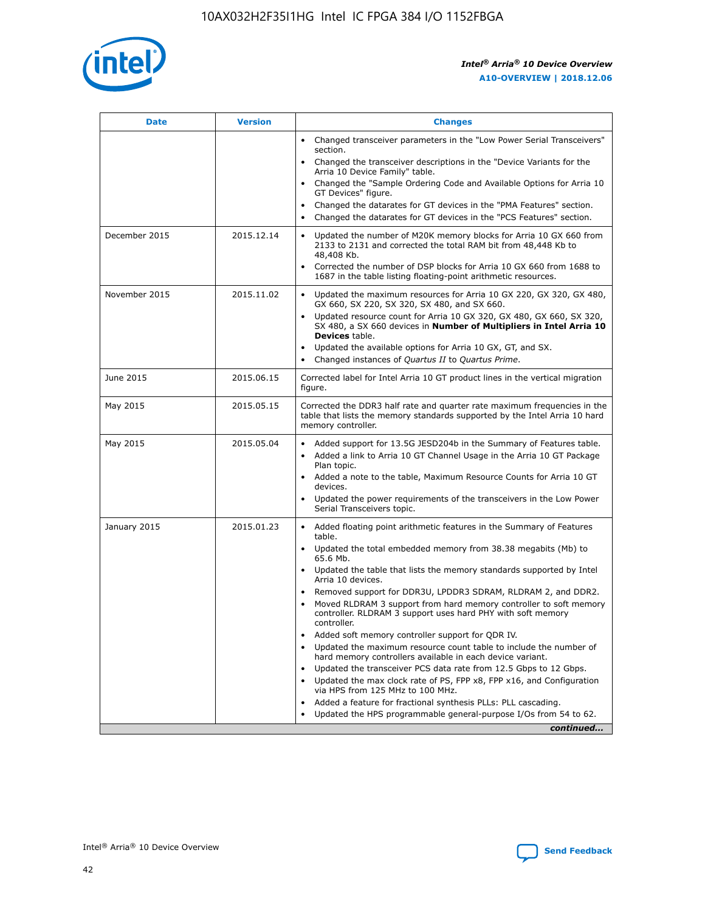| Date | Version | Changes |
| --- | --- | --- |
| | | • Changed transceiver parameters in the "Low Power Serial Transceivers" section.<br>• Changed the transceiver descriptions in the "Device Variants for the Arria 10 Device Family" table.<br>• Changed the "Sample Ordering Code and Available Options for Arria 10 GT Devices" figure.<br>• Changed the datarates for GT devices in the "PMA Features" section.<br>• Changed the datarates for GT devices in the "PCS Features" section. |
| December 2015 | 2015.12.14 | • Updated the number of M20K memory blocks for Arria 10 GX 660 from 2133 to 2131 and corrected the total RAM bit from 48,448 Kb to 48,408 Kb.<br>• Corrected the number of DSP blocks for Arria 10 GX 660 from 1688 to 1687 in the table listing floating-point arithmetic resources. |
| November 2015 | 2015.11.02 | • Updated the maximum resources for Arria 10 GX 220, GX 320, GX 480, GX 660, SX 220, SX 320, SX 480, and SX 660.<br>• Updated resource count for Arria 10 GX 320, GX 480, GX 660, SX 320, SX 480, a SX 660 devices in **Number of Multipliers in Intel Arria 10 Devices** table.<br>• Updated the available options for Arria 10 GX, GT, and SX.<br>• Changed instances of *Quartus II* to *Quartus Prime*. |
| June 2015 | 2015.06.15 | Corrected label for Intel Arria 10 GT product lines in the vertical migration figure. |
| May 2015 | 2015.05.15 | Corrected the DDR3 half rate and quarter rate maximum frequencies in the table that lists the memory standards supported by the Intel Arria 10 hard memory controller. |
| May 2015 | 2015.05.04 | • Added support for 13.5G JESD204b in the Summary of Features table.<br>• Added a link to Arria 10 GT Channel Usage in the Arria 10 GT Package Plan topic.<br>• Added a note to the table, Maximum Resource Counts for Arria 10 GT devices.<br>• Updated the power requirements of the transceivers in the Low Power Serial Transceivers topic. |
| January 2015 | 2015.01.23 | • Added floating point arithmetic features in the Summary of Features table.<br>• Updated the total embedded memory from 38.38 megabits (Mb) to 65.6 Mb.<br>• Updated the table that lists the memory standards supported by Intel Arria 10 devices.<br>• Removed support for DDR3U, LPDDR3 SDRAM, RLDRAM 2, and DDR2.<br>• Moved RLDRAM 3 support from hard memory controller to soft memory controller. RLDRAM 3 support uses hard PHY with soft memory controller.<br>• Added soft memory controller support for QDR IV.<br>• Updated the maximum resource count table to include the number of hard memory controllers available in each device variant.<br>• Updated the transceiver PCS data rate from 12.5 Gbps to 12 Gbps.<br>• Updated the max clock rate of PS, FPP x8, FPP x16, and Configuration via HPS from 125 MHz to 100 MHz.<br>• Added a feature for fractional synthesis PLLs: PLL cascading.<br>• Updated the HPS programmable general-purpose I/Os from 54 to 62. |

*continued...*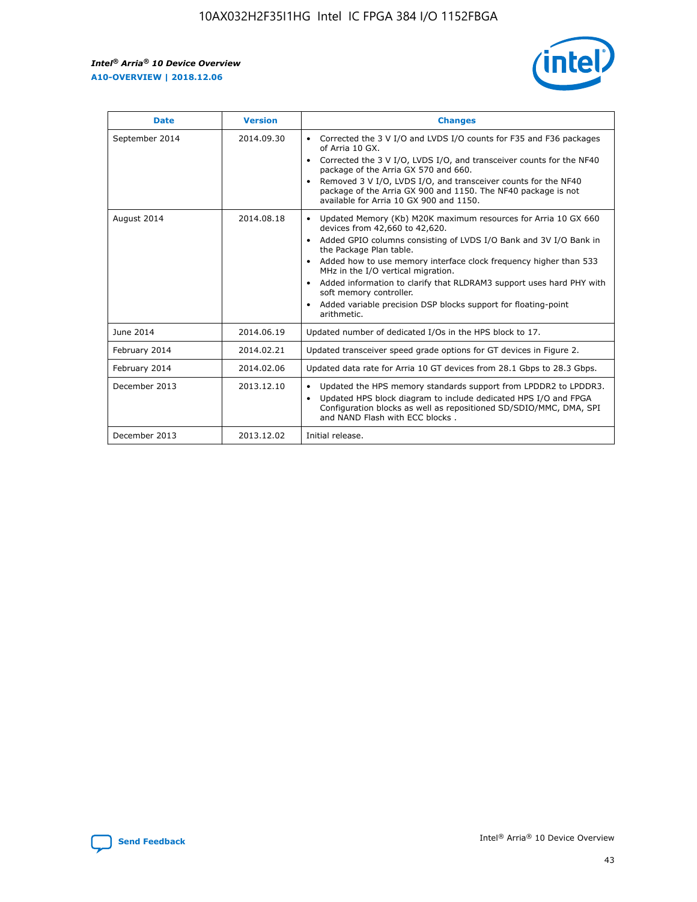| Date | Version | Changes |
| --- | --- | --- |
| September 2014 | 2014.09.30 | • Corrected the 3 V I/O and LVDS I/O counts for F35 and F36 packages of Arria 10 GX.<br>• Corrected the 3 V I/O, LVDS I/O, and transceiver counts for the NF40 package of the Arria GX 570 and 660.<br>• Removed 3 V I/O, LVDS I/O, and transceiver counts for the NF40 package of the Arria GX 900 and 1150. The NF40 package is not available for Arria 10 GX 900 and 1150. |
| August 2014 | 2014.08.18 | • Updated Memory (Kb) M20K maximum resources for Arria 10 GX 660 devices from 42,660 to 42,620.<br>• Added GPIO columns consisting of LVDS I/O Bank and 3V I/O Bank in the Package Plan table.<br>• Added how to use memory interface clock frequency higher than 533 MHz in the I/O vertical migration.<br>• Added information to clarify that RLDRAM3 support uses hard PHY with soft memory controller.<br>• Added variable precision DSP blocks support for floating-point arithmetic. |
| June 2014 | 2014.06.19 | Updated number of dedicated I/Os in the HPS block to 17. |
| February 2014 | 2014.02.21 | Updated transceiver speed grade options for GT devices in Figure 2. |
| February 2014 | 2014.02.06 | Updated data rate for Arria 10 GT devices from 28.1 Gbps to 28.3 Gbps. |
| December 2013 | 2013.12.10 | • Updated the HPS memory standards support from LPDDR2 to LPDDR3.<br>• Updated HPS block diagram to include dedicated HPS I/O and FPGA Configuration blocks as well as repositioned SD/SDIO/MMC, DMA, SPI and NAND Flash with ECC blocks . |
| December 2013 | 2013.12.02 | Initial release. |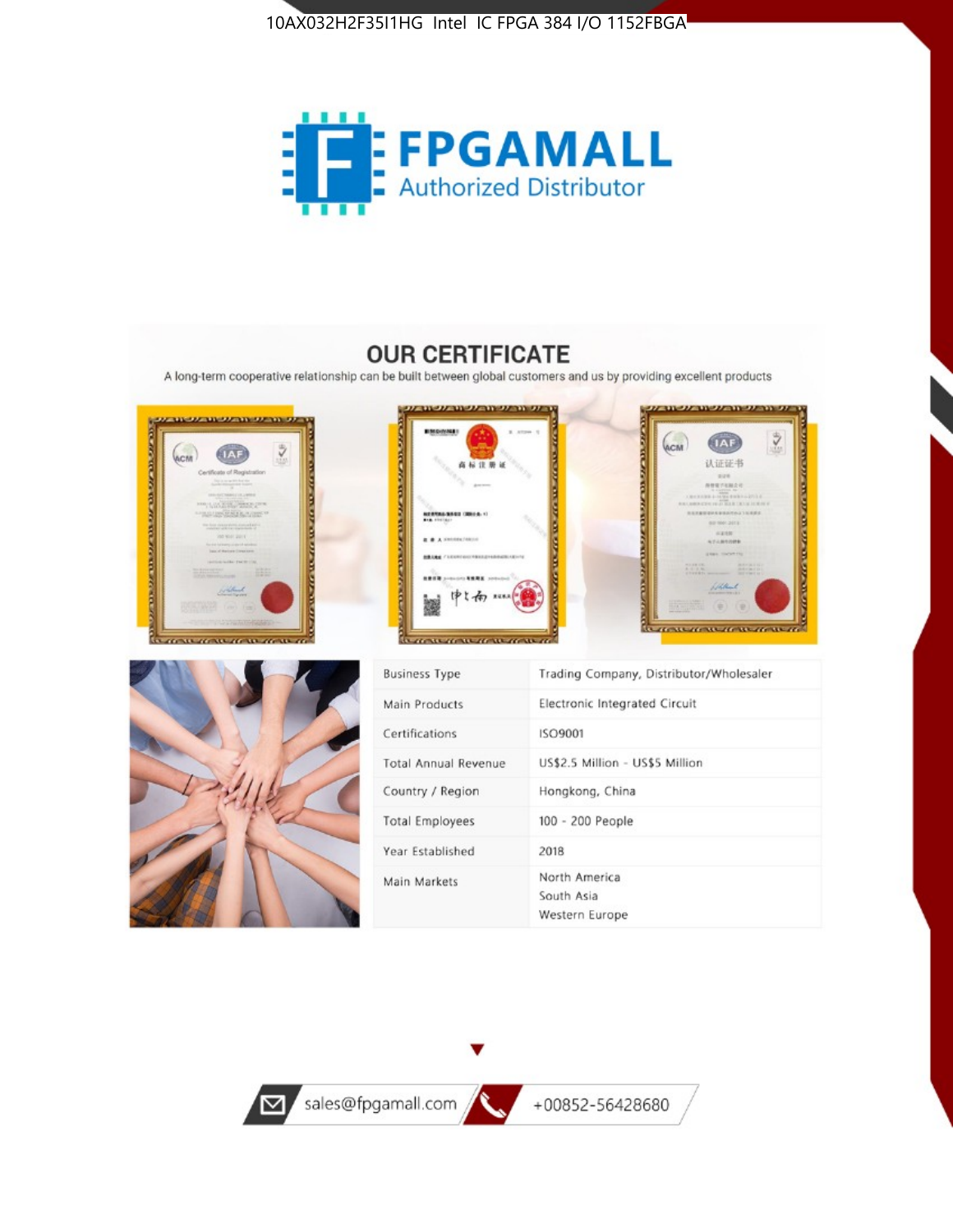FPGAMALL
Authorized Distributor

## OUR CERTIFICATE

A long-term cooperative relationship can be built between global customers and us by providing excellent products

| | |
|---|---|
| Business Type | Trading Company, Distributor/Wholesaler |
| Main Products | Electronic Integrated Circuit |
| Certifications | ISO9001 |
| Total Annual Revenue | US$2.5 Million - US$5 Million |
| Country / Region | Hongkong, China |
| Total Employees | 100 - 200 People |
| Year Established | 2018 |
| Main Markets | North America<br>South Asia<br>Western Europe |

sales@fpgamall.com

+00852-56428680